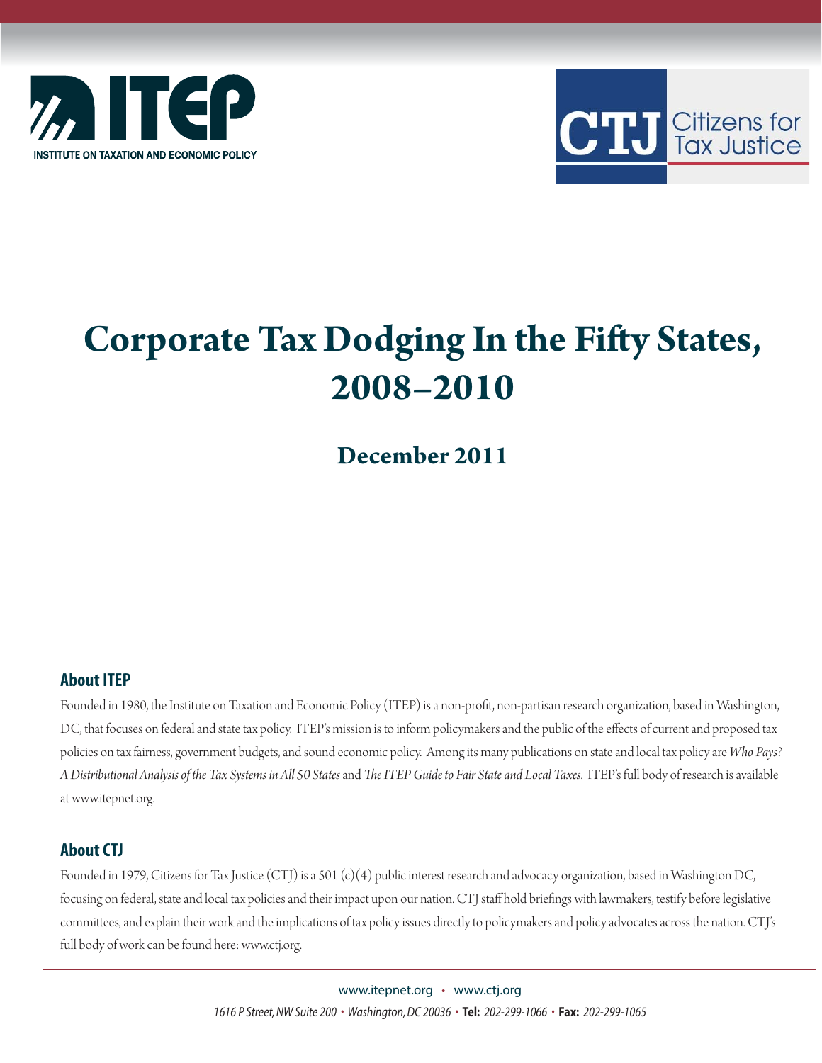ITEP — INSTITUTE ON TAXATION AND ECONOMIC POLICY

CTJ Citizens for Tax Justice

# Corporate Tax Dodging In the Fifty States, 2008–2010

## December 2011

### About ITEP

Founded in 1980, the Institute on Taxation and Economic Policy (ITEP) is a non-profit, non-partisan research organization, based in Washington, DC, that focuses on federal and state tax policy. ITEP's mission is to inform policymakers and the public of the effects of current and proposed tax policies on tax fairness, government budgets, and sound economic policy. Among its many publications on state and local tax policy are *Who Pays? A Distributional Analysis of the Tax Systems in All 50 States* and *The ITEP Guide to Fair State and Local Taxes.* ITEP's full body of research is available at www.itepnet.org.

### About CTJ

Founded in 1979, Citizens for Tax Justice (CTJ) is a 501 (c)(4) public interest research and advocacy organization, based in Washington DC, focusing on federal, state and local tax policies and their impact upon our nation. CTJ staff hold briefings with lawmakers, testify before legislative committees, and explain their work and the implications of tax policy issues directly to policymakers and policy advocates across the nation. CTJ's full body of work can be found here: www.ctj.org.

www.itepnet.org • www.ctj.org

*1616 P Street, NW Suite 200 • Washington, DC 20036* • **Tel:** *202-299-1066* • **Fax:** *202-299-1065*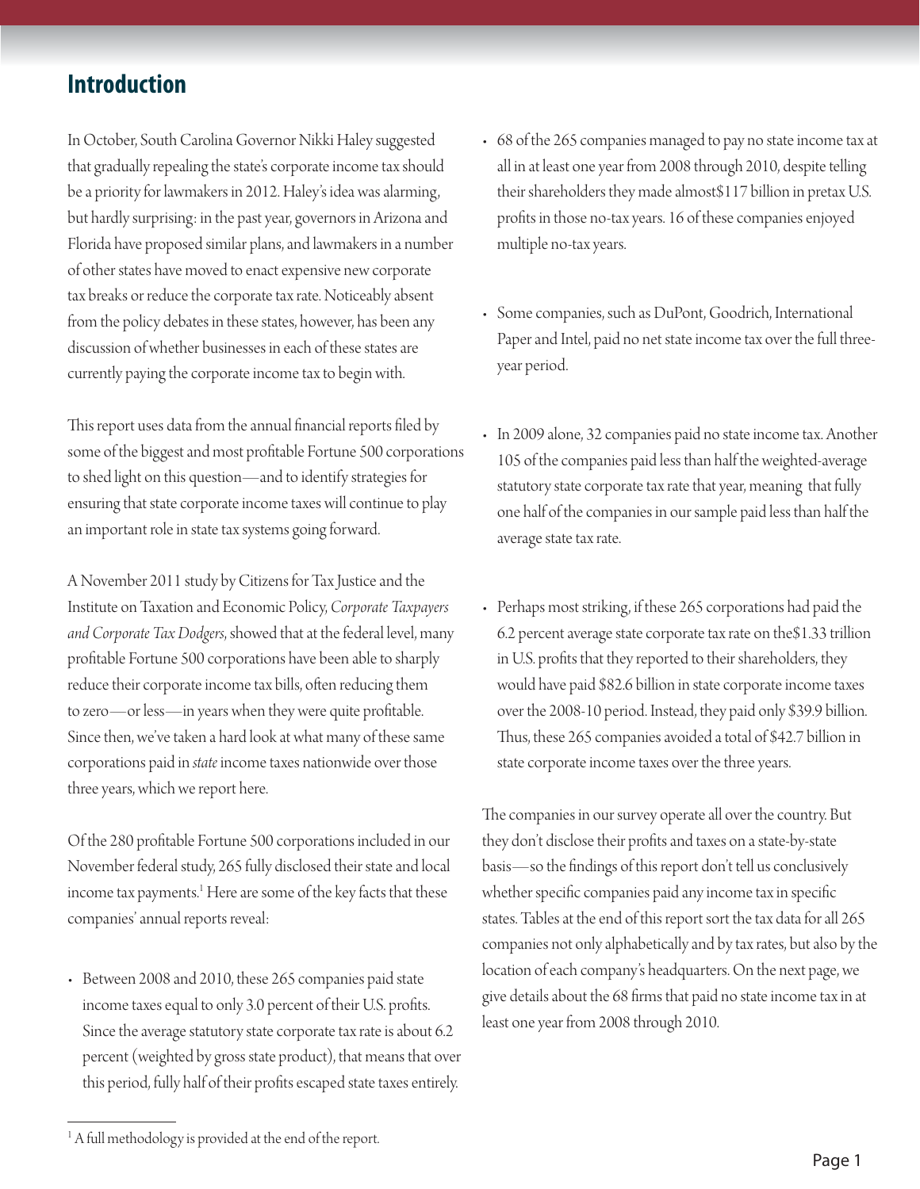## Introduction

In October, South Carolina Governor Nikki Haley suggested that gradually repealing the state's corporate income tax should be a priority for lawmakers in 2012. Haley's idea was alarming, but hardly surprising: in the past year, governors in Arizona and Florida have proposed similar plans, and lawmakers in a number of other states have moved to enact expensive new corporate tax breaks or reduce the corporate tax rate. Noticeably absent from the policy debates in these states, however, has been any discussion of whether businesses in each of these states are currently paying the corporate income tax to begin with.

This report uses data from the annual financial reports filed by some of the biggest and most profitable Fortune 500 corporations to shed light on this question—and to identify strategies for ensuring that state corporate income taxes will continue to play an important role in state tax systems going forward.

A November 2011 study by Citizens for Tax Justice and the Institute on Taxation and Economic Policy, *Corporate Taxpayers and Corporate Tax Dodgers*, showed that at the federal level, many profitable Fortune 500 corporations have been able to sharply reduce their corporate income tax bills, often reducing them to zero—or less—in years when they were quite profitable. Since then, we've taken a hard look at what many of these same corporations paid in *state* income taxes nationwide over those three years, which we report here.

Of the 280 profitable Fortune 500 corporations included in our November federal study, 265 fully disclosed their state and local income tax payments.[1] Here are some of the key facts that these companies' annual reports reveal:

- Between 2008 and 2010, these 265 companies paid state income taxes equal to only 3.0 percent of their U.S. profits. Since the average statutory state corporate tax rate is about 6.2 percent (weighted by gross state product), that means that over this period, fully half of their profits escaped state taxes entirely.
- 68 of the 265 companies managed to pay no state income tax at all in at least one year from 2008 through 2010, despite telling their shareholders they made almost$117 billion in pretax U.S. profits in those no-tax years. 16 of these companies enjoyed multiple no-tax years.
- Some companies, such as DuPont, Goodrich, International Paper and Intel, paid no net state income tax over the full three-year period.
- In 2009 alone, 32 companies paid no state income tax. Another 105 of the companies paid less than half the weighted-average statutory state corporate tax rate that year, meaning that fully one half of the companies in our sample paid less than half the average state tax rate.
- Perhaps most striking, if these 265 corporations had paid the 6.2 percent average state corporate tax rate on the$1.33 trillion in U.S. profits that they reported to their shareholders, they would have paid $82.6 billion in state corporate income taxes over the 2008-10 period. Instead, they paid only $39.9 billion. Thus, these 265 companies avoided a total of $42.7 billion in state corporate income taxes over the three years.

The companies in our survey operate all over the country. But they don't disclose their profits and taxes on a state-by-state basis—so the findings of this report don't tell us conclusively whether specific companies paid any income tax in specific states. Tables at the end of this report sort the tax data for all 265 companies not only alphabetically and by tax rates, but also by the location of each company's headquarters. On the next page, we give details about the 68 firms that paid no state income tax in at least one year from 2008 through 2010.

[1] A full methodology is provided at the end of the report.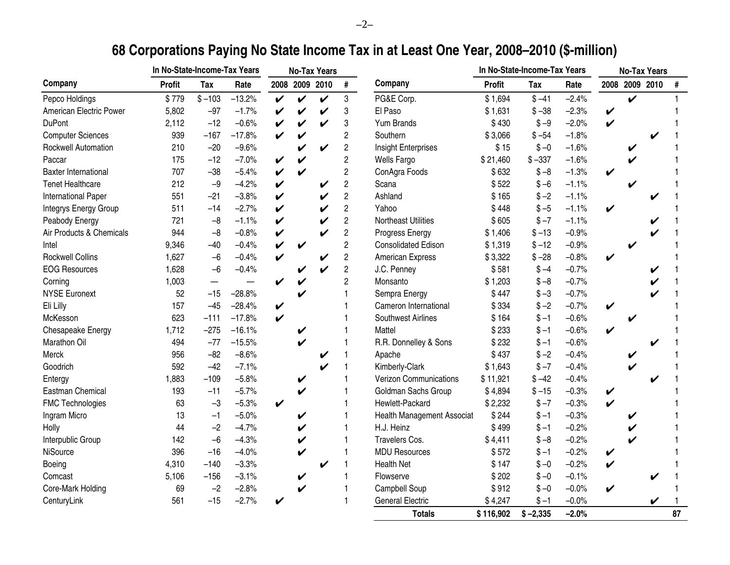# 68 Corporations Paying No State Income Tax in at Least One Year, 2008–2010 ($-million)

| Company | In No-State-Income-Tax Years Profit | Tax | Rate | No-Tax Years 2008 | 2009 | 2010 | # |
|---|---|---|---|---|---|---|---|
| Pepco Holdings | $ 779 | $ –103 | –13.2% | ✔ | ✔ | ✔ | 3 |
| American Electric Power | 5,802 | –97 | –1.7% | ✔ | ✔ | ✔ | 3 |
| DuPont | 2,112 | –12 | –0.6% | ✔ | ✔ | ✔ | 3 |
| Computer Sciences | 939 | –167 | –17.8% | ✔ | ✔ | | 2 |
| Rockwell Automation | 210 | –20 | –9.6% | | ✔ | ✔ | 2 |
| Paccar | 175 | –12 | –7.0% | ✔ | ✔ | | 2 |
| Baxter International | 707 | –38 | –5.4% | ✔ | ✔ | | 2 |
| Tenet Healthcare | 212 | –9 | –4.2% | ✔ | | ✔ | 2 |
| International Paper | 551 | –21 | –3.8% | ✔ | | ✔ | 2 |
| Integrys Energy Group | 511 | –14 | –2.7% | ✔ | | ✔ | 2 |
| Peabody Energy | 721 | –8 | –1.1% | ✔ | | ✔ | 2 |
| Air Products & Chemicals | 944 | –8 | –0.8% | ✔ | | ✔ | 2 |
| Intel | 9,346 | –40 | –0.4% | ✔ | ✔ | | 2 |
| Rockwell Collins | 1,627 | –6 | –0.4% | ✔ | | ✔ | 2 |
| EOG Resources | 1,628 | –6 | –0.4% | | ✔ | ✔ | 2 |
| Corning | 1,003 | — | — | ✔ | ✔ | | 2 |
| NYSE Euronext | 52 | –15 | –28.8% | | ✔ | | 1 |
| Eli Lilly | 157 | –45 | –28.4% | ✔ | | | 1 |
| McKesson | 623 | –111 | –17.8% | ✔ | | | 1 |
| Chesapeake Energy | 1,712 | –275 | –16.1% | | ✔ | | 1 |
| Marathon Oil | 494 | –77 | –15.5% | | ✔ | | 1 |
| Merck | 956 | –82 | –8.6% | | | ✔ | 1 |
| Goodrich | 592 | –42 | –7.1% | | | ✔ | 1 |
| Entergy | 1,883 | –109 | –5.8% | | ✔ | | 1 |
| Eastman Chemical | 193 | –11 | –5.7% | | ✔ | | 1 |
| FMC Technologies | 63 | –3 | –5.3% | ✔ | | | 1 |
| Ingram Micro | 13 | –1 | –5.0% | | ✔ | | 1 |
| Holly | 44 | –2 | –4.7% | | ✔ | | 1 |
| Interpublic Group | 142 | –6 | –4.3% | | ✔ | | 1 |
| NiSource | 396 | –16 | –4.0% | | ✔ | | 1 |
| Boeing | 4,310 | –140 | –3.3% | | | ✔ | 1 |
| Comcast | 5,106 | –156 | –3.1% | | ✔ | | 1 |
| Core-Mark Holding | 69 | –2 | –2.8% | | ✔ | | 1 |
| CenturyLink | 561 | –15 | –2.7% | ✔ | | | 1 |
| PG&E Corp. | $ 1,694 | $ –41 | –2.4% | | ✔ | | 1 |
| El Paso | $ 1,631 | $ –38 | –2.3% | ✔ | | | 1 |
| Yum Brands | $ 430 | $ –9 | –2.0% | ✔ | | | 1 |
| Southern | $ 3,066 | $ –54 | –1.8% | | | ✔ | 1 |
| Insight Enterprises | $ 15 | $ –0 | –1.6% | | ✔ | | 1 |
| Wells Fargo | $ 21,460 | $ –337 | –1.6% | | ✔ | | 1 |
| ConAgra Foods | $ 632 | $ –8 | –1.3% | ✔ | | | 1 |
| Scana | $ 522 | $ –6 | –1.1% | | ✔ | | 1 |
| Ashland | $ 165 | $ –2 | –1.1% | | | ✔ | 1 |
| Yahoo | $ 448 | $ –5 | –1.1% | ✔ | | | 1 |
| Northeast Utilities | $ 605 | $ –7 | –1.1% | | | ✔ | 1 |
| Progress Energy | $ 1,406 | $ –13 | –0.9% | | | ✔ | 1 |
| Consolidated Edison | $ 1,319 | $ –12 | –0.9% | | ✔ | | 1 |
| American Express | $ 3,322 | $ –28 | –0.8% | ✔ | | | 1 |
| J.C. Penney | $ 581 | $ –4 | –0.7% | | | ✔ | 1 |
| Monsanto | $ 1,203 | $ –8 | –0.7% | | | ✔ | 1 |
| Sempra Energy | $ 447 | $ –3 | –0.7% | | | ✔ | 1 |
| Cameron International | $ 334 | $ –2 | –0.7% | ✔ | | | 1 |
| Southwest Airlines | $ 164 | $ –1 | –0.6% | | ✔ | | 1 |
| Mattel | $ 233 | $ –1 | –0.6% | ✔ | | | 1 |
| R.R. Donnelley & Sons | $ 232 | $ –1 | –0.6% | | | ✔ | 1 |
| Apache | $ 437 | $ –2 | –0.4% | | ✔ | | 1 |
| Kimberly-Clark | $ 1,643 | $ –7 | –0.4% | | ✔ | | 1 |
| Verizon Communications | $ 11,921 | $ –42 | –0.4% | | | ✔ | 1 |
| Goldman Sachs Group | $ 4,894 | $ –15 | –0.3% | ✔ | | | 1 |
| Hewlett-Packard | $ 2,232 | $ –7 | –0.3% | ✔ | | | 1 |
| Health Management Associat | $ 244 | $ –1 | –0.3% | | ✔ | | 1 |
| H.J. Heinz | $ 499 | $ –1 | –0.2% | | ✔ | | 1 |
| Travelers Cos. | $ 4,411 | $ –8 | –0.2% | | ✔ | | 1 |
| MDU Resources | $ 572 | $ –1 | –0.2% | ✔ | | | 1 |
| Health Net | $ 147 | $ –0 | –0.2% | ✔ | | | 1 |
| Flowserve | $ 202 | $ –0 | –0.1% | | | ✔ | 1 |
| Campbell Soup | $ 912 | $ –0 | –0.0% | ✔ | | | 1 |
| General Electric | $ 4,247 | $ –1 | –0.0% | | | ✔ | 1 |
| **Totals** | **$ 116,902** | **$ –2,335** | **–2.0%** | | | | **87** |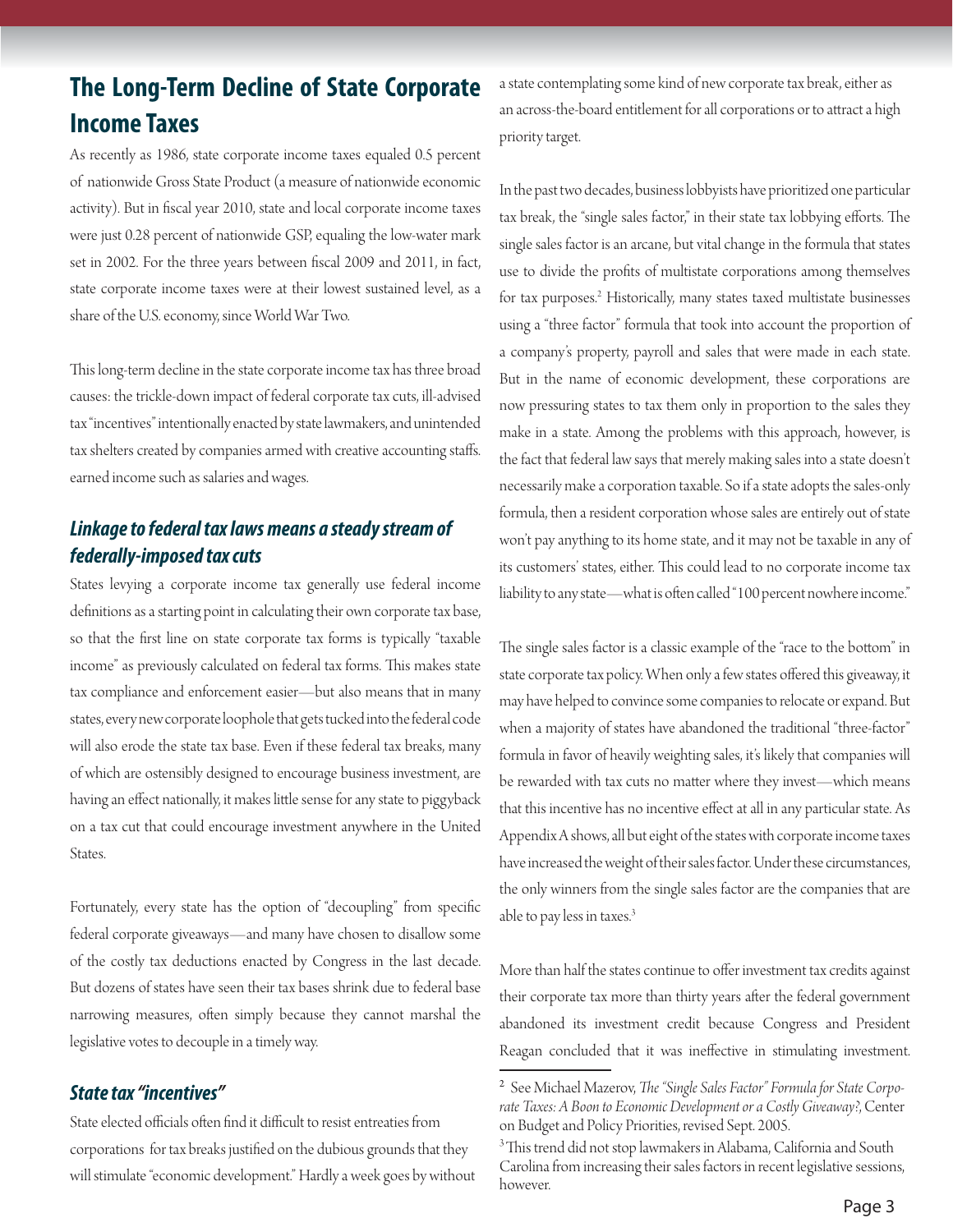## The Long-Term Decline of State Corporate Income Taxes

As recently as 1986, state corporate income taxes equaled 0.5 percent of nationwide Gross State Product (a measure of nationwide economic activity). But in fiscal year 2010, state and local corporate income taxes were just 0.28 percent of nationwide GSP, equaling the low-water mark set in 2002. For the three years between fiscal 2009 and 2011, in fact, state corporate income taxes were at their lowest sustained level, as a share of the U.S. economy, since World War Two.

This long-term decline in the state corporate income tax has three broad causes: the trickle-down impact of federal corporate tax cuts, ill-advised tax "incentives" intentionally enacted by state lawmakers, and unintended tax shelters created by companies armed with creative accounting staffs. earned income such as salaries and wages.

### *Linkage to federal tax laws means a steady stream of federally-imposed tax cuts*

States levying a corporate income tax generally use federal income definitions as a starting point in calculating their own corporate tax base, so that the first line on state corporate tax forms is typically "taxable income" as previously calculated on federal tax forms. This makes state tax compliance and enforcement easier—but also means that in many states, every new corporate loophole that gets tucked into the federal code will also erode the state tax base. Even if these federal tax breaks, many of which are ostensibly designed to encourage business investment, are having an effect nationally, it makes little sense for any state to piggyback on a tax cut that could encourage investment anywhere in the United States.

Fortunately, every state has the option of "decoupling" from specific federal corporate giveaways—and many have chosen to disallow some of the costly tax deductions enacted by Congress in the last decade. But dozens of states have seen their tax bases shrink due to federal base narrowing measures, often simply because they cannot marshal the legislative votes to decouple in a timely way.

### *State tax "incentives"*

State elected officials often find it difficult to resist entreaties from corporations for tax breaks justified on the dubious grounds that they will stimulate "economic development." Hardly a week goes by without a state contemplating some kind of new corporate tax break, either as an across-the-board entitlement for all corporations or to attract a high priority target.

In the past two decades, business lobbyists have prioritized one particular tax break, the "single sales factor," in their state tax lobbying efforts. The single sales factor is an arcane, but vital change in the formula that states use to divide the profits of multistate corporations among themselves for tax purposes.[2] Historically, many states taxed multistate businesses using a "three factor" formula that took into account the proportion of a company's property, payroll and sales that were made in each state. But in the name of economic development, these corporations are now pressuring states to tax them only in proportion to the sales they make in a state. Among the problems with this approach, however, is the fact that federal law says that merely making sales into a state doesn't necessarily make a corporation taxable. So if a state adopts the sales-only formula, then a resident corporation whose sales are entirely out of state won't pay anything to its home state, and it may not be taxable in any of its customers' states, either. This could lead to no corporate income tax liability to any state—what is often called "100 percent nowhere income."

The single sales factor is a classic example of the "race to the bottom" in state corporate tax policy. When only a few states offered this giveaway, it may have helped to convince some companies to relocate or expand. But when a majority of states have abandoned the traditional "three-factor" formula in favor of heavily weighting sales, it's likely that companies will be rewarded with tax cuts no matter where they invest—which means that this incentive has no incentive effect at all in any particular state. As Appendix A shows, all but eight of the states with corporate income taxes have increased the weight of their sales factor. Under these circumstances, the only winners from the single sales factor are the companies that are able to pay less in taxes.[3]

More than half the states continue to offer investment tax credits against their corporate tax more than thirty years after the federal government abandoned its investment credit because Congress and President Reagan concluded that it was ineffective in stimulating investment.

---

[2] See Michael Mazerov, *The "Single Sales Factor" Formula for State Corporate Taxes: A Boon to Economic Development or a Costly Giveaway?*, Center on Budget and Policy Priorities, revised Sept. 2005.

[3] This trend did not stop lawmakers in Alabama, California and South Carolina from increasing their sales factors in recent legislative sessions, however.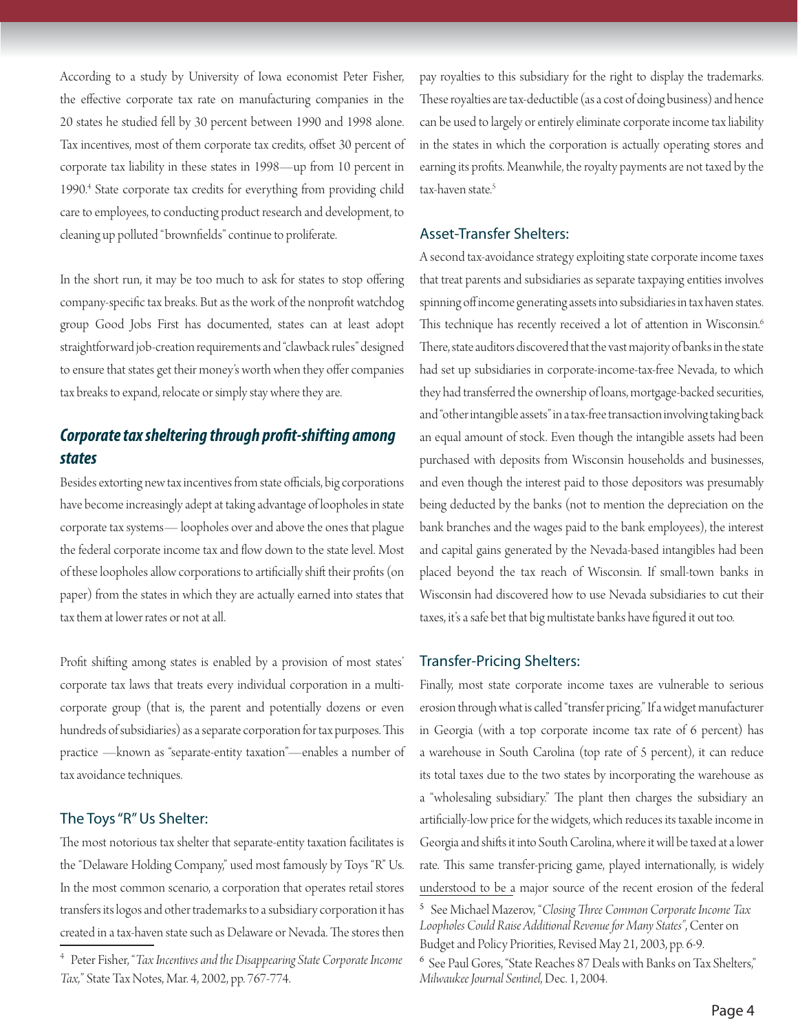According to a study by University of Iowa economist Peter Fisher, the effective corporate tax rate on manufacturing companies in the 20 states he studied fell by 30 percent between 1990 and 1998 alone. Tax incentives, most of them corporate tax credits, offset 30 percent of corporate tax liability in these states in 1998—up from 10 percent in 1990.[4] State corporate tax credits for everything from providing child care to employees, to conducting product research and development, to cleaning up polluted "brownfields" continue to proliferate.

In the short run, it may be too much to ask for states to stop offering company-specific tax breaks. But as the work of the nonprofit watchdog group Good Jobs First has documented, states can at least adopt straightforward job-creation requirements and "clawback rules" designed to ensure that states get their money's worth when they offer companies tax breaks to expand, relocate or simply stay where they are.

## *Corporate tax sheltering through profit-shifting among states*

Besides extorting new tax incentives from state officials, big corporations have become increasingly adept at taking advantage of loopholes in state corporate tax systems— loopholes over and above the ones that plague the federal corporate income tax and flow down to the state level. Most of these loopholes allow corporations to artificially shift their profits (on paper) from the states in which they are actually earned into states that tax them at lower rates or not at all.

Profit shifting among states is enabled by a provision of most states' corporate tax laws that treats every individual corporation in a multi-corporate group (that is, the parent and potentially dozens or even hundreds of subsidiaries) as a separate corporation for tax purposes. This practice —known as "separate-entity taxation"—enables a number of tax avoidance techniques.

### The Toys "R" Us Shelter:

The most notorious tax shelter that separate-entity taxation facilitates is the "Delaware Holding Company," used most famously by Toys "R" Us. In the most common scenario, a corporation that operates retail stores transfers its logos and other trademarks to a subsidiary corporation it has created in a tax-haven state such as Delaware or Nevada. The stores then pay royalties to this subsidiary for the right to display the trademarks. These royalties are tax-deductible (as a cost of doing business) and hence can be used to largely or entirely eliminate corporate income tax liability in the states in which the corporation is actually operating stores and earning its profits. Meanwhile, the royalty payments are not taxed by the tax-haven state.[5]

### Asset-Transfer Shelters:

A second tax-avoidance strategy exploiting state corporate income taxes that treat parents and subsidiaries as separate taxpaying entities involves spinning off income generating assets into subsidiaries in tax haven states. This technique has recently received a lot of attention in Wisconsin.[6] There, state auditors discovered that the vast majority of banks in the state had set up subsidiaries in corporate-income-tax-free Nevada, to which they had transferred the ownership of loans, mortgage-backed securities, and "other intangible assets" in a tax-free transaction involving taking back an equal amount of stock. Even though the intangible assets had been purchased with deposits from Wisconsin households and businesses, and even though the interest paid to those depositors was presumably being deducted by the banks (not to mention the depreciation on the bank branches and the wages paid to the bank employees), the interest and capital gains generated by the Nevada-based intangibles had been placed beyond the tax reach of Wisconsin. If small-town banks in Wisconsin had discovered how to use Nevada subsidiaries to cut their taxes, it's a safe bet that big multistate banks have figured it out too.

### Transfer-Pricing Shelters:

Finally, most state corporate income taxes are vulnerable to serious erosion through what is called "transfer pricing." If a widget manufacturer in Georgia (with a top corporate income tax rate of 6 percent) has a warehouse in South Carolina (top rate of 5 percent), it can reduce its total taxes due to the two states by incorporating the warehouse as a "wholesaling subsidiary." The plant then charges the subsidiary an artificially-low price for the widgets, which reduces its taxable income in Georgia and shifts it into South Carolina, where it will be taxed at a lower rate. This same transfer-pricing game, played internationally, is widely understood to be a major source of the recent erosion of the federal

---

[4] Peter Fisher, "*Tax Incentives and the Disappearing State Corporate Income Tax,*" State Tax Notes, Mar. 4, 2002, pp. 767-774.

[5] See Michael Mazerov, "*Closing Three Common Corporate Income Tax Loopholes Could Raise Additional Revenue for Many States*", Center on Budget and Policy Priorities, Revised May 21, 2003, pp. 6-9.

[6] See Paul Gores, "State Reaches 87 Deals with Banks on Tax Shelters," *Milwaukee Journal Sentinel*, Dec. 1, 2004.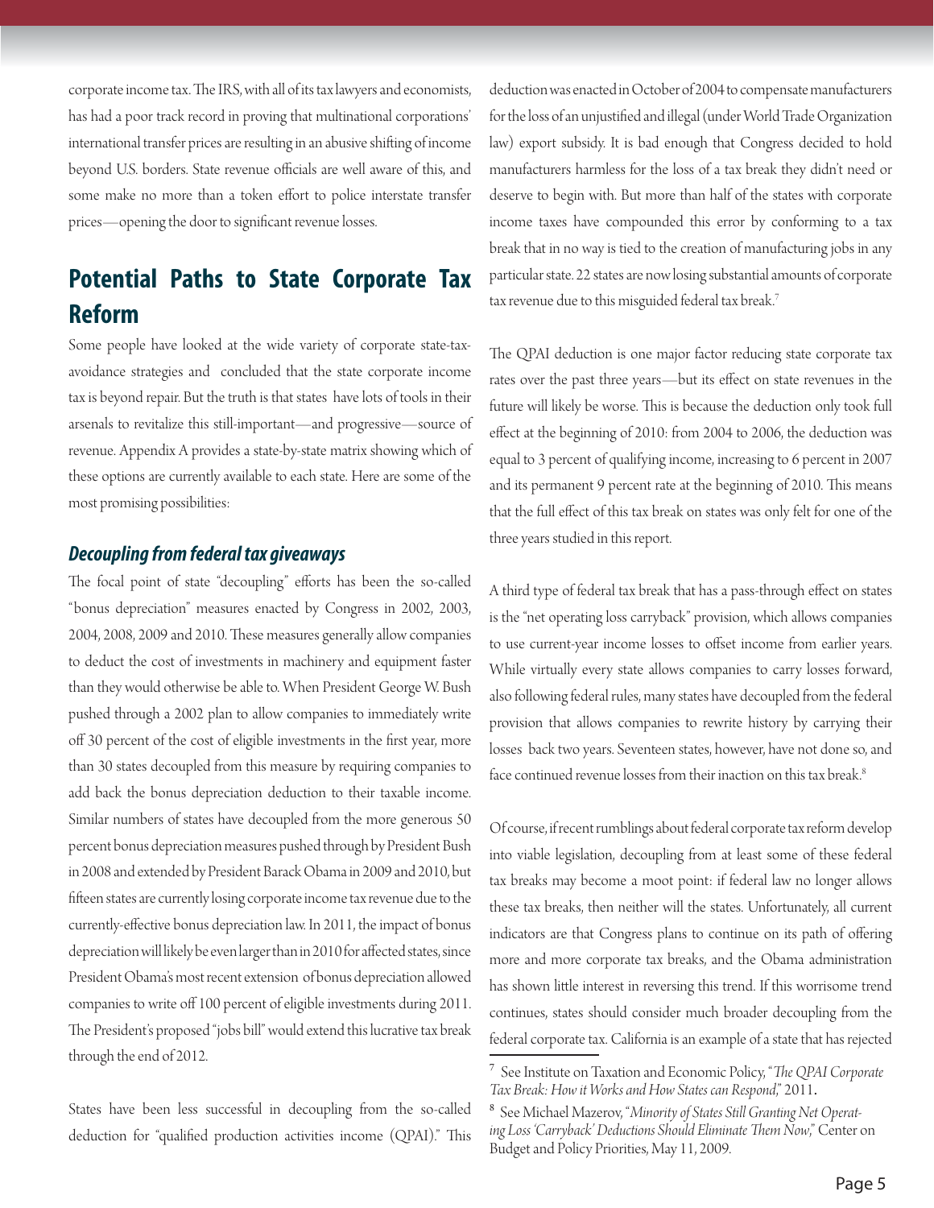corporate income tax. The IRS, with all of its tax lawyers and economists, has had a poor track record in proving that multinational corporations' international transfer prices are resulting in an abusive shifting of income beyond U.S. borders. State revenue officials are well aware of this, and some make no more than a token effort to police interstate transfer prices—opening the door to significant revenue losses.

## Potential Paths to State Corporate Tax Reform

Some people have looked at the wide variety of corporate state-tax-avoidance strategies and concluded that the state corporate income tax is beyond repair. But the truth is that states have lots of tools in their arsenals to revitalize this still-important—and progressive—source of revenue. Appendix A provides a state-by-state matrix showing which of these options are currently available to each state. Here are some of the most promising possibilities:

### *Decoupling from federal tax giveaways*

The focal point of state "decoupling" efforts has been the so-called "bonus depreciation" measures enacted by Congress in 2002, 2003, 2004, 2008, 2009 and 2010. These measures generally allow companies to deduct the cost of investments in machinery and equipment faster than they would otherwise be able to. When President George W. Bush pushed through a 2002 plan to allow companies to immediately write off 30 percent of the cost of eligible investments in the first year, more than 30 states decoupled from this measure by requiring companies to add back the bonus depreciation deduction to their taxable income. Similar numbers of states have decoupled from the more generous 50 percent bonus depreciation measures pushed through by President Bush in 2008 and extended by President Barack Obama in 2009 and 2010, but fifteen states are currently losing corporate income tax revenue due to the currently-effective bonus depreciation law. In 2011, the impact of bonus depreciation will likely be even larger than in 2010 for affected states, since President Obama's most recent extension of bonus depreciation allowed companies to write off 100 percent of eligible investments during 2011. The President's proposed "jobs bill" would extend this lucrative tax break through the end of 2012.

States have been less successful in decoupling from the so-called deduction for "qualified production activities income (QPAI)." This deduction was enacted in October of 2004 to compensate manufacturers for the loss of an unjustified and illegal (under World Trade Organization law) export subsidy. It is bad enough that Congress decided to hold manufacturers harmless for the loss of a tax break they didn't need or deserve to begin with. But more than half of the states with corporate income taxes have compounded this error by conforming to a tax break that in no way is tied to the creation of manufacturing jobs in any particular state. 22 states are now losing substantial amounts of corporate tax revenue due to this misguided federal tax break.[7]

The QPAI deduction is one major factor reducing state corporate tax rates over the past three years—but its effect on state revenues in the future will likely be worse. This is because the deduction only took full effect at the beginning of 2010: from 2004 to 2006, the deduction was equal to 3 percent of qualifying income, increasing to 6 percent in 2007 and its permanent 9 percent rate at the beginning of 2010. This means that the full effect of this tax break on states was only felt for one of the three years studied in this report.

A third type of federal tax break that has a pass-through effect on states is the "net operating loss carryback" provision, which allows companies to use current-year income losses to offset income from earlier years. While virtually every state allows companies to carry losses forward, also following federal rules, many states have decoupled from the federal provision that allows companies to rewrite history by carrying their losses back two years. Seventeen states, however, have not done so, and face continued revenue losses from their inaction on this tax break.[8]

Of course, if recent rumblings about federal corporate tax reform develop into viable legislation, decoupling from at least some of these federal tax breaks may become a moot point: if federal law no longer allows these tax breaks, then neither will the states. Unfortunately, all current indicators are that Congress plans to continue on its path of offering more and more corporate tax breaks, and the Obama administration has shown little interest in reversing this trend. If this worrisome trend continues, states should consider much broader decoupling from the federal corporate tax. California is an example of a state that has rejected

[7] See Institute on Taxation and Economic Policy, "*The QPAI Corporate Tax Break: How it Works and How States can Respond*," 2011.

[8] See Michael Mazerov, "*Minority of States Still Granting Net Operating Loss 'Carryback' Deductions Should Eliminate Them Now*," Center on Budget and Policy Priorities, May 11, 2009.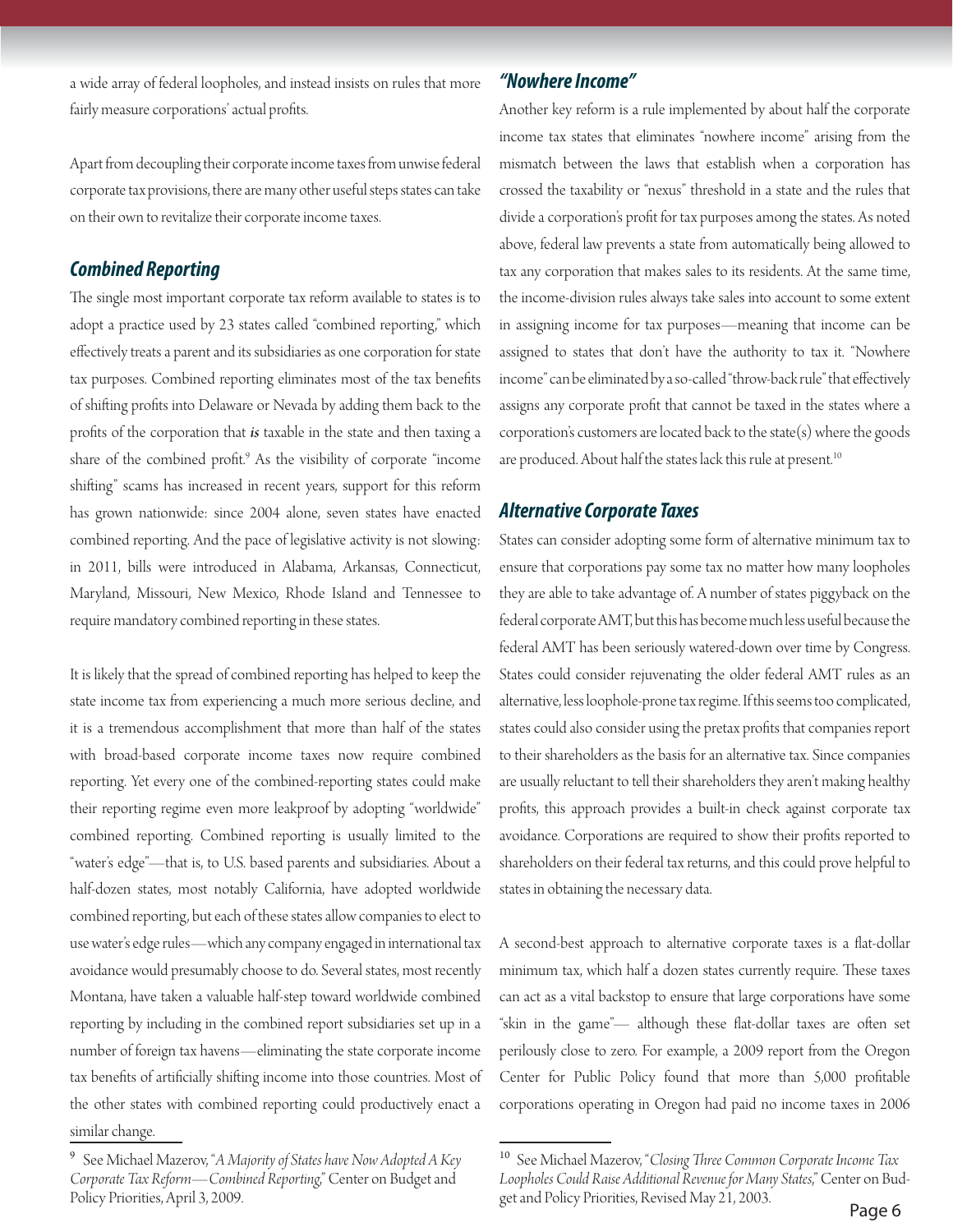a wide array of federal loopholes, and instead insists on rules that more fairly measure corporations' actual profits.

Apart from decoupling their corporate income taxes from unwise federal corporate tax provisions, there are many other useful steps states can take on their own to revitalize their corporate income taxes.

### *Combined Reporting*

The single most important corporate tax reform available to states is to adopt a practice used by 23 states called "combined reporting," which effectively treats a parent and its subsidiaries as one corporation for state tax purposes. Combined reporting eliminates most of the tax benefits of shifting profits into Delaware or Nevada by adding them back to the profits of the corporation that ***is*** taxable in the state and then taxing a share of the combined profit.[9] As the visibility of corporate "income shifting" scams has increased in recent years, support for this reform has grown nationwide: since 2004 alone, seven states have enacted combined reporting. And the pace of legislative activity is not slowing: in 2011, bills were introduced in Alabama, Arkansas, Connecticut, Maryland, Missouri, New Mexico, Rhode Island and Tennessee to require mandatory combined reporting in these states.

It is likely that the spread of combined reporting has helped to keep the state income tax from experiencing a much more serious decline, and it is a tremendous accomplishment that more than half of the states with broad-based corporate income taxes now require combined reporting. Yet every one of the combined-reporting states could make their reporting regime even more leakproof by adopting "worldwide" combined reporting. Combined reporting is usually limited to the "water's edge"—that is, to U.S. based parents and subsidiaries. About a half-dozen states, most notably California, have adopted worldwide combined reporting, but each of these states allow companies to elect to use water's edge rules—which any company engaged in international tax avoidance would presumably choose to do. Several states, most recently Montana, have taken a valuable half-step toward worldwide combined reporting by including in the combined report subsidiaries set up in a number of foreign tax havens—eliminating the state corporate income tax benefits of artificially shifting income into those countries. Most of the other states with combined reporting could productively enact a similar change.

### *"Nowhere Income"*

Another key reform is a rule implemented by about half the corporate income tax states that eliminates "nowhere income" arising from the mismatch between the laws that establish when a corporation has crossed the taxability or "nexus" threshold in a state and the rules that divide a corporation's profit for tax purposes among the states. As noted above, federal law prevents a state from automatically being allowed to tax any corporation that makes sales to its residents. At the same time, the income-division rules always take sales into account to some extent in assigning income for tax purposes—meaning that income can be assigned to states that don't have the authority to tax it. "Nowhere income" can be eliminated by a so-called "throw-back rule" that effectively assigns any corporate profit that cannot be taxed in the states where a corporation's customers are located back to the state(s) where the goods are produced. About half the states lack this rule at present.[10]

### *Alternative Corporate Taxes*

States can consider adopting some form of alternative minimum tax to ensure that corporations pay some tax no matter how many loopholes they are able to take advantage of. A number of states piggyback on the federal corporate AMT, but this has become much less useful because the federal AMT has been seriously watered-down over time by Congress. States could consider rejuvenating the older federal AMT rules as an alternative, less loophole-prone tax regime. If this seems too complicated, states could also consider using the pretax profits that companies report to their shareholders as the basis for an alternative tax. Since companies are usually reluctant to tell their shareholders they aren't making healthy profits, this approach provides a built-in check against corporate tax avoidance. Corporations are required to show their profits reported to shareholders on their federal tax returns, and this could prove helpful to states in obtaining the necessary data.

A second-best approach to alternative corporate taxes is a flat-dollar minimum tax, which half a dozen states currently require. These taxes can act as a vital backstop to ensure that large corporations have some "skin in the game"— although these flat-dollar taxes are often set perilously close to zero. For example, a 2009 report from the Oregon Center for Public Policy found that more than 5,000 profitable corporations operating in Oregon had paid no income taxes in 2006

---

[9] See Michael Mazerov, "*A Majority of States have Now Adopted A Key Corporate Tax Reform—Combined Reporting*," Center on Budget and Policy Priorities, April 3, 2009.

[10] See Michael Mazerov, "*Closing Three Common Corporate Income Tax Loopholes Could Raise Additional Revenue for Many States*," Center on Budget and Policy Priorities, Revised May 21, 2003.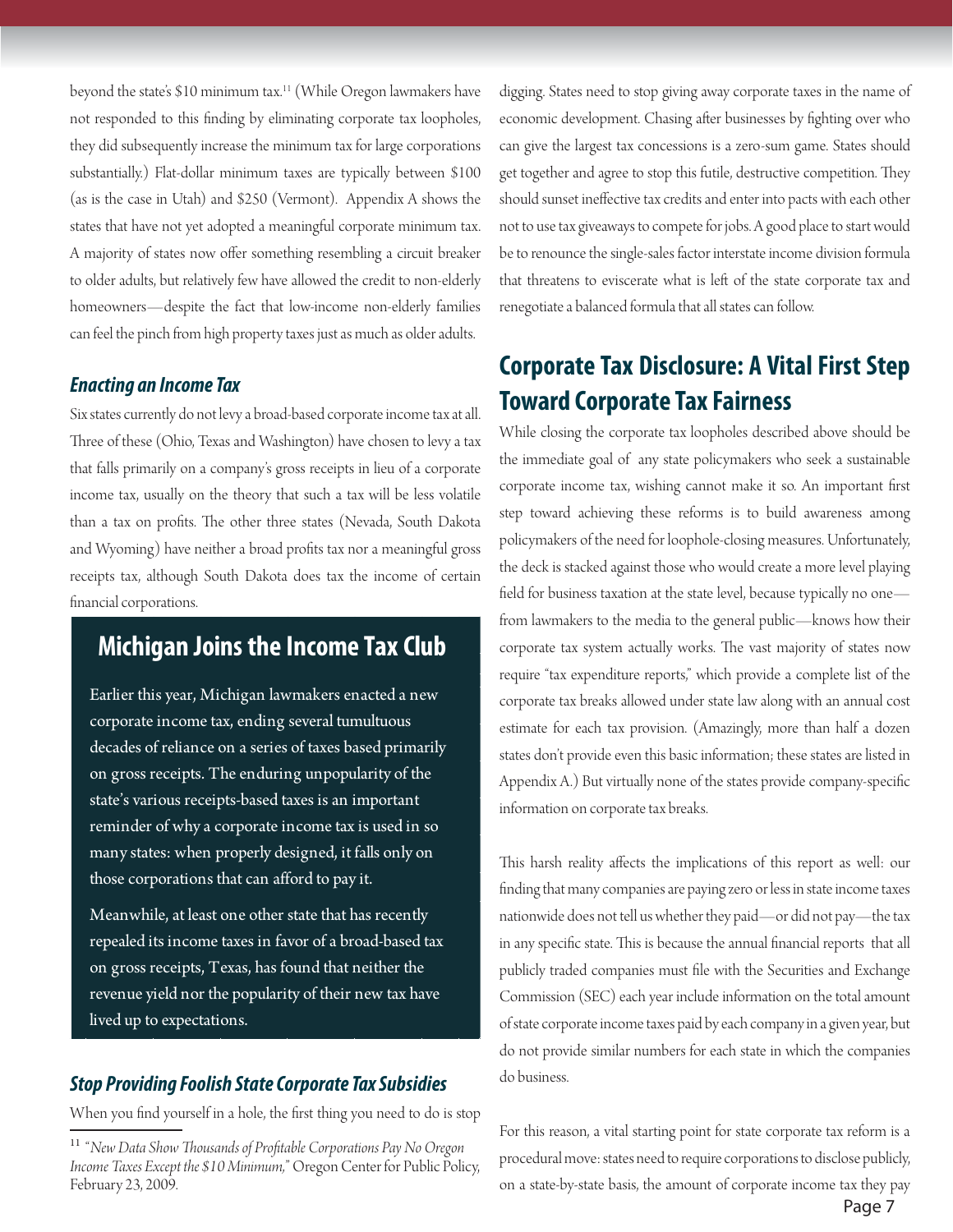beyond the state's $10 minimum tax.[11] (While Oregon lawmakers have not responded to this finding by eliminating corporate tax loopholes, they did subsequently increase the minimum tax for large corporations substantially.) Flat-dollar minimum taxes are typically between $100 (as is the case in Utah) and $250 (Vermont). Appendix A shows the states that have not yet adopted a meaningful corporate minimum tax. A majority of states now offer something resembling a circuit breaker to older adults, but relatively few have allowed the credit to non-elderly homeowners—despite the fact that low-income non-elderly families can feel the pinch from high property taxes just as much as older adults.

### *Enacting an Income Tax*

Six states currently do not levy a broad-based corporate income tax at all. Three of these (Ohio, Texas and Washington) have chosen to levy a tax that falls primarily on a company's gross receipts in lieu of a corporate income tax, usually on the theory that such a tax will be less volatile than a tax on profits. The other three states (Nevada, South Dakota and Wyoming) have neither a broad profits tax nor a meaningful gross receipts tax, although South Dakota does tax the income of certain financial corporations.

## Michigan Joins the Income Tax Club

Earlier this year, Michigan lawmakers enacted a new corporate income tax, ending several tumultuous decades of reliance on a series of taxes based primarily on gross receipts. The enduring unpopularity of the state's various receipts-based taxes is an important reminder of why a corporate income tax is used in so many states: when properly designed, it falls only on those corporations that can afford to pay it.

Meanwhile, at least one other state that has recently repealed its income taxes in favor of a broad-based tax on gross receipts, Texas, has found that neither the revenue yield nor the popularity of their new tax have lived up to expectations.

### *Stop Providing Foolish State Corporate Tax Subsidies*

When you find yourself in a hole, the first thing you need to do is stop digging. States need to stop giving away corporate taxes in the name of economic development. Chasing after businesses by fighting over who can give the largest tax concessions is a zero-sum game. States should get together and agree to stop this futile, destructive competition. They should sunset ineffective tax credits and enter into pacts with each other not to use tax giveaways to compete for jobs. A good place to start would be to renounce the single-sales factor interstate income division formula that threatens to eviscerate what is left of the state corporate tax and renegotiate a balanced formula that all states can follow.

## Corporate Tax Disclosure: A Vital First Step Toward Corporate Tax Fairness

While closing the corporate tax loopholes described above should be the immediate goal of any state policymakers who seek a sustainable corporate income tax, wishing cannot make it so. An important first step toward achieving these reforms is to build awareness among policymakers of the need for loophole-closing measures. Unfortunately, the deck is stacked against those who would create a more level playing field for business taxation at the state level, because typically no one—from lawmakers to the media to the general public—knows how their corporate tax system actually works. The vast majority of states now require "tax expenditure reports," which provide a complete list of the corporate tax breaks allowed under state law along with an annual cost estimate for each tax provision. (Amazingly, more than half a dozen states don't provide even this basic information; these states are listed in Appendix A.) But virtually none of the states provide company-specific information on corporate tax breaks.

This harsh reality affects the implications of this report as well: our finding that many companies are paying zero or less in state income taxes nationwide does not tell us whether they paid—or did not pay—the tax in any specific state. This is because the annual financial reports that all publicly traded companies must file with the Securities and Exchange Commission (SEC) each year include information on the total amount of state corporate income taxes paid by each company in a given year, but do not provide similar numbers for each state in which the companies do business.

For this reason, a vital starting point for state corporate tax reform is a procedural move: states need to require corporations to disclose publicly, on a state-by-state basis, the amount of corporate income tax they pay

---

[11] *"New Data Show Thousands of Profitable Corporations Pay No Oregon Income Taxes Except the $10 Minimum,"* Oregon Center for Public Policy, February 23, 2009.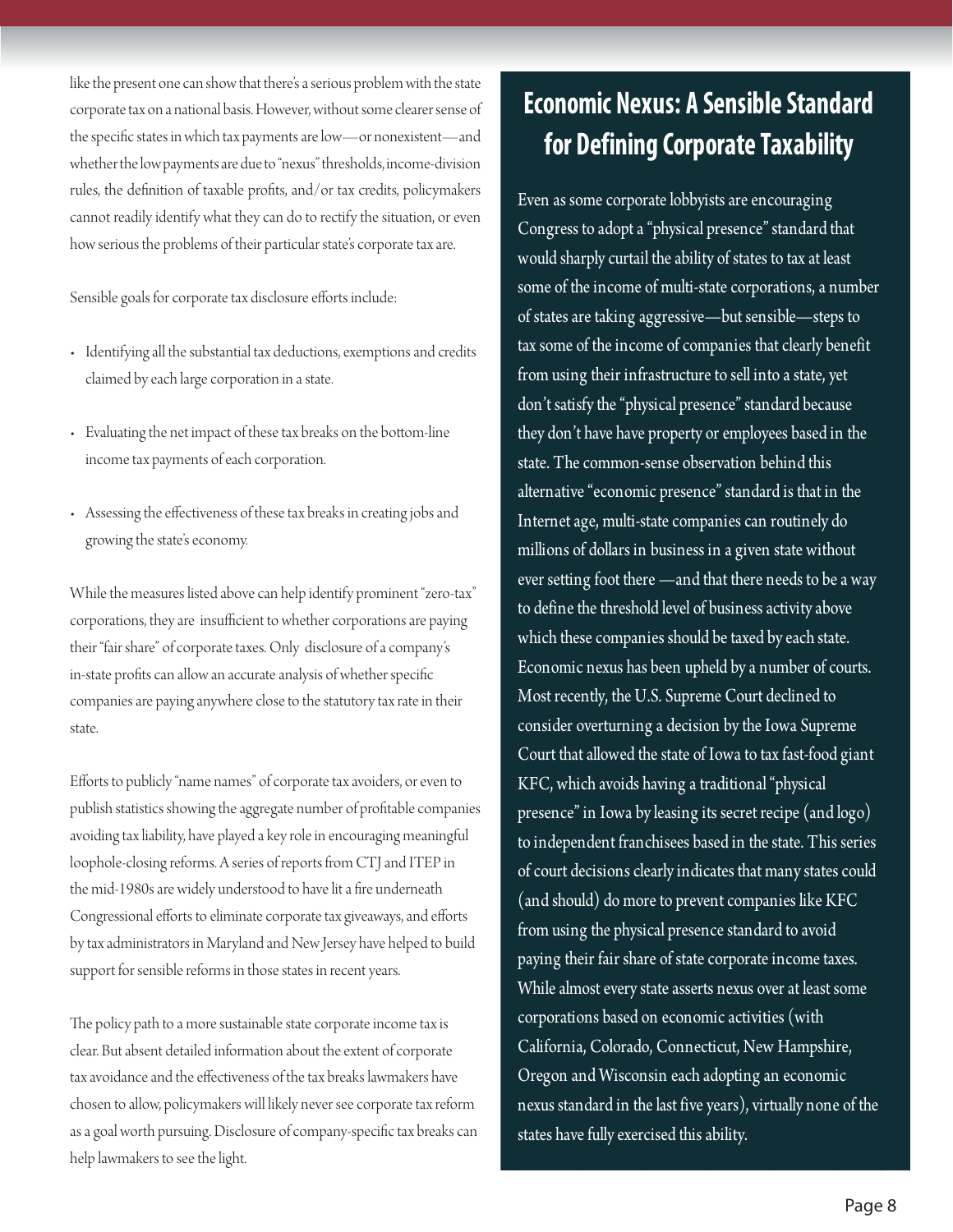like the present one can show that there's a serious problem with the state corporate tax on a national basis. However, without some clearer sense of the specific states in which tax payments are low—or nonexistent—and whether the low payments are due to "nexus" thresholds, income-division rules, the definition of taxable profits, and/or tax credits, policymakers cannot readily identify what they can do to rectify the situation, or even how serious the problems of their particular state's corporate tax are.

Sensible goals for corporate tax disclosure efforts include:

- Identifying all the substantial tax deductions, exemptions and credits claimed by each large corporation in a state.
- Evaluating the net impact of these tax breaks on the bottom-line income tax payments of each corporation.
- Assessing the effectiveness of these tax breaks in creating jobs and growing the state's economy.

While the measures listed above can help identify prominent "zero-tax" corporations, they are insufficient to whether corporations are paying their "fair share" of corporate taxes. Only disclosure of a company's in-state profits can allow an accurate analysis of whether specific companies are paying anywhere close to the statutory tax rate in their state.

Efforts to publicly "name names" of corporate tax avoiders, or even to publish statistics showing the aggregate number of profitable companies avoiding tax liability, have played a key role in encouraging meaningful loophole-closing reforms. A series of reports from CTJ and ITEP in the mid-1980s are widely understood to have lit a fire underneath Congressional efforts to eliminate corporate tax giveaways, and efforts by tax administrators in Maryland and New Jersey have helped to build support for sensible reforms in those states in recent years.

The policy path to a more sustainable state corporate income tax is clear. But absent detailed information about the extent of corporate tax avoidance and the effectiveness of the tax breaks lawmakers have chosen to allow, policymakers will likely never see corporate tax reform as a goal worth pursuing. Disclosure of company-specific tax breaks can help lawmakers to see the light.

## Economic Nexus: A Sensible Standard for Defining Corporate Taxability

Even as some corporate lobbyists are encouraging Congress to adopt a "physical presence" standard that would sharply curtail the ability of states to tax at least some of the income of multi-state corporations, a number of states are taking aggressive—but sensible—steps to tax some of the income of companies that clearly benefit from using their infrastructure to sell into a state, yet don't satisfy the "physical presence" standard because they don't have have property or employees based in the state. The common-sense observation behind this alternative "economic presence" standard is that in the Internet age, multi-state companies can routinely do millions of dollars in business in a given state without ever setting foot there —and that there needs to be a way to define the threshold level of business activity above which these companies should be taxed by each state. Economic nexus has been upheld by a number of courts. Most recently, the U.S. Supreme Court declined to consider overturning a decision by the Iowa Supreme Court that allowed the state of Iowa to tax fast-food giant KFC, which avoids having a traditional "physical presence" in Iowa by leasing its secret recipe (and logo) to independent franchisees based in the state. This series of court decisions clearly indicates that many states could (and should) do more to prevent companies like KFC from using the physical presence standard to avoid paying their fair share of state corporate income taxes. While almost every state asserts nexus over at least some corporations based on economic activities (with California, Colorado, Connecticut, New Hampshire, Oregon and Wisconsin each adopting an economic nexus standard in the last five years), virtually none of the states have fully exercised this ability.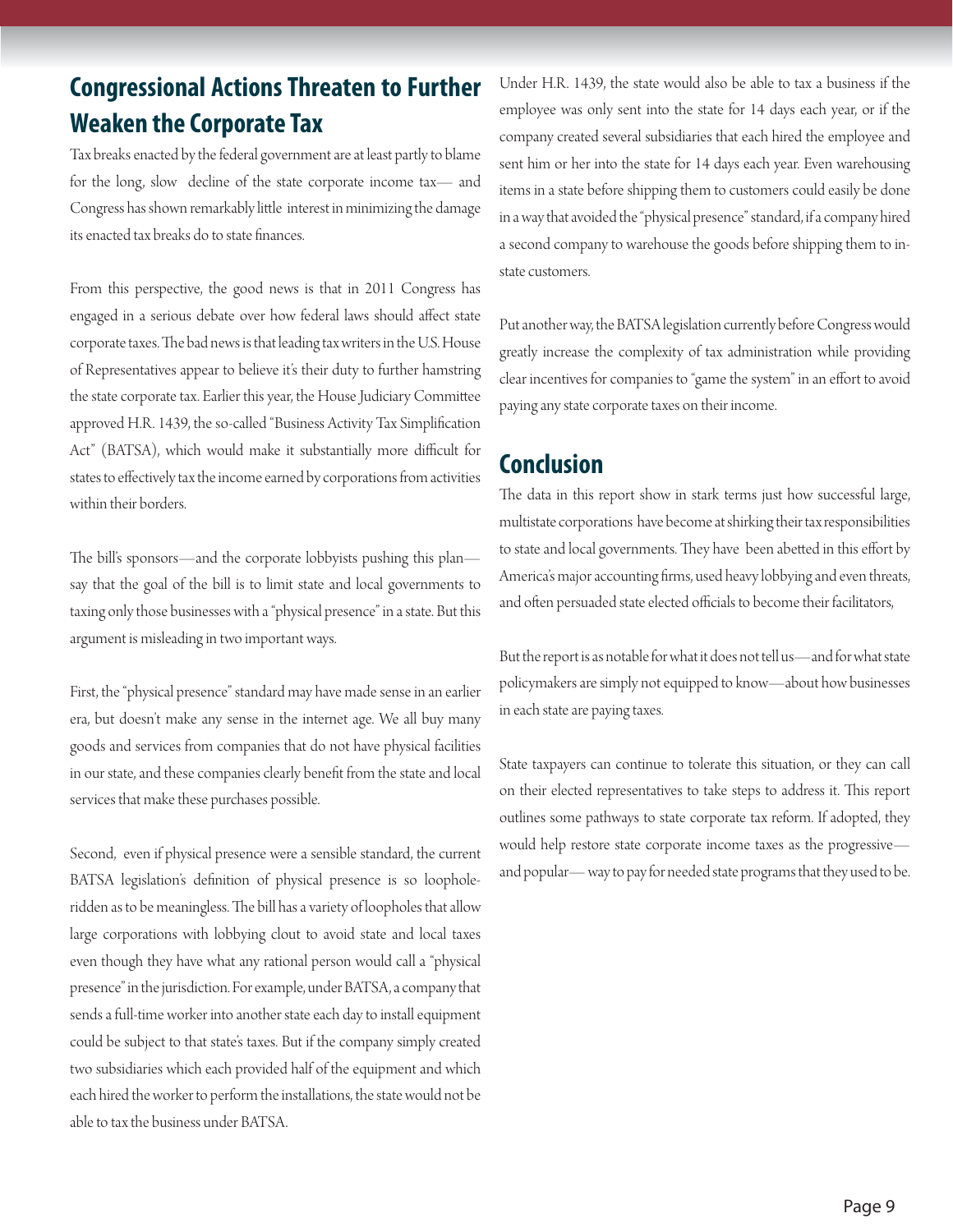## Congressional Actions Threaten to Further Weaken the Corporate Tax

Tax breaks enacted by the federal government are at least partly to blame for the long, slow decline of the state corporate income tax— and Congress has shown remarkably little interest in minimizing the damage its enacted tax breaks do to state finances.

From this perspective, the good news is that in 2011 Congress has engaged in a serious debate over how federal laws should affect state corporate taxes. The bad news is that leading tax writers in the U.S. House of Representatives appear to believe it's their duty to further hamstring the state corporate tax. Earlier this year, the House Judiciary Committee approved H.R. 1439, the so-called "Business Activity Tax Simplification Act" (BATSA), which would make it substantially more difficult for states to effectively tax the income earned by corporations from activities within their borders.

The bill's sponsors—and the corporate lobbyists pushing this plan—say that the goal of the bill is to limit state and local governments to taxing only those businesses with a "physical presence" in a state. But this argument is misleading in two important ways.

First, the "physical presence" standard may have made sense in an earlier era, but doesn't make any sense in the internet age. We all buy many goods and services from companies that do not have physical facilities in our state, and these companies clearly benefit from the state and local services that make these purchases possible.

Second, even if physical presence were a sensible standard, the current BATSA legislation's definition of physical presence is so loophole-ridden as to be meaningless. The bill has a variety of loopholes that allow large corporations with lobbying clout to avoid state and local taxes even though they have what any rational person would call a "physical presence" in the jurisdiction. For example, under BATSA, a company that sends a full-time worker into another state each day to install equipment could be subject to that state's taxes. But if the company simply created two subsidiaries which each provided half of the equipment and which each hired the worker to perform the installations, the state would not be able to tax the business under BATSA.

Under H.R. 1439, the state would also be able to tax a business if the employee was only sent into the state for 14 days each year, or if the company created several subsidiaries that each hired the employee and sent him or her into the state for 14 days each year. Even warehousing items in a state before shipping them to customers could easily be done in a way that avoided the "physical presence" standard, if a company hired a second company to warehouse the goods before shipping them to in-state customers.

Put another way, the BATSA legislation currently before Congress would greatly increase the complexity of tax administration while providing clear incentives for companies to "game the system" in an effort to avoid paying any state corporate taxes on their income.

## Conclusion

The data in this report show in stark terms just how successful large, multistate corporations have become at shirking their tax responsibilities to state and local governments. They have been abetted in this effort by America's major accounting firms, used heavy lobbying and even threats, and often persuaded state elected officials to become their facilitators,

But the report is as notable for what it does not tell us—and for what state policymakers are simply not equipped to know—about how businesses in each state are paying taxes.

State taxpayers can continue to tolerate this situation, or they can call on their elected representatives to take steps to address it. This report outlines some pathways to state corporate tax reform. If adopted, they would help restore state corporate income taxes as the progressive—and popular— way to pay for needed state programs that they used to be.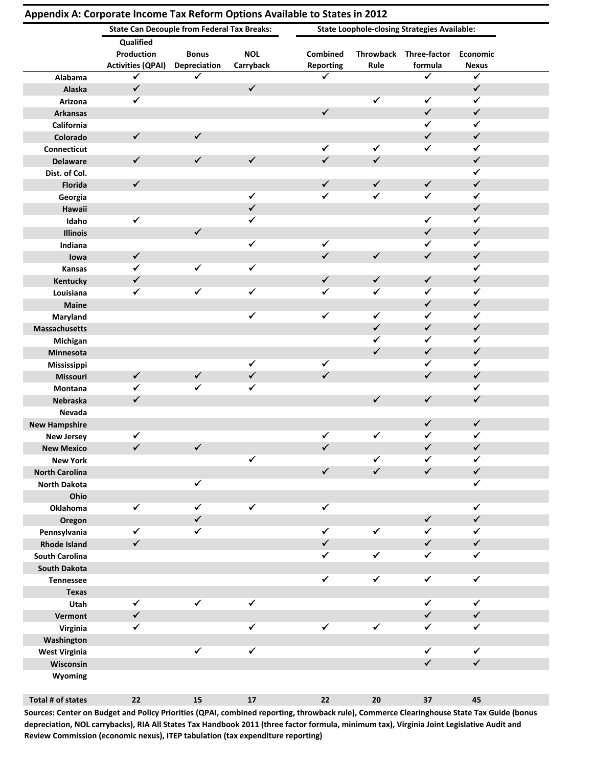## Appendix A: Corporate Income Tax Reform Options Available to States in 2012

| | State Can Decouple from Federal Tax Breaks: | | | State Loophole-closing Strategies Available: | | | |
|---|---|---|---|---|---|---|---|
| | Qualified Production Activities (QPAI) | Bonus Depreciation | NOL Carryback | Combined Reporting | Throwback Rule | Three-factor formula | Economic Nexus |
| Alabama | ✓ | ✓ | | ✓ | | ✓ | ✓ |
| Alaska | ✓ | | ✓ | | | | ✓ |
| Arizona | ✓ | | | | ✓ | ✓ | ✓ |
| Arkansas | | | | ✓ | | ✓ | ✓ |
| California | | | | | | ✓ | ✓ |
| Colorado | ✓ | ✓ | | | | ✓ | ✓ |
| Connecticut | | | | ✓ | ✓ | ✓ | ✓ |
| Delaware | ✓ | ✓ | ✓ | ✓ | ✓ | | ✓ |
| Dist. of Col. | | | | | | | ✓ |
| Florida | ✓ | | | ✓ | ✓ | ✓ | ✓ |
| Georgia | | | ✓ | ✓ | ✓ | ✓ | ✓ |
| Hawaii | | | ✓ | | | | ✓ |
| Idaho | ✓ | | ✓ | | | ✓ | ✓ |
| Illinois | | ✓ | | | | ✓ | ✓ |
| Indiana | | | ✓ | ✓ | | ✓ | ✓ |
| Iowa | ✓ | | | ✓ | ✓ | ✓ | ✓ |
| Kansas | ✓ | ✓ | ✓ | | | | ✓ |
| Kentucky | ✓ | | | ✓ | ✓ | ✓ | ✓ |
| Louisiana | ✓ | ✓ | ✓ | ✓ | ✓ | ✓ | ✓ |
| Maine | | | | | | ✓ | ✓ |
| Maryland | | | ✓ | ✓ | ✓ | ✓ | ✓ |
| Massachusetts | | | | | ✓ | ✓ | ✓ |
| Michigan | | | | | ✓ | ✓ | ✓ |
| Minnesota | | | | | ✓ | ✓ | ✓ |
| Mississippi | | | ✓ | ✓ | | ✓ | ✓ |
| Missouri | ✓ | ✓ | ✓ | ✓ | | ✓ | ✓ |
| Montana | ✓ | ✓ | ✓ | | | | ✓ |
| Nebraska | ✓ | | | | ✓ | ✓ | ✓ |
| Nevada | | | | | | | |
| New Hampshire | | | | | | ✓ | ✓ |
| New Jersey | ✓ | | | ✓ | ✓ | ✓ | ✓ |
| New Mexico | ✓ | ✓ | | ✓ | | ✓ | ✓ |
| New York | | | ✓ | | ✓ | ✓ | ✓ |
| North Carolina | | | | ✓ | ✓ | ✓ | ✓ |
| North Dakota | | ✓ | | | | | ✓ |
| Ohio | | | | | | | |
| Oklahoma | ✓ | ✓ | ✓ | ✓ | | | ✓ |
| Oregon | | ✓ | | | | ✓ | ✓ |
| Pennsylvania | ✓ | ✓ | | ✓ | ✓ | ✓ | ✓ |
| Rhode Island | ✓ | | | ✓ | | ✓ | ✓ |
| South Carolina | | | | ✓ | ✓ | ✓ | ✓ |
| South Dakota | | | | | | | |
| Tennessee | | | | ✓ | ✓ | ✓ | ✓ |
| Texas | | | | | | | |
| Utah | ✓ | ✓ | ✓ | | | ✓ | ✓ |
| Vermont | ✓ | | | | | ✓ | ✓ |
| Virginia | ✓ | | ✓ | ✓ | ✓ | ✓ | ✓ |
| Washington | | | | | | | |
| West Virginia | | ✓ | ✓ | | | ✓ | ✓ |
| Wisconsin | | | | | | ✓ | ✓ |
| Wyoming | | | | | | | |
| Total # of states | 22 | 15 | 17 | 22 | 20 | 37 | 45 |

**Sources: Center on Budget and Policy Priorities (QPAI, combined reporting, throwback rule), Commerce Clearinghouse State Tax Guide (bonus depreciation, NOL carrybacks), RIA All States Tax Handbook 2011 (three factor formula, minimum tax), Virginia Joint Legislative Audit and Review Commission (economic nexus), ITEP tabulation (tax expenditure reporting)**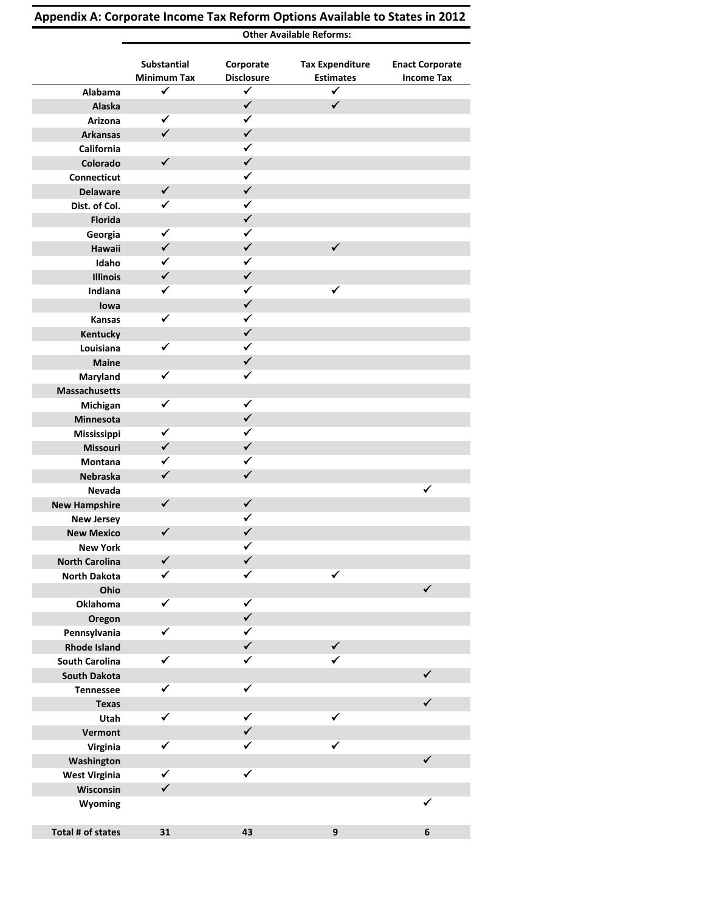## Appendix A: Corporate Income Tax Reform Options Available to States in 2012

| | Other Available Reforms: | | | |
|---|---|---|---|---|
| | Substantial Minimum Tax | Corporate Disclosure | Tax Expenditure Estimates | Enact Corporate Income Tax |
| Alabama | ✓ | ✓ | ✓ | |
| Alaska | | ✓ | ✓ | |
| Arizona | ✓ | ✓ | | |
| Arkansas | ✓ | ✓ | | |
| California | | ✓ | | |
| Colorado | ✓ | ✓ | | |
| Connecticut | | ✓ | | |
| Delaware | ✓ | ✓ | | |
| Dist. of Col. | ✓ | ✓ | | |
| Florida | | ✓ | | |
| Georgia | ✓ | ✓ | | |
| Hawaii | ✓ | ✓ | ✓ | |
| Idaho | ✓ | ✓ | | |
| Illinois | ✓ | ✓ | | |
| Indiana | ✓ | ✓ | ✓ | |
| Iowa | | ✓ | | |
| Kansas | ✓ | ✓ | | |
| Kentucky | | ✓ | | |
| Louisiana | ✓ | ✓ | | |
| Maine | | ✓ | | |
| Maryland | ✓ | ✓ | | |
| Massachusetts | | | | |
| Michigan | ✓ | ✓ | | |
| Minnesota | | ✓ | | |
| Mississippi | ✓ | ✓ | | |
| Missouri | ✓ | ✓ | | |
| Montana | ✓ | ✓ | | |
| Nebraska | ✓ | ✓ | | |
| Nevada | | | | ✓ |
| New Hampshire | ✓ | ✓ | | |
| New Jersey | | ✓ | | |
| New Mexico | ✓ | ✓ | | |
| New York | | ✓ | | |
| North Carolina | ✓ | ✓ | | |
| North Dakota | ✓ | ✓ | ✓ | |
| Ohio | | | | ✓ |
| Oklahoma | ✓ | ✓ | | |
| Oregon | | ✓ | | |
| Pennsylvania | ✓ | ✓ | | |
| Rhode Island | | ✓ | ✓ | |
| South Carolina | ✓ | ✓ | ✓ | |
| South Dakota | | | | ✓ |
| Tennessee | ✓ | ✓ | | |
| Texas | | | | ✓ |
| Utah | ✓ | ✓ | ✓ | |
| Vermont | | ✓ | | |
| Virginia | ✓ | ✓ | ✓ | |
| Washington | | | | ✓ |
| West Virginia | ✓ | ✓ | | |
| Wisconsin | ✓ | | | |
| Wyoming | | | | ✓ |
| **Total # of states** | **31** | **43** | **9** | **6** |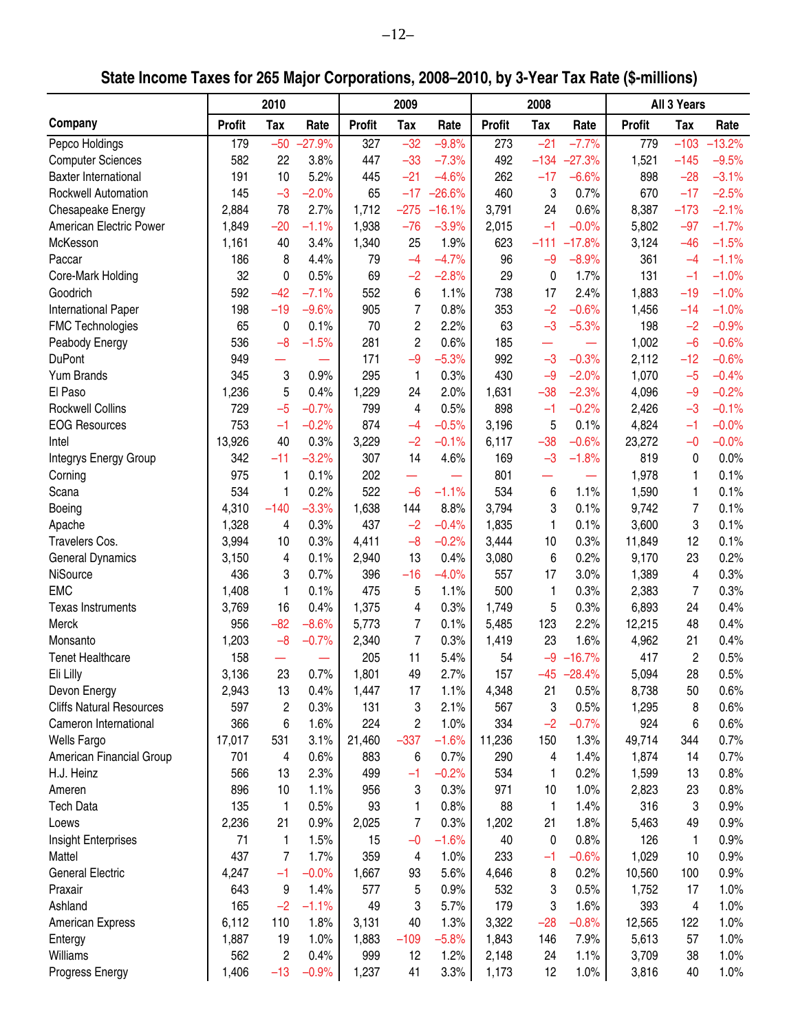## State Income Taxes for 265 Major Corporations, 2008–2010, by 3-Year Tax Rate ($-millions)

| Company | 2010 | | | 2009 | | | 2008 | | | All 3 Years | | |
|---|---|---|---|---|---|---|---|---|---|---|---|---|
| | Profit | Tax | Rate | Profit | Tax | Rate | Profit | Tax | Rate | Profit | Tax | Rate |
| Pepco Holdings | 179 | –50 | –27.9% | 327 | –32 | –9.8% | 273 | –21 | –7.7% | 779 | –103 | –13.2% |
| Computer Sciences | 582 | 22 | 3.8% | 447 | –33 | –7.3% | 492 | –134 | –27.3% | 1,521 | –145 | –9.5% |
| Baxter International | 191 | 10 | 5.2% | 445 | –21 | –4.6% | 262 | –17 | –6.6% | 898 | –28 | –3.1% |
| Rockwell Automation | 145 | –3 | –2.0% | 65 | –17 | –26.6% | 460 | 3 | 0.7% | 670 | –17 | –2.5% |
| Chesapeake Energy | 2,884 | 78 | 2.7% | 1,712 | –275 | –16.1% | 3,791 | 24 | 0.6% | 8,387 | –173 | –2.1% |
| American Electric Power | 1,849 | –20 | –1.1% | 1,938 | –76 | –3.9% | 2,015 | –1 | –0.0% | 5,802 | –97 | –1.7% |
| McKesson | 1,161 | 40 | 3.4% | 1,340 | 25 | 1.9% | 623 | –111 | –17.8% | 3,124 | –46 | –1.5% |
| Paccar | 186 | 8 | 4.4% | 79 | –4 | –4.7% | 96 | –9 | –8.9% | 361 | –4 | –1.1% |
| Core-Mark Holding | 32 | 0 | 0.5% | 69 | –2 | –2.8% | 29 | 0 | 1.7% | 131 | –1 | –1.0% |
| Goodrich | 592 | –42 | –7.1% | 552 | 6 | 1.1% | 738 | 17 | 2.4% | 1,883 | –19 | –1.0% |
| International Paper | 198 | –19 | –9.6% | 905 | 7 | 0.8% | 353 | –2 | –0.6% | 1,456 | –14 | –1.0% |
| FMC Technologies | 65 | 0 | 0.1% | 70 | 2 | 2.2% | 63 | –3 | –5.3% | 198 | –2 | –0.9% |
| Peabody Energy | 536 | –8 | –1.5% | 281 | 2 | 0.6% | 185 | — | — | 1,002 | –6 | –0.6% |
| DuPont | 949 | — | — | 171 | –9 | –5.3% | 992 | –3 | –0.3% | 2,112 | –12 | –0.6% |
| Yum Brands | 345 | 3 | 0.9% | 295 | 1 | 0.3% | 430 | –9 | –2.0% | 1,070 | –5 | –0.4% |
| El Paso | 1,236 | 5 | 0.4% | 1,229 | 24 | 2.0% | 1,631 | –38 | –2.3% | 4,096 | –9 | –0.2% |
| Rockwell Collins | 729 | –5 | –0.7% | 799 | 4 | 0.5% | 898 | –1 | –0.2% | 2,426 | –3 | –0.1% |
| EOG Resources | 753 | –1 | –0.2% | 874 | –4 | –0.5% | 3,196 | 5 | 0.1% | 4,824 | –1 | –0.0% |
| Intel | 13,926 | 40 | 0.3% | 3,229 | –2 | –0.1% | 6,117 | –38 | –0.6% | 23,272 | –0 | –0.0% |
| Integrys Energy Group | 342 | –11 | –3.2% | 307 | 14 | 4.6% | 169 | –3 | –1.8% | 819 | 0 | 0.0% |
| Corning | 975 | 1 | 0.1% | 202 | — | — | 801 | — | — | 1,978 | 1 | 0.1% |
| Scana | 534 | 1 | 0.2% | 522 | –6 | –1.1% | 534 | 6 | 1.1% | 1,590 | 1 | 0.1% |
| Boeing | 4,310 | –140 | –3.3% | 1,638 | 144 | 8.8% | 3,794 | 3 | 0.1% | 9,742 | 7 | 0.1% |
| Apache | 1,328 | 4 | 0.3% | 437 | –2 | –0.4% | 1,835 | 1 | 0.1% | 3,600 | 3 | 0.1% |
| Travelers Cos. | 3,994 | 10 | 0.3% | 4,411 | –8 | –0.2% | 3,444 | 10 | 0.3% | 11,849 | 12 | 0.1% |
| General Dynamics | 3,150 | 4 | 0.1% | 2,940 | 13 | 0.4% | 3,080 | 6 | 0.2% | 9,170 | 23 | 0.2% |
| NiSource | 436 | 3 | 0.7% | 396 | –16 | –4.0% | 557 | 17 | 3.0% | 1,389 | 4 | 0.3% |
| EMC | 1,408 | 1 | 0.1% | 475 | 5 | 1.1% | 500 | 1 | 0.3% | 2,383 | 7 | 0.3% |
| Texas Instruments | 3,769 | 16 | 0.4% | 1,375 | 4 | 0.3% | 1,749 | 5 | 0.3% | 6,893 | 24 | 0.4% |
| Merck | 956 | –82 | –8.6% | 5,773 | 7 | 0.1% | 5,485 | 123 | 2.2% | 12,215 | 48 | 0.4% |
| Monsanto | 1,203 | –8 | –0.7% | 2,340 | 7 | 0.3% | 1,419 | 23 | 1.6% | 4,962 | 21 | 0.4% |
| Tenet Healthcare | 158 | — | — | 205 | 11 | 5.4% | 54 | –9 | –16.7% | 417 | 2 | 0.5% |
| Eli Lilly | 3,136 | 23 | 0.7% | 1,801 | 49 | 2.7% | 157 | –45 | –28.4% | 5,094 | 28 | 0.5% |
| Devon Energy | 2,943 | 13 | 0.4% | 1,447 | 17 | 1.1% | 4,348 | 21 | 0.5% | 8,738 | 50 | 0.6% |
| Cliffs Natural Resources | 597 | 2 | 0.3% | 131 | 3 | 2.1% | 567 | 3 | 0.5% | 1,295 | 8 | 0.6% |
| Cameron International | 366 | 6 | 1.6% | 224 | 2 | 1.0% | 334 | –2 | –0.7% | 924 | 6 | 0.6% |
| Wells Fargo | 17,017 | 531 | 3.1% | 21,460 | –337 | –1.6% | 11,236 | 150 | 1.3% | 49,714 | 344 | 0.7% |
| American Financial Group | 701 | 4 | 0.6% | 883 | 6 | 0.7% | 290 | 4 | 1.4% | 1,874 | 14 | 0.7% |
| H.J. Heinz | 566 | 13 | 2.3% | 499 | –1 | –0.2% | 534 | 1 | 0.2% | 1,599 | 13 | 0.8% |
| Ameren | 896 | 10 | 1.1% | 956 | 3 | 0.3% | 971 | 10 | 1.0% | 2,823 | 23 | 0.8% |
| Tech Data | 135 | 1 | 0.5% | 93 | 1 | 0.8% | 88 | 1 | 1.4% | 316 | 3 | 0.9% |
| Loews | 2,236 | 21 | 0.9% | 2,025 | 7 | 0.3% | 1,202 | 21 | 1.8% | 5,463 | 49 | 0.9% |
| Insight Enterprises | 71 | 1 | 1.5% | 15 | –0 | –1.6% | 40 | 0 | 0.8% | 126 | 1 | 0.9% |
| Mattel | 437 | 7 | 1.7% | 359 | 4 | 1.0% | 233 | –1 | –0.6% | 1,029 | 10 | 0.9% |
| General Electric | 4,247 | –1 | –0.0% | 1,667 | 93 | 5.6% | 4,646 | 8 | 0.2% | 10,560 | 100 | 0.9% |
| Praxair | 643 | 9 | 1.4% | 577 | 5 | 0.9% | 532 | 3 | 0.5% | 1,752 | 17 | 1.0% |
| Ashland | 165 | –2 | –1.1% | 49 | 3 | 5.7% | 179 | 3 | 1.6% | 393 | 4 | 1.0% |
| American Express | 6,112 | 110 | 1.8% | 3,131 | 40 | 1.3% | 3,322 | –28 | –0.8% | 12,565 | 122 | 1.0% |
| Entergy | 1,887 | 19 | 1.0% | 1,883 | –109 | –5.8% | 1,843 | 146 | 7.9% | 5,613 | 57 | 1.0% |
| Williams | 562 | 2 | 0.4% | 999 | 12 | 1.2% | 2,148 | 24 | 1.1% | 3,709 | 38 | 1.0% |
| Progress Energy | 1,406 | –13 | –0.9% | 1,237 | 41 | 3.3% | 1,173 | 12 | 1.0% | 3,816 | 40 | 1.0% |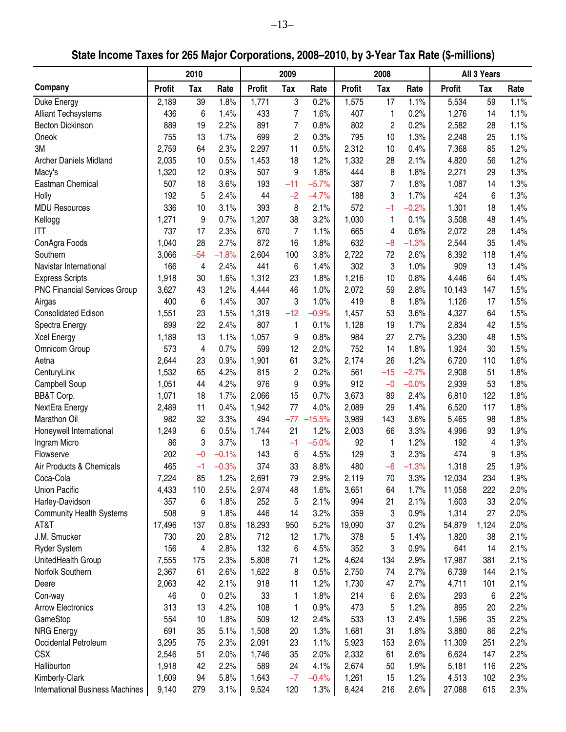## State Income Taxes for 265 Major Corporations, 2008–2010, by 3-Year Tax Rate ($-millions)

| Company | 2010 | | | 2009 | | | 2008 | | | All 3 Years | | |
|---|---|---|---|---|---|---|---|---|---|---|---|---|
| | Profit | Tax | Rate | Profit | Tax | Rate | Profit | Tax | Rate | Profit | Tax | Rate |
| Duke Energy | 2,189 | 39 | 1.8% | 1,771 | 3 | 0.2% | 1,575 | 17 | 1.1% | 5,534 | 59 | 1.1% |
| Alliant Techsystems | 436 | 6 | 1.4% | 433 | 7 | 1.6% | 407 | 1 | 0.2% | 1,276 | 14 | 1.1% |
| Becton Dickinson | 889 | 19 | 2.2% | 891 | 7 | 0.8% | 802 | 2 | 0.2% | 2,582 | 28 | 1.1% |
| Oneok | 755 | 13 | 1.7% | 699 | 2 | 0.3% | 795 | 10 | 1.3% | 2,248 | 25 | 1.1% |
| 3M | 2,759 | 64 | 2.3% | 2,297 | 11 | 0.5% | 2,312 | 10 | 0.4% | 7,368 | 85 | 1.2% |
| Archer Daniels Midland | 2,035 | 10 | 0.5% | 1,453 | 18 | 1.2% | 1,332 | 28 | 2.1% | 4,820 | 56 | 1.2% |
| Macy's | 1,320 | 12 | 0.9% | 507 | 9 | 1.8% | 444 | 8 | 1.8% | 2,271 | 29 | 1.3% |
| Eastman Chemical | 507 | 18 | 3.6% | 193 | –11 | –5.7% | 387 | 7 | 1.8% | 1,087 | 14 | 1.3% |
| Holly | 192 | 5 | 2.4% | 44 | –2 | –4.7% | 188 | 3 | 1.7% | 424 | 6 | 1.3% |
| MDU Resources | 336 | 10 | 3.1% | 393 | 8 | 2.1% | 572 | –1 | –0.2% | 1,301 | 18 | 1.4% |
| Kellogg | 1,271 | 9 | 0.7% | 1,207 | 38 | 3.2% | 1,030 | 1 | 0.1% | 3,508 | 48 | 1.4% |
| ITT | 737 | 17 | 2.3% | 670 | 7 | 1.1% | 665 | 4 | 0.6% | 2,072 | 28 | 1.4% |
| ConAgra Foods | 1,040 | 28 | 2.7% | 872 | 16 | 1.8% | 632 | –8 | –1.3% | 2,544 | 35 | 1.4% |
| Southern | 3,066 | –54 | –1.8% | 2,604 | 100 | 3.8% | 2,722 | 72 | 2.6% | 8,392 | 118 | 1.4% |
| Navistar International | 166 | 4 | 2.4% | 441 | 6 | 1.4% | 302 | 3 | 1.0% | 909 | 13 | 1.4% |
| Express Scripts | 1,918 | 30 | 1.6% | 1,312 | 23 | 1.8% | 1,216 | 10 | 0.8% | 4,446 | 64 | 1.4% |
| PNC Financial Services Group | 3,627 | 43 | 1.2% | 4,444 | 46 | 1.0% | 2,072 | 59 | 2.8% | 10,143 | 147 | 1.5% |
| Airgas | 400 | 6 | 1.4% | 307 | 3 | 1.0% | 419 | 8 | 1.8% | 1,126 | 17 | 1.5% |
| Consolidated Edison | 1,551 | 23 | 1.5% | 1,319 | –12 | –0.9% | 1,457 | 53 | 3.6% | 4,327 | 64 | 1.5% |
| Spectra Energy | 899 | 22 | 2.4% | 807 | 1 | 0.1% | 1,128 | 19 | 1.7% | 2,834 | 42 | 1.5% |
| Xcel Energy | 1,189 | 13 | 1.1% | 1,057 | 9 | 0.8% | 984 | 27 | 2.7% | 3,230 | 48 | 1.5% |
| Omnicom Group | 573 | 4 | 0.7% | 599 | 12 | 2.0% | 752 | 14 | 1.8% | 1,924 | 30 | 1.5% |
| Aetna | 2,644 | 23 | 0.9% | 1,901 | 61 | 3.2% | 2,174 | 26 | 1.2% | 6,720 | 110 | 1.6% |
| CenturyLink | 1,532 | 65 | 4.2% | 815 | 2 | 0.2% | 561 | –15 | –2.7% | 2,908 | 51 | 1.8% |
| Campbell Soup | 1,051 | 44 | 4.2% | 976 | 9 | 0.9% | 912 | –0 | –0.0% | 2,939 | 53 | 1.8% |
| BB&T Corp. | 1,071 | 18 | 1.7% | 2,066 | 15 | 0.7% | 3,673 | 89 | 2.4% | 6,810 | 122 | 1.8% |
| NextEra Energy | 2,489 | 11 | 0.4% | 1,942 | 77 | 4.0% | 2,089 | 29 | 1.4% | 6,520 | 117 | 1.8% |
| Marathon Oil | 982 | 32 | 3.3% | 494 | –77 | –15.5% | 3,989 | 143 | 3.6% | 5,465 | 98 | 1.8% |
| Honeywell International | 1,249 | 6 | 0.5% | 1,744 | 21 | 1.2% | 2,003 | 66 | 3.3% | 4,996 | 93 | 1.9% |
| Ingram Micro | 86 | 3 | 3.7% | 13 | –1 | –5.0% | 92 | 1 | 1.2% | 192 | 4 | 1.9% |
| Flowserve | 202 | –0 | –0.1% | 143 | 6 | 4.5% | 129 | 3 | 2.3% | 474 | 9 | 1.9% |
| Air Products & Chemicals | 465 | –1 | –0.3% | 374 | 33 | 8.8% | 480 | –6 | –1.3% | 1,318 | 25 | 1.9% |
| Coca-Cola | 7,224 | 85 | 1.2% | 2,691 | 79 | 2.9% | 2,119 | 70 | 3.3% | 12,034 | 234 | 1.9% |
| Union Pacific | 4,433 | 110 | 2.5% | 2,974 | 48 | 1.6% | 3,651 | 64 | 1.7% | 11,058 | 222 | 2.0% |
| Harley-Davidson | 357 | 6 | 1.8% | 252 | 5 | 2.1% | 994 | 21 | 2.1% | 1,603 | 33 | 2.0% |
| Community Health Systems | 508 | 9 | 1.8% | 446 | 14 | 3.2% | 359 | 3 | 0.9% | 1,314 | 27 | 2.0% |
| AT&T | 17,496 | 137 | 0.8% | 18,293 | 950 | 5.2% | 19,090 | 37 | 0.2% | 54,879 | 1,124 | 2.0% |
| J.M. Smucker | 730 | 20 | 2.8% | 712 | 12 | 1.7% | 378 | 5 | 1.4% | 1,820 | 38 | 2.1% |
| Ryder System | 156 | 4 | 2.8% | 132 | 6 | 4.5% | 352 | 3 | 0.9% | 641 | 14 | 2.1% |
| UnitedHealth Group | 7,555 | 175 | 2.3% | 5,808 | 71 | 1.2% | 4,624 | 134 | 2.9% | 17,987 | 381 | 2.1% |
| Norfolk Southern | 2,367 | 61 | 2.6% | 1,622 | 8 | 0.5% | 2,750 | 74 | 2.7% | 6,739 | 144 | 2.1% |
| Deere | 2,063 | 42 | 2.1% | 918 | 11 | 1.2% | 1,730 | 47 | 2.7% | 4,711 | 101 | 2.1% |
| Con-way | 46 | 0 | 0.2% | 33 | 1 | 1.8% | 214 | 6 | 2.6% | 293 | 6 | 2.2% |
| Arrow Electronics | 313 | 13 | 4.2% | 108 | 1 | 0.9% | 473 | 5 | 1.2% | 895 | 20 | 2.2% |
| GameStop | 554 | 10 | 1.8% | 509 | 12 | 2.4% | 533 | 13 | 2.4% | 1,596 | 35 | 2.2% |
| NRG Energy | 691 | 35 | 5.1% | 1,508 | 20 | 1.3% | 1,681 | 31 | 1.8% | 3,880 | 86 | 2.2% |
| Occidental Petroleum | 3,295 | 75 | 2.3% | 2,091 | 23 | 1.1% | 5,923 | 153 | 2.6% | 11,309 | 251 | 2.2% |
| CSX | 2,546 | 51 | 2.0% | 1,746 | 35 | 2.0% | 2,332 | 61 | 2.6% | 6,624 | 147 | 2.2% |
| Halliburton | 1,918 | 42 | 2.2% | 589 | 24 | 4.1% | 2,674 | 50 | 1.9% | 5,181 | 116 | 2.2% |
| Kimberly-Clark | 1,609 | 94 | 5.8% | 1,643 | –7 | –0.4% | 1,261 | 15 | 1.2% | 4,513 | 102 | 2.3% |
| International Business Machines | 9,140 | 279 | 3.1% | 9,524 | 120 | 1.3% | 8,424 | 216 | 2.6% | 27,088 | 615 | 2.3% |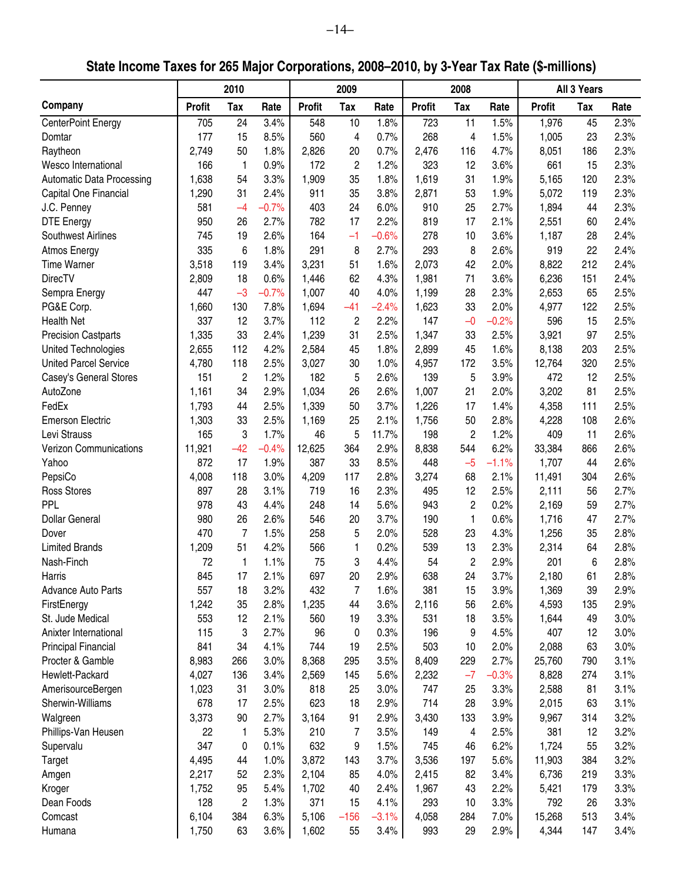## State Income Taxes for 265 Major Corporations, 2008–2010, by 3-Year Tax Rate ($-millions)

| Company | 2010 | | | 2009 | | | 2008 | | | All 3 Years | | |
|---|---|---|---|---|---|---|---|---|---|---|---|---|
| | Profit | Tax | Rate | Profit | Tax | Rate | Profit | Tax | Rate | Profit | Tax | Rate |
| CenterPoint Energy | 705 | 24 | 3.4% | 548 | 10 | 1.8% | 723 | 11 | 1.5% | 1,976 | 45 | 2.3% |
| Domtar | 177 | 15 | 8.5% | 560 | 4 | 0.7% | 268 | 4 | 1.5% | 1,005 | 23 | 2.3% |
| Raytheon | 2,749 | 50 | 1.8% | 2,826 | 20 | 0.7% | 2,476 | 116 | 4.7% | 8,051 | 186 | 2.3% |
| Wesco International | 166 | 1 | 0.9% | 172 | 2 | 1.2% | 323 | 12 | 3.6% | 661 | 15 | 2.3% |
| Automatic Data Processing | 1,638 | 54 | 3.3% | 1,909 | 35 | 1.8% | 1,619 | 31 | 1.9% | 5,165 | 120 | 2.3% |
| Capital One Financial | 1,290 | 31 | 2.4% | 911 | 35 | 3.8% | 2,871 | 53 | 1.9% | 5,072 | 119 | 2.3% |
| J.C. Penney | 581 | –4 | –0.7% | 403 | 24 | 6.0% | 910 | 25 | 2.7% | 1,894 | 44 | 2.3% |
| DTE Energy | 950 | 26 | 2.7% | 782 | 17 | 2.2% | 819 | 17 | 2.1% | 2,551 | 60 | 2.4% |
| Southwest Airlines | 745 | 19 | 2.6% | 164 | –1 | –0.6% | 278 | 10 | 3.6% | 1,187 | 28 | 2.4% |
| Atmos Energy | 335 | 6 | 1.8% | 291 | 8 | 2.7% | 293 | 8 | 2.6% | 919 | 22 | 2.4% |
| Time Warner | 3,518 | 119 | 3.4% | 3,231 | 51 | 1.6% | 2,073 | 42 | 2.0% | 8,822 | 212 | 2.4% |
| DirecTV | 2,809 | 18 | 0.6% | 1,446 | 62 | 4.3% | 1,981 | 71 | 3.6% | 6,236 | 151 | 2.4% |
| Sempra Energy | 447 | –3 | –0.7% | 1,007 | 40 | 4.0% | 1,199 | 28 | 2.3% | 2,653 | 65 | 2.5% |
| PG&E Corp. | 1,660 | 130 | 7.8% | 1,694 | –41 | –2.4% | 1,623 | 33 | 2.0% | 4,977 | 122 | 2.5% |
| Health Net | 337 | 12 | 3.7% | 112 | 2 | 2.2% | 147 | –0 | –0.2% | 596 | 15 | 2.5% |
| Precision Castparts | 1,335 | 33 | 2.4% | 1,239 | 31 | 2.5% | 1,347 | 33 | 2.5% | 3,921 | 97 | 2.5% |
| United Technologies | 2,655 | 112 | 4.2% | 2,584 | 45 | 1.8% | 2,899 | 45 | 1.6% | 8,138 | 203 | 2.5% |
| United Parcel Service | 4,780 | 118 | 2.5% | 3,027 | 30 | 1.0% | 4,957 | 172 | 3.5% | 12,764 | 320 | 2.5% |
| Casey's General Stores | 151 | 2 | 1.2% | 182 | 5 | 2.6% | 139 | 5 | 3.9% | 472 | 12 | 2.5% |
| AutoZone | 1,161 | 34 | 2.9% | 1,034 | 26 | 2.6% | 1,007 | 21 | 2.0% | 3,202 | 81 | 2.5% |
| FedEx | 1,793 | 44 | 2.5% | 1,339 | 50 | 3.7% | 1,226 | 17 | 1.4% | 4,358 | 111 | 2.5% |
| Emerson Electric | 1,303 | 33 | 2.5% | 1,169 | 25 | 2.1% | 1,756 | 50 | 2.8% | 4,228 | 108 | 2.6% |
| Levi Strauss | 165 | 3 | 1.7% | 46 | 5 | 11.7% | 198 | 2 | 1.2% | 409 | 11 | 2.6% |
| Verizon Communications | 11,921 | –42 | –0.4% | 12,625 | 364 | 2.9% | 8,838 | 544 | 6.2% | 33,384 | 866 | 2.6% |
| Yahoo | 872 | 17 | 1.9% | 387 | 33 | 8.5% | 448 | –5 | –1.1% | 1,707 | 44 | 2.6% |
| PepsiCo | 4,008 | 118 | 3.0% | 4,209 | 117 | 2.8% | 3,274 | 68 | 2.1% | 11,491 | 304 | 2.6% |
| Ross Stores | 897 | 28 | 3.1% | 719 | 16 | 2.3% | 495 | 12 | 2.5% | 2,111 | 56 | 2.7% |
| PPL | 978 | 43 | 4.4% | 248 | 14 | 5.6% | 943 | 2 | 0.2% | 2,169 | 59 | 2.7% |
| Dollar General | 980 | 26 | 2.6% | 546 | 20 | 3.7% | 190 | 1 | 0.6% | 1,716 | 47 | 2.7% |
| Dover | 470 | 7 | 1.5% | 258 | 5 | 2.0% | 528 | 23 | 4.3% | 1,256 | 35 | 2.8% |
| Limited Brands | 1,209 | 51 | 4.2% | 566 | 1 | 0.2% | 539 | 13 | 2.3% | 2,314 | 64 | 2.8% |
| Nash-Finch | 72 | 1 | 1.1% | 75 | 3 | 4.4% | 54 | 2 | 2.9% | 201 | 6 | 2.8% |
| Harris | 845 | 17 | 2.1% | 697 | 20 | 2.9% | 638 | 24 | 3.7% | 2,180 | 61 | 2.8% |
| Advance Auto Parts | 557 | 18 | 3.2% | 432 | 7 | 1.6% | 381 | 15 | 3.9% | 1,369 | 39 | 2.9% |
| FirstEnergy | 1,242 | 35 | 2.8% | 1,235 | 44 | 3.6% | 2,116 | 56 | 2.6% | 4,593 | 135 | 2.9% |
| St. Jude Medical | 553 | 12 | 2.1% | 560 | 19 | 3.3% | 531 | 18 | 3.5% | 1,644 | 49 | 3.0% |
| Anixter International | 115 | 3 | 2.7% | 96 | 0 | 0.3% | 196 | 9 | 4.5% | 407 | 12 | 3.0% |
| Principal Financial | 841 | 34 | 4.1% | 744 | 19 | 2.5% | 503 | 10 | 2.0% | 2,088 | 63 | 3.0% |
| Procter & Gamble | 8,983 | 266 | 3.0% | 8,368 | 295 | 3.5% | 8,409 | 229 | 2.7% | 25,760 | 790 | 3.1% |
| Hewlett-Packard | 4,027 | 136 | 3.4% | 2,569 | 145 | 5.6% | 2,232 | –7 | –0.3% | 8,828 | 274 | 3.1% |
| AmerisourceBergen | 1,023 | 31 | 3.0% | 818 | 25 | 3.0% | 747 | 25 | 3.3% | 2,588 | 81 | 3.1% |
| Sherwin-Williams | 678 | 17 | 2.5% | 623 | 18 | 2.9% | 714 | 28 | 3.9% | 2,015 | 63 | 3.1% |
| Walgreen | 3,373 | 90 | 2.7% | 3,164 | 91 | 2.9% | 3,430 | 133 | 3.9% | 9,967 | 314 | 3.2% |
| Phillips-Van Heusen | 22 | 1 | 5.3% | 210 | 7 | 3.5% | 149 | 4 | 2.5% | 381 | 12 | 3.2% |
| Supervalu | 347 | 0 | 0.1% | 632 | 9 | 1.5% | 745 | 46 | 6.2% | 1,724 | 55 | 3.2% |
| Target | 4,495 | 44 | 1.0% | 3,872 | 143 | 3.7% | 3,536 | 197 | 5.6% | 11,903 | 384 | 3.2% |
| Amgen | 2,217 | 52 | 2.3% | 2,104 | 85 | 4.0% | 2,415 | 82 | 3.4% | 6,736 | 219 | 3.3% |
| Kroger | 1,752 | 95 | 5.4% | 1,702 | 40 | 2.4% | 1,967 | 43 | 2.2% | 5,421 | 179 | 3.3% |
| Dean Foods | 128 | 2 | 1.3% | 371 | 15 | 4.1% | 293 | 10 | 3.3% | 792 | 26 | 3.3% |
| Comcast | 6,104 | 384 | 6.3% | 5,106 | –156 | –3.1% | 4,058 | 284 | 7.0% | 15,268 | 513 | 3.4% |
| Humana | 1,750 | 63 | 3.6% | 1,602 | 55 | 3.4% | 993 | 29 | 2.9% | 4,344 | 147 | 3.4% |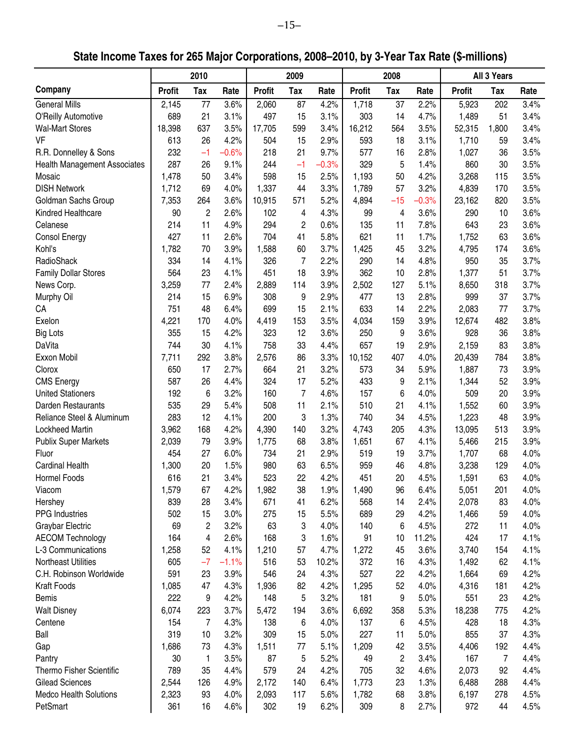## State Income Taxes for 265 Major Corporations, 2008–2010, by 3-Year Tax Rate ($-millions)

| | 2010 | | | 2009 | | | 2008 | | | All 3 Years | | |
|---|---|---|---|---|---|---|---|---|---|---|---|---|
| **Company** | **Profit** | **Tax** | **Rate** | **Profit** | **Tax** | **Rate** | **Profit** | **Tax** | **Rate** | **Profit** | **Tax** | **Rate** |
| General Mills | 2,145 | 77 | 3.6% | 2,060 | 87 | 4.2% | 1,718 | 37 | 2.2% | 5,923 | 202 | 3.4% |
| O'Reilly Automotive | 689 | 21 | 3.1% | 497 | 15 | 3.1% | 303 | 14 | 4.7% | 1,489 | 51 | 3.4% |
| Wal-Mart Stores | 18,398 | 637 | 3.5% | 17,705 | 599 | 3.4% | 16,212 | 564 | 3.5% | 52,315 | 1,800 | 3.4% |
| VF | 613 | 26 | 4.2% | 504 | 15 | 2.9% | 593 | 18 | 3.1% | 1,710 | 59 | 3.4% |
| R.R. Donnelley & Sons | 232 | –1 | –0.6% | 218 | 21 | 9.7% | 577 | 16 | 2.8% | 1,027 | 36 | 3.5% |
| Health Management Associates | 287 | 26 | 9.1% | 244 | –1 | –0.3% | 329 | 5 | 1.4% | 860 | 30 | 3.5% |
| Mosaic | 1,478 | 50 | 3.4% | 598 | 15 | 2.5% | 1,193 | 50 | 4.2% | 3,268 | 115 | 3.5% |
| DISH Network | 1,712 | 69 | 4.0% | 1,337 | 44 | 3.3% | 1,789 | 57 | 3.2% | 4,839 | 170 | 3.5% |
| Goldman Sachs Group | 7,353 | 264 | 3.6% | 10,915 | 571 | 5.2% | 4,894 | –15 | –0.3% | 23,162 | 820 | 3.5% |
| Kindred Healthcare | 90 | 2 | 2.6% | 102 | 4 | 4.3% | 99 | 4 | 3.6% | 290 | 10 | 3.6% |
| Celanese | 214 | 11 | 4.9% | 294 | 2 | 0.6% | 135 | 11 | 7.8% | 643 | 23 | 3.6% |
| Consol Energy | 427 | 11 | 2.6% | 704 | 41 | 5.8% | 621 | 11 | 1.7% | 1,752 | 63 | 3.6% |
| Kohl's | 1,782 | 70 | 3.9% | 1,588 | 60 | 3.7% | 1,425 | 45 | 3.2% | 4,795 | 174 | 3.6% |
| RadioShack | 334 | 14 | 4.1% | 326 | 7 | 2.2% | 290 | 14 | 4.8% | 950 | 35 | 3.7% |
| Family Dollar Stores | 564 | 23 | 4.1% | 451 | 18 | 3.9% | 362 | 10 | 2.8% | 1,377 | 51 | 3.7% |
| News Corp. | 3,259 | 77 | 2.4% | 2,889 | 114 | 3.9% | 2,502 | 127 | 5.1% | 8,650 | 318 | 3.7% |
| Murphy Oil | 214 | 15 | 6.9% | 308 | 9 | 2.9% | 477 | 13 | 2.8% | 999 | 37 | 3.7% |
| CA | 751 | 48 | 6.4% | 699 | 15 | 2.1% | 633 | 14 | 2.2% | 2,083 | 77 | 3.7% |
| Exelon | 4,221 | 170 | 4.0% | 4,419 | 153 | 3.5% | 4,034 | 159 | 3.9% | 12,674 | 482 | 3.8% |
| Big Lots | 355 | 15 | 4.2% | 323 | 12 | 3.6% | 250 | 9 | 3.6% | 928 | 36 | 3.8% |
| DaVita | 744 | 30 | 4.1% | 758 | 33 | 4.4% | 657 | 19 | 2.9% | 2,159 | 83 | 3.8% |
| Exxon Mobil | 7,711 | 292 | 3.8% | 2,576 | 86 | 3.3% | 10,152 | 407 | 4.0% | 20,439 | 784 | 3.8% |
| Clorox | 650 | 17 | 2.7% | 664 | 21 | 3.2% | 573 | 34 | 5.9% | 1,887 | 73 | 3.9% |
| CMS Energy | 587 | 26 | 4.4% | 324 | 17 | 5.2% | 433 | 9 | 2.1% | 1,344 | 52 | 3.9% |
| United Stationers | 192 | 6 | 3.2% | 160 | 7 | 4.6% | 157 | 6 | 4.0% | 509 | 20 | 3.9% |
| Darden Restaurants | 535 | 29 | 5.4% | 508 | 11 | 2.1% | 510 | 21 | 4.1% | 1,552 | 60 | 3.9% |
| Reliance Steel & Aluminum | 283 | 12 | 4.1% | 200 | 3 | 1.3% | 740 | 34 | 4.5% | 1,223 | 48 | 3.9% |
| Lockheed Martin | 3,962 | 168 | 4.2% | 4,390 | 140 | 3.2% | 4,743 | 205 | 4.3% | 13,095 | 513 | 3.9% |
| Publix Super Markets | 2,039 | 79 | 3.9% | 1,775 | 68 | 3.8% | 1,651 | 67 | 4.1% | 5,466 | 215 | 3.9% |
| Fluor | 454 | 27 | 6.0% | 734 | 21 | 2.9% | 519 | 19 | 3.7% | 1,707 | 68 | 4.0% |
| Cardinal Health | 1,300 | 20 | 1.5% | 980 | 63 | 6.5% | 959 | 46 | 4.8% | 3,238 | 129 | 4.0% |
| Hormel Foods | 616 | 21 | 3.4% | 523 | 22 | 4.2% | 451 | 20 | 4.5% | 1,591 | 63 | 4.0% |
| Viacom | 1,579 | 67 | 4.2% | 1,982 | 38 | 1.9% | 1,490 | 96 | 6.4% | 5,051 | 201 | 4.0% |
| Hershey | 839 | 28 | 3.4% | 671 | 41 | 6.2% | 568 | 14 | 2.4% | 2,078 | 83 | 4.0% |
| PPG Industries | 502 | 15 | 3.0% | 275 | 15 | 5.5% | 689 | 29 | 4.2% | 1,466 | 59 | 4.0% |
| Graybar Electric | 69 | 2 | 3.2% | 63 | 3 | 4.0% | 140 | 6 | 4.5% | 272 | 11 | 4.0% |
| AECOM Technology | 164 | 4 | 2.6% | 168 | 3 | 1.6% | 91 | 10 | 11.2% | 424 | 17 | 4.1% |
| L-3 Communications | 1,258 | 52 | 4.1% | 1,210 | 57 | 4.7% | 1,272 | 45 | 3.6% | 3,740 | 154 | 4.1% |
| Northeast Utilities | 605 | –7 | –1.1% | 516 | 53 | 10.2% | 372 | 16 | 4.3% | 1,492 | 62 | 4.1% |
| C.H. Robinson Worldwide | 591 | 23 | 3.9% | 546 | 24 | 4.3% | 527 | 22 | 4.2% | 1,664 | 69 | 4.2% |
| Kraft Foods | 1,085 | 47 | 4.3% | 1,936 | 82 | 4.2% | 1,295 | 52 | 4.0% | 4,316 | 181 | 4.2% |
| Bemis | 222 | 9 | 4.2% | 148 | 5 | 3.2% | 181 | 9 | 5.0% | 551 | 23 | 4.2% |
| Walt Disney | 6,074 | 223 | 3.7% | 5,472 | 194 | 3.6% | 6,692 | 358 | 5.3% | 18,238 | 775 | 4.2% |
| Centene | 154 | 7 | 4.3% | 138 | 6 | 4.0% | 137 | 6 | 4.5% | 428 | 18 | 4.3% |
| Ball | 319 | 10 | 3.2% | 309 | 15 | 5.0% | 227 | 11 | 5.0% | 855 | 37 | 4.3% |
| Gap | 1,686 | 73 | 4.3% | 1,511 | 77 | 5.1% | 1,209 | 42 | 3.5% | 4,406 | 192 | 4.4% |
| Pantry | 30 | 1 | 3.5% | 87 | 5 | 5.2% | 49 | 2 | 3.4% | 167 | 7 | 4.4% |
| Thermo Fisher Scientific | 789 | 35 | 4.4% | 579 | 24 | 4.2% | 705 | 32 | 4.6% | 2,073 | 92 | 4.4% |
| Gilead Sciences | 2,544 | 126 | 4.9% | 2,172 | 140 | 6.4% | 1,773 | 23 | 1.3% | 6,488 | 288 | 4.4% |
| Medco Health Solutions | 2,323 | 93 | 4.0% | 2,093 | 117 | 5.6% | 1,782 | 68 | 3.8% | 6,197 | 278 | 4.5% |
| PetSmart | 361 | 16 | 4.6% | 302 | 19 | 6.2% | 309 | 8 | 2.7% | 972 | 44 | 4.5% |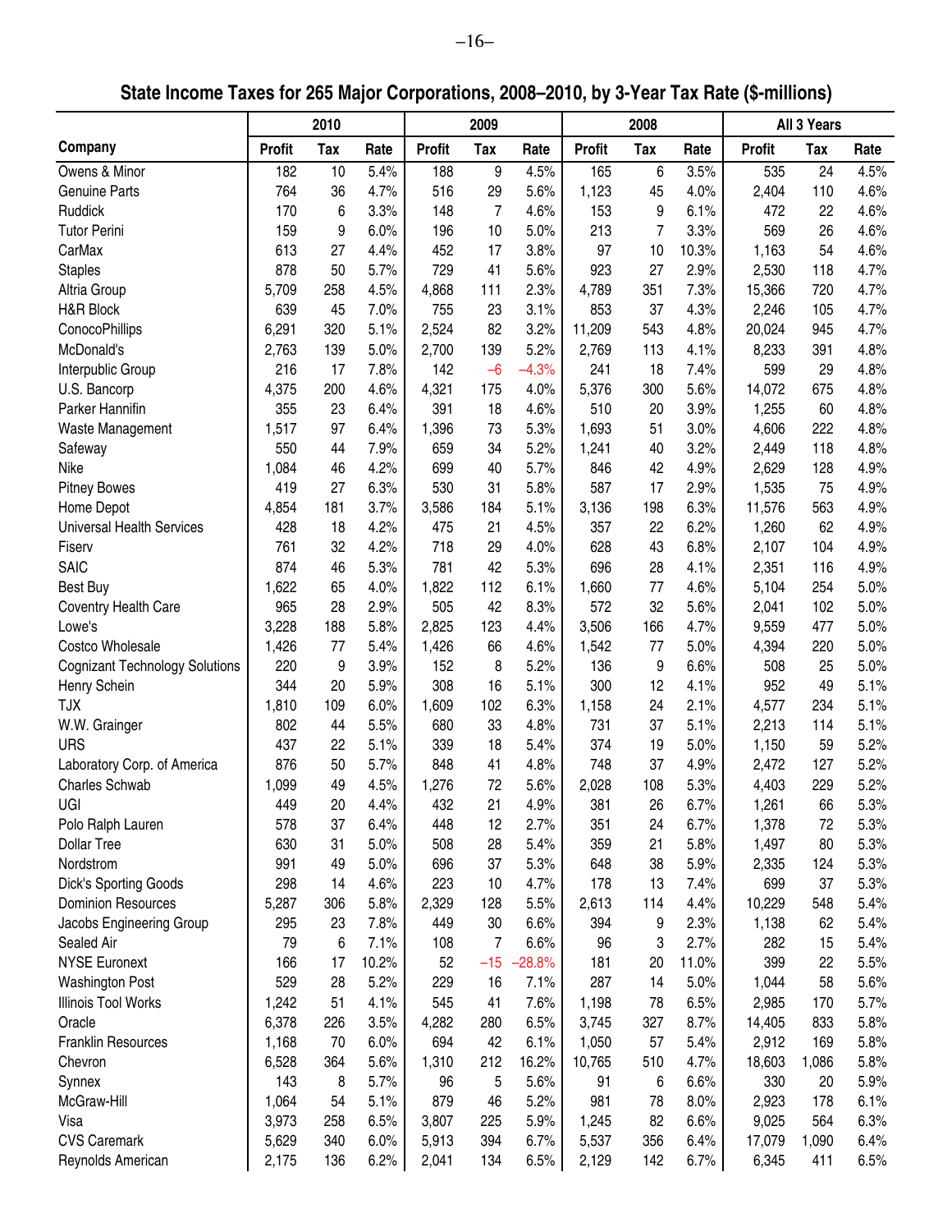## State Income Taxes for 265 Major Corporations, 2008–2010, by 3-Year Tax Rate ($-millions)

| Company | 2010 | | | 2009 | | | 2008 | | | All 3 Years | | |
|---|---|---|---|---|---|---|---|---|---|---|---|---|
| | Profit | Tax | Rate | Profit | Tax | Rate | Profit | Tax | Rate | Profit | Tax | Rate |
| Owens & Minor | 182 | 10 | 5.4% | 188 | 9 | 4.5% | 165 | 6 | 3.5% | 535 | 24 | 4.5% |
| Genuine Parts | 764 | 36 | 4.7% | 516 | 29 | 5.6% | 1,123 | 45 | 4.0% | 2,404 | 110 | 4.6% |
| Ruddick | 170 | 6 | 3.3% | 148 | 7 | 4.6% | 153 | 9 | 6.1% | 472 | 22 | 4.6% |
| Tutor Perini | 159 | 9 | 6.0% | 196 | 10 | 5.0% | 213 | 7 | 3.3% | 569 | 26 | 4.6% |
| CarMax | 613 | 27 | 4.4% | 452 | 17 | 3.8% | 97 | 10 | 10.3% | 1,163 | 54 | 4.6% |
| Staples | 878 | 50 | 5.7% | 729 | 41 | 5.6% | 923 | 27 | 2.9% | 2,530 | 118 | 4.7% |
| Altria Group | 5,709 | 258 | 4.5% | 4,868 | 111 | 2.3% | 4,789 | 351 | 7.3% | 15,366 | 720 | 4.7% |
| H&R Block | 639 | 45 | 7.0% | 755 | 23 | 3.1% | 853 | 37 | 4.3% | 2,246 | 105 | 4.7% |
| ConocoPhillips | 6,291 | 320 | 5.1% | 2,524 | 82 | 3.2% | 11,209 | 543 | 4.8% | 20,024 | 945 | 4.7% |
| McDonald's | 2,763 | 139 | 5.0% | 2,700 | 139 | 5.2% | 2,769 | 113 | 4.1% | 8,233 | 391 | 4.8% |
| Interpublic Group | 216 | 17 | 7.8% | 142 | –6 | –4.3% | 241 | 18 | 7.4% | 599 | 29 | 4.8% |
| U.S. Bancorp | 4,375 | 200 | 4.6% | 4,321 | 175 | 4.0% | 5,376 | 300 | 5.6% | 14,072 | 675 | 4.8% |
| Parker Hannifin | 355 | 23 | 6.4% | 391 | 18 | 4.6% | 510 | 20 | 3.9% | 1,255 | 60 | 4.8% |
| Waste Management | 1,517 | 97 | 6.4% | 1,396 | 73 | 5.3% | 1,693 | 51 | 3.0% | 4,606 | 222 | 4.8% |
| Safeway | 550 | 44 | 7.9% | 659 | 34 | 5.2% | 1,241 | 40 | 3.2% | 2,449 | 118 | 4.8% |
| Nike | 1,084 | 46 | 4.2% | 699 | 40 | 5.7% | 846 | 42 | 4.9% | 2,629 | 128 | 4.9% |
| Pitney Bowes | 419 | 27 | 6.3% | 530 | 31 | 5.8% | 587 | 17 | 2.9% | 1,535 | 75 | 4.9% |
| Home Depot | 4,854 | 181 | 3.7% | 3,586 | 184 | 5.1% | 3,136 | 198 | 6.3% | 11,576 | 563 | 4.9% |
| Universal Health Services | 428 | 18 | 4.2% | 475 | 21 | 4.5% | 357 | 22 | 6.2% | 1,260 | 62 | 4.9% |
| Fiserv | 761 | 32 | 4.2% | 718 | 29 | 4.0% | 628 | 43 | 6.8% | 2,107 | 104 | 4.9% |
| SAIC | 874 | 46 | 5.3% | 781 | 42 | 5.3% | 696 | 28 | 4.1% | 2,351 | 116 | 4.9% |
| Best Buy | 1,622 | 65 | 4.0% | 1,822 | 112 | 6.1% | 1,660 | 77 | 4.6% | 5,104 | 254 | 5.0% |
| Coventry Health Care | 965 | 28 | 2.9% | 505 | 42 | 8.3% | 572 | 32 | 5.6% | 2,041 | 102 | 5.0% |
| Lowe's | 3,228 | 188 | 5.8% | 2,825 | 123 | 4.4% | 3,506 | 166 | 4.7% | 9,559 | 477 | 5.0% |
| Costco Wholesale | 1,426 | 77 | 5.4% | 1,426 | 66 | 4.6% | 1,542 | 77 | 5.0% | 4,394 | 220 | 5.0% |
| Cognizant Technology Solutions | 220 | 9 | 3.9% | 152 | 8 | 5.2% | 136 | 9 | 6.6% | 508 | 25 | 5.0% |
| Henry Schein | 344 | 20 | 5.9% | 308 | 16 | 5.1% | 300 | 12 | 4.1% | 952 | 49 | 5.1% |
| TJX | 1,810 | 109 | 6.0% | 1,609 | 102 | 6.3% | 1,158 | 24 | 2.1% | 4,577 | 234 | 5.1% |
| W.W. Grainger | 802 | 44 | 5.5% | 680 | 33 | 4.8% | 731 | 37 | 5.1% | 2,213 | 114 | 5.1% |
| URS | 437 | 22 | 5.1% | 339 | 18 | 5.4% | 374 | 19 | 5.0% | 1,150 | 59 | 5.2% |
| Laboratory Corp. of America | 876 | 50 | 5.7% | 848 | 41 | 4.8% | 748 | 37 | 4.9% | 2,472 | 127 | 5.2% |
| Charles Schwab | 1,099 | 49 | 4.5% | 1,276 | 72 | 5.6% | 2,028 | 108 | 5.3% | 4,403 | 229 | 5.2% |
| UGI | 449 | 20 | 4.4% | 432 | 21 | 4.9% | 381 | 26 | 6.7% | 1,261 | 66 | 5.3% |
| Polo Ralph Lauren | 578 | 37 | 6.4% | 448 | 12 | 2.7% | 351 | 24 | 6.7% | 1,378 | 72 | 5.3% |
| Dollar Tree | 630 | 31 | 5.0% | 508 | 28 | 5.4% | 359 | 21 | 5.8% | 1,497 | 80 | 5.3% |
| Nordstrom | 991 | 49 | 5.0% | 696 | 37 | 5.3% | 648 | 38 | 5.9% | 2,335 | 124 | 5.3% |
| Dick's Sporting Goods | 298 | 14 | 4.6% | 223 | 10 | 4.7% | 178 | 13 | 7.4% | 699 | 37 | 5.3% |
| Dominion Resources | 5,287 | 306 | 5.8% | 2,329 | 128 | 5.5% | 2,613 | 114 | 4.4% | 10,229 | 548 | 5.4% |
| Jacobs Engineering Group | 295 | 23 | 7.8% | 449 | 30 | 6.6% | 394 | 9 | 2.3% | 1,138 | 62 | 5.4% |
| Sealed Air | 79 | 6 | 7.1% | 108 | 7 | 6.6% | 96 | 3 | 2.7% | 282 | 15 | 5.4% |
| NYSE Euronext | 166 | 17 | 10.2% | 52 | –15 | –28.8% | 181 | 20 | 11.0% | 399 | 22 | 5.5% |
| Washington Post | 529 | 28 | 5.2% | 229 | 16 | 7.1% | 287 | 14 | 5.0% | 1,044 | 58 | 5.6% |
| Illinois Tool Works | 1,242 | 51 | 4.1% | 545 | 41 | 7.6% | 1,198 | 78 | 6.5% | 2,985 | 170 | 5.7% |
| Oracle | 6,378 | 226 | 3.5% | 4,282 | 280 | 6.5% | 3,745 | 327 | 8.7% | 14,405 | 833 | 5.8% |
| Franklin Resources | 1,168 | 70 | 6.0% | 694 | 42 | 6.1% | 1,050 | 57 | 5.4% | 2,912 | 169 | 5.8% |
| Chevron | 6,528 | 364 | 5.6% | 1,310 | 212 | 16.2% | 10,765 | 510 | 4.7% | 18,603 | 1,086 | 5.8% |
| Synnex | 143 | 8 | 5.7% | 96 | 5 | 5.6% | 91 | 6 | 6.6% | 330 | 20 | 5.9% |
| McGraw-Hill | 1,064 | 54 | 5.1% | 879 | 46 | 5.2% | 981 | 78 | 8.0% | 2,923 | 178 | 6.1% |
| Visa | 3,973 | 258 | 6.5% | 3,807 | 225 | 5.9% | 1,245 | 82 | 6.6% | 9,025 | 564 | 6.3% |
| CVS Caremark | 5,629 | 340 | 6.0% | 5,913 | 394 | 6.7% | 5,537 | 356 | 6.4% | 17,079 | 1,090 | 6.4% |
| Reynolds American | 2,175 | 136 | 6.2% | 2,041 | 134 | 6.5% | 2,129 | 142 | 6.7% | 6,345 | 411 | 6.5% |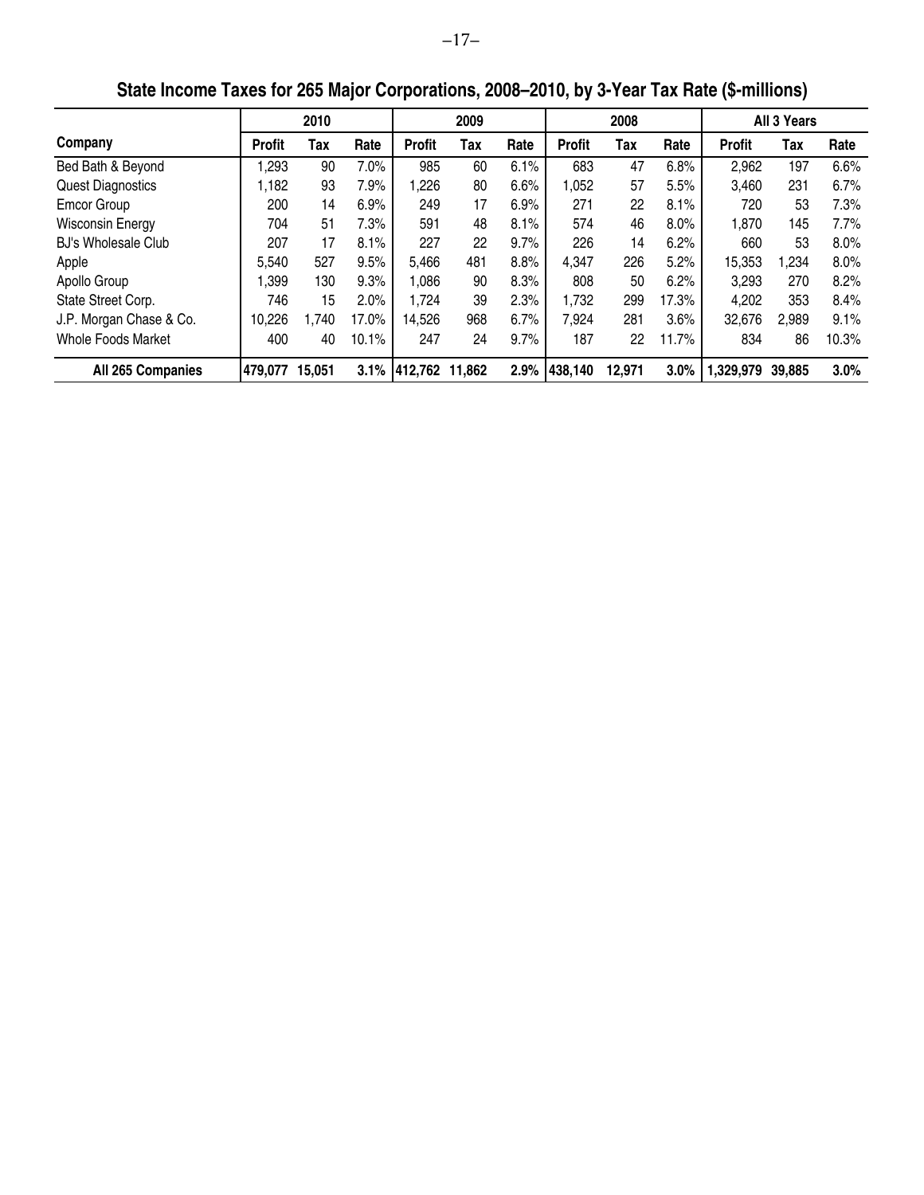## State Income Taxes for 265 Major Corporations, 2008–2010, by 3-Year Tax Rate ($-millions)

| Company | 2010 | | | 2009 | | | 2008 | | | All 3 Years | | |
|---|---|---|---|---|---|---|---|---|---|---|---|---|
| | Profit | Tax | Rate | Profit | Tax | Rate | Profit | Tax | Rate | Profit | Tax | Rate |
| Bed Bath & Beyond | 1,293 | 90 | 7.0% | 985 | 60 | 6.1% | 683 | 47 | 6.8% | 2,962 | 197 | 6.6% |
| Quest Diagnostics | 1,182 | 93 | 7.9% | 1,226 | 80 | 6.6% | 1,052 | 57 | 5.5% | 3,460 | 231 | 6.7% |
| Emcor Group | 200 | 14 | 6.9% | 249 | 17 | 6.9% | 271 | 22 | 8.1% | 720 | 53 | 7.3% |
| Wisconsin Energy | 704 | 51 | 7.3% | 591 | 48 | 8.1% | 574 | 46 | 8.0% | 1,870 | 145 | 7.7% |
| BJ's Wholesale Club | 207 | 17 | 8.1% | 227 | 22 | 9.7% | 226 | 14 | 6.2% | 660 | 53 | 8.0% |
| Apple | 5,540 | 527 | 9.5% | 5,466 | 481 | 8.8% | 4,347 | 226 | 5.2% | 15,353 | 1,234 | 8.0% |
| Apollo Group | 1,399 | 130 | 9.3% | 1,086 | 90 | 8.3% | 808 | 50 | 6.2% | 3,293 | 270 | 8.2% |
| State Street Corp. | 746 | 15 | 2.0% | 1,724 | 39 | 2.3% | 1,732 | 299 | 17.3% | 4,202 | 353 | 8.4% |
| J.P. Morgan Chase & Co. | 10,226 | 1,740 | 17.0% | 14,526 | 968 | 6.7% | 7,924 | 281 | 3.6% | 32,676 | 2,989 | 9.1% |
| Whole Foods Market | 400 | 40 | 10.1% | 247 | 24 | 9.7% | 187 | 22 | 11.7% | 834 | 86 | 10.3% |
| **All 265 Companies** | **479,077** | **15,051** | **3.1%** | **412,762** | **11,862** | **2.9%** | **438,140** | **12,971** | **3.0%** | **1,329,979** | **39,885** | **3.0%** |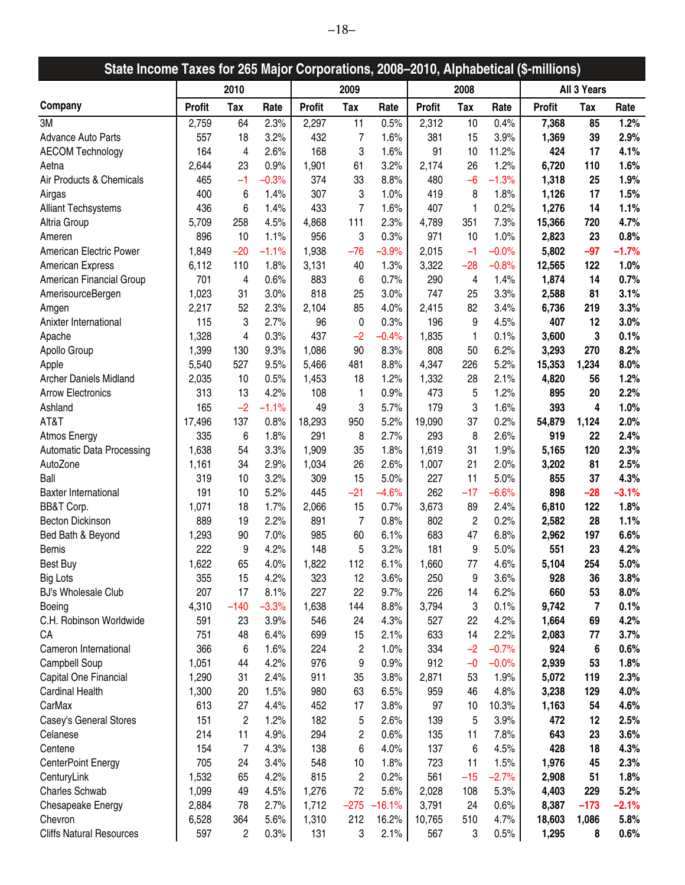## State Income Taxes for 265 Major Corporations, 2008–2010, Alphabetical ($-millions)

| Company | 2010 | | | 2009 | | | 2008 | | | All 3 Years | | |
|---|---|---|---|---|---|---|---|---|---|---|---|---|
| | Profit | Tax | Rate | Profit | Tax | Rate | Profit | Tax | Rate | Profit | Tax | Rate |
| 3M | 2,759 | 64 | 2.3% | 2,297 | 11 | 0.5% | 2,312 | 10 | 0.4% | **7,368** | **85** | **1.2%** |
| Advance Auto Parts | 557 | 18 | 3.2% | 432 | 7 | 1.6% | 381 | 15 | 3.9% | **1,369** | **39** | **2.9%** |
| AECOM Technology | 164 | 4 | 2.6% | 168 | 3 | 1.6% | 91 | 10 | 11.2% | **424** | **17** | **4.1%** |
| Aetna | 2,644 | 23 | 0.9% | 1,901 | 61 | 3.2% | 2,174 | 26 | 1.2% | **6,720** | **110** | **1.6%** |
| Air Products & Chemicals | 465 | –1 | –0.3% | 374 | 33 | 8.8% | 480 | –6 | –1.3% | **1,318** | **25** | **1.9%** |
| Airgas | 400 | 6 | 1.4% | 307 | 3 | 1.0% | 419 | 8 | 1.8% | **1,126** | **17** | **1.5%** |
| Alliant Techsystems | 436 | 6 | 1.4% | 433 | 7 | 1.6% | 407 | 1 | 0.2% | **1,276** | **14** | **1.1%** |
| Altria Group | 5,709 | 258 | 4.5% | 4,868 | 111 | 2.3% | 4,789 | 351 | 7.3% | **15,366** | **720** | **4.7%** |
| Ameren | 896 | 10 | 1.1% | 956 | 3 | 0.3% | 971 | 10 | 1.0% | **2,823** | **23** | **0.8%** |
| American Electric Power | 1,849 | –20 | –1.1% | 1,938 | –76 | –3.9% | 2,015 | –1 | –0.0% | **5,802** | **–97** | **–1.7%** |
| American Express | 6,112 | 110 | 1.8% | 3,131 | 40 | 1.3% | 3,322 | –28 | –0.8% | **12,565** | **122** | **1.0%** |
| American Financial Group | 701 | 4 | 0.6% | 883 | 6 | 0.7% | 290 | 4 | 1.4% | **1,874** | **14** | **0.7%** |
| AmerisourceBergen | 1,023 | 31 | 3.0% | 818 | 25 | 3.0% | 747 | 25 | 3.3% | **2,588** | **81** | **3.1%** |
| Amgen | 2,217 | 52 | 2.3% | 2,104 | 85 | 4.0% | 2,415 | 82 | 3.4% | **6,736** | **219** | **3.3%** |
| Anixter International | 115 | 3 | 2.7% | 96 | 0 | 0.3% | 196 | 9 | 4.5% | **407** | **12** | **3.0%** |
| Apache | 1,328 | 4 | 0.3% | 437 | –2 | –0.4% | 1,835 | 1 | 0.1% | **3,600** | **3** | **0.1%** |
| Apollo Group | 1,399 | 130 | 9.3% | 1,086 | 90 | 8.3% | 808 | 50 | 6.2% | **3,293** | **270** | **8.2%** |
| Apple | 5,540 | 527 | 9.5% | 5,466 | 481 | 8.8% | 4,347 | 226 | 5.2% | **15,353** | **1,234** | **8.0%** |
| Archer Daniels Midland | 2,035 | 10 | 0.5% | 1,453 | 18 | 1.2% | 1,332 | 28 | 2.1% | **4,820** | **56** | **1.2%** |
| Arrow Electronics | 313 | 13 | 4.2% | 108 | 1 | 0.9% | 473 | 5 | 1.2% | **895** | **20** | **2.2%** |
| Ashland | 165 | –2 | –1.1% | 49 | 3 | 5.7% | 179 | 3 | 1.6% | **393** | **4** | **1.0%** |
| AT&T | 17,496 | 137 | 0.8% | 18,293 | 950 | 5.2% | 19,090 | 37 | 0.2% | **54,879** | **1,124** | **2.0%** |
| Atmos Energy | 335 | 6 | 1.8% | 291 | 8 | 2.7% | 293 | 8 | 2.6% | **919** | **22** | **2.4%** |
| Automatic Data Processing | 1,638 | 54 | 3.3% | 1,909 | 35 | 1.8% | 1,619 | 31 | 1.9% | **5,165** | **120** | **2.3%** |
| AutoZone | 1,161 | 34 | 2.9% | 1,034 | 26 | 2.6% | 1,007 | 21 | 2.0% | **3,202** | **81** | **2.5%** |
| Ball | 319 | 10 | 3.2% | 309 | 15 | 5.0% | 227 | 11 | 5.0% | **855** | **37** | **4.3%** |
| Baxter International | 191 | 10 | 5.2% | 445 | –21 | –4.6% | 262 | –17 | –6.6% | **898** | **–28** | **–3.1%** |
| BB&T Corp. | 1,071 | 18 | 1.7% | 2,066 | 15 | 0.7% | 3,673 | 89 | 2.4% | **6,810** | **122** | **1.8%** |
| Becton Dickinson | 889 | 19 | 2.2% | 891 | 7 | 0.8% | 802 | 2 | 0.2% | **2,582** | **28** | **1.1%** |
| Bed Bath & Beyond | 1,293 | 90 | 7.0% | 985 | 60 | 6.1% | 683 | 47 | 6.8% | **2,962** | **197** | **6.6%** |
| Bemis | 222 | 9 | 4.2% | 148 | 5 | 3.2% | 181 | 9 | 5.0% | **551** | **23** | **4.2%** |
| Best Buy | 1,622 | 65 | 4.0% | 1,822 | 112 | 6.1% | 1,660 | 77 | 4.6% | **5,104** | **254** | **5.0%** |
| Big Lots | 355 | 15 | 4.2% | 323 | 12 | 3.6% | 250 | 9 | 3.6% | **928** | **36** | **3.8%** |
| BJ's Wholesale Club | 207 | 17 | 8.1% | 227 | 22 | 9.7% | 226 | 14 | 6.2% | **660** | **53** | **8.0%** |
| Boeing | 4,310 | –140 | –3.3% | 1,638 | 144 | 8.8% | 3,794 | 3 | 0.1% | **9,742** | **7** | **0.1%** |
| C.H. Robinson Worldwide | 591 | 23 | 3.9% | 546 | 24 | 4.3% | 527 | 22 | 4.2% | **1,664** | **69** | **4.2%** |
| CA | 751 | 48 | 6.4% | 699 | 15 | 2.1% | 633 | 14 | 2.2% | **2,083** | **77** | **3.7%** |
| Cameron International | 366 | 6 | 1.6% | 224 | 2 | 1.0% | 334 | –2 | –0.7% | **924** | **6** | **0.6%** |
| Campbell Soup | 1,051 | 44 | 4.2% | 976 | 9 | 0.9% | 912 | –0 | –0.0% | **2,939** | **53** | **1.8%** |
| Capital One Financial | 1,290 | 31 | 2.4% | 911 | 35 | 3.8% | 2,871 | 53 | 1.9% | **5,072** | **119** | **2.3%** |
| Cardinal Health | 1,300 | 20 | 1.5% | 980 | 63 | 6.5% | 959 | 46 | 4.8% | **3,238** | **129** | **4.0%** |
| CarMax | 613 | 27 | 4.4% | 452 | 17 | 3.8% | 97 | 10 | 10.3% | **1,163** | **54** | **4.6%** |
| Casey's General Stores | 151 | 2 | 1.2% | 182 | 5 | 2.6% | 139 | 5 | 3.9% | **472** | **12** | **2.5%** |
| Celanese | 214 | 11 | 4.9% | 294 | 2 | 0.6% | 135 | 11 | 7.8% | **643** | **23** | **3.6%** |
| Centene | 154 | 7 | 4.3% | 138 | 6 | 4.0% | 137 | 6 | 4.5% | **428** | **18** | **4.3%** |
| CenterPoint Energy | 705 | 24 | 3.4% | 548 | 10 | 1.8% | 723 | 11 | 1.5% | **1,976** | **45** | **2.3%** |
| CenturyLink | 1,532 | 65 | 4.2% | 815 | 2 | 0.2% | 561 | –15 | –2.7% | **2,908** | **51** | **1.8%** |
| Charles Schwab | 1,099 | 49 | 4.5% | 1,276 | 72 | 5.6% | 2,028 | 108 | 5.3% | **4,403** | **229** | **5.2%** |
| Chesapeake Energy | 2,884 | 78 | 2.7% | 1,712 | –275 | –16.1% | 3,791 | 24 | 0.6% | **8,387** | **–173** | **–2.1%** |
| Chevron | 6,528 | 364 | 5.6% | 1,310 | 212 | 16.2% | 10,765 | 510 | 4.7% | **18,603** | **1,086** | **5.8%** |
| Cliffs Natural Resources | 597 | 2 | 0.3% | 131 | 3 | 2.1% | 567 | 3 | 0.5% | **1,295** | **8** | **0.6%** |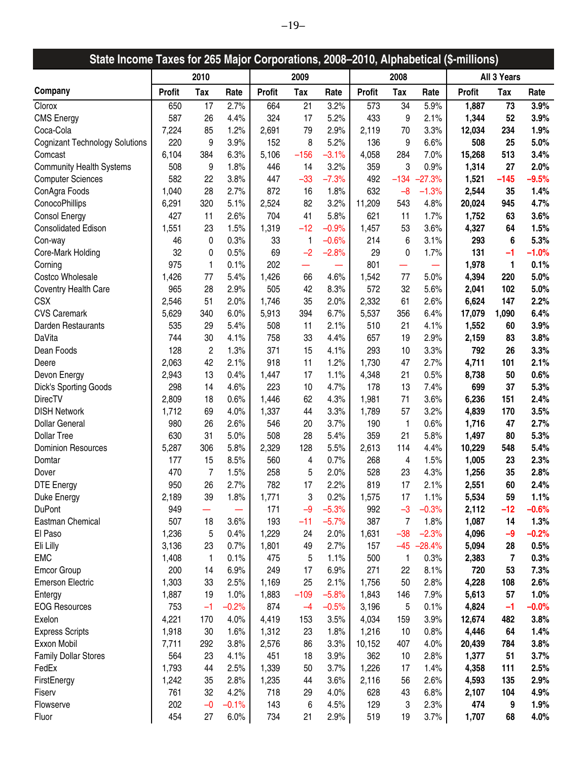## State Income Taxes for 265 Major Corporations, 2008–2010, Alphabetical ($-millions)

| Company | 2010 | | | 2009 | | | 2008 | | | All 3 Years | | |
|---|---|---|---|---|---|---|---|---|---|---|---|---|
| | Profit | Tax | Rate | Profit | Tax | Rate | Profit | Tax | Rate | Profit | Tax | Rate |
| Clorox | 650 | 17 | 2.7% | 664 | 21 | 3.2% | 573 | 34 | 5.9% | **1,887** | **73** | **3.9%** |
| CMS Energy | 587 | 26 | 4.4% | 324 | 17 | 5.2% | 433 | 9 | 2.1% | **1,344** | **52** | **3.9%** |
| Coca-Cola | 7,224 | 85 | 1.2% | 2,691 | 79 | 2.9% | 2,119 | 70 | 3.3% | **12,034** | **234** | **1.9%** |
| Cognizant Technology Solutions | 220 | 9 | 3.9% | 152 | 8 | 5.2% | 136 | 9 | 6.6% | **508** | **25** | **5.0%** |
| Comcast | 6,104 | 384 | 6.3% | 5,106 | –156 | –3.1% | 4,058 | 284 | 7.0% | **15,268** | **513** | **3.4%** |
| Community Health Systems | 508 | 9 | 1.8% | 446 | 14 | 3.2% | 359 | 3 | 0.9% | **1,314** | **27** | **2.0%** |
| Computer Sciences | 582 | 22 | 3.8% | 447 | –33 | –7.3% | 492 | –134 | –27.3% | **1,521** | **–145** | **–9.5%** |
| ConAgra Foods | 1,040 | 28 | 2.7% | 872 | 16 | 1.8% | 632 | –8 | –1.3% | **2,544** | **35** | **1.4%** |
| ConocoPhillips | 6,291 | 320 | 5.1% | 2,524 | 82 | 3.2% | 11,209 | 543 | 4.8% | **20,024** | **945** | **4.7%** |
| Consol Energy | 427 | 11 | 2.6% | 704 | 41 | 5.8% | 621 | 11 | 1.7% | **1,752** | **63** | **3.6%** |
| Consolidated Edison | 1,551 | 23 | 1.5% | 1,319 | –12 | –0.9% | 1,457 | 53 | 3.6% | **4,327** | **64** | **1.5%** |
| Con-way | 46 | 0 | 0.3% | 33 | 1 | –0.6% | 214 | 6 | 3.1% | **293** | **6** | **5.3%** |
| Core-Mark Holding | 32 | 0 | 0.5% | 69 | –2 | –2.8% | 29 | 0 | 1.7% | **131** | **–1** | **–1.0%** |
| Corning | 975 | 1 | 0.1% | 202 | — | — | 801 | — | — | **1,978** | **1** | **0.1%** |
| Costco Wholesale | 1,426 | 77 | 5.4% | 1,426 | 66 | 4.6% | 1,542 | 77 | 5.0% | **4,394** | **220** | **5.0%** |
| Coventry Health Care | 965 | 28 | 2.9% | 505 | 42 | 8.3% | 572 | 32 | 5.6% | **2,041** | **102** | **5.0%** |
| CSX | 2,546 | 51 | 2.0% | 1,746 | 35 | 2.0% | 2,332 | 61 | 2.6% | **6,624** | **147** | **2.2%** |
| CVS Caremark | 5,629 | 340 | 6.0% | 5,913 | 394 | 6.7% | 5,537 | 356 | 6.4% | **17,079** | **1,090** | **6.4%** |
| Darden Restaurants | 535 | 29 | 5.4% | 508 | 11 | 2.1% | 510 | 21 | 4.1% | **1,552** | **60** | **3.9%** |
| DaVita | 744 | 30 | 4.1% | 758 | 33 | 4.4% | 657 | 19 | 2.9% | **2,159** | **83** | **3.8%** |
| Dean Foods | 128 | 2 | 1.3% | 371 | 15 | 4.1% | 293 | 10 | 3.3% | **792** | **26** | **3.3%** |
| Deere | 2,063 | 42 | 2.1% | 918 | 11 | 1.2% | 1,730 | 47 | 2.7% | **4,711** | **101** | **2.1%** |
| Devon Energy | 2,943 | 13 | 0.4% | 1,447 | 17 | 1.1% | 4,348 | 21 | 0.5% | **8,738** | **50** | **0.6%** |
| Dick's Sporting Goods | 298 | 14 | 4.6% | 223 | 10 | 4.7% | 178 | 13 | 7.4% | **699** | **37** | **5.3%** |
| DirecTV | 2,809 | 18 | 0.6% | 1,446 | 62 | 4.3% | 1,981 | 71 | 3.6% | **6,236** | **151** | **2.4%** |
| DISH Network | 1,712 | 69 | 4.0% | 1,337 | 44 | 3.3% | 1,789 | 57 | 3.2% | **4,839** | **170** | **3.5%** |
| Dollar General | 980 | 26 | 2.6% | 546 | 20 | 3.7% | 190 | 1 | 0.6% | **1,716** | **47** | **2.7%** |
| Dollar Tree | 630 | 31 | 5.0% | 508 | 28 | 5.4% | 359 | 21 | 5.8% | **1,497** | **80** | **5.3%** |
| Dominion Resources | 5,287 | 306 | 5.8% | 2,329 | 128 | 5.5% | 2,613 | 114 | 4.4% | **10,229** | **548** | **5.4%** |
| Domtar | 177 | 15 | 8.5% | 560 | 4 | 0.7% | 268 | 4 | 1.5% | **1,005** | **23** | **2.3%** |
| Dover | 470 | 7 | 1.5% | 258 | 5 | 2.0% | 528 | 23 | 4.3% | **1,256** | **35** | **2.8%** |
| DTE Energy | 950 | 26 | 2.7% | 782 | 17 | 2.2% | 819 | 17 | 2.1% | **2,551** | **60** | **2.4%** |
| Duke Energy | 2,189 | 39 | 1.8% | 1,771 | 3 | 0.2% | 1,575 | 17 | 1.1% | **5,534** | **59** | **1.1%** |
| DuPont | 949 | — | — | 171 | –9 | –5.3% | 992 | –3 | –0.3% | **2,112** | **–12** | **–0.6%** |
| Eastman Chemical | 507 | 18 | 3.6% | 193 | –11 | –5.7% | 387 | 7 | 1.8% | **1,087** | **14** | **1.3%** |
| El Paso | 1,236 | 5 | 0.4% | 1,229 | 24 | 2.0% | 1,631 | –38 | –2.3% | **4,096** | **–9** | **–0.2%** |
| Eli Lilly | 3,136 | 23 | 0.7% | 1,801 | 49 | 2.7% | 157 | –45 | –28.4% | **5,094** | **28** | **0.5%** |
| EMC | 1,408 | 1 | 0.1% | 475 | 5 | 1.1% | 500 | 1 | 0.3% | **2,383** | **7** | **0.3%** |
| Emcor Group | 200 | 14 | 6.9% | 249 | 17 | 6.9% | 271 | 22 | 8.1% | **720** | **53** | **7.3%** |
| Emerson Electric | 1,303 | 33 | 2.5% | 1,169 | 25 | 2.1% | 1,756 | 50 | 2.8% | **4,228** | **108** | **2.6%** |
| Entergy | 1,887 | 19 | 1.0% | 1,883 | –109 | –5.8% | 1,843 | 146 | 7.9% | **5,613** | **57** | **1.0%** |
| EOG Resources | 753 | –1 | –0.2% | 874 | –4 | –0.5% | 3,196 | 5 | 0.1% | **4,824** | **–1** | **–0.0%** |
| Exelon | 4,221 | 170 | 4.0% | 4,419 | 153 | 3.5% | 4,034 | 159 | 3.9% | **12,674** | **482** | **3.8%** |
| Express Scripts | 1,918 | 30 | 1.6% | 1,312 | 23 | 1.8% | 1,216 | 10 | 0.8% | **4,446** | **64** | **1.4%** |
| Exxon Mobil | 7,711 | 292 | 3.8% | 2,576 | 86 | 3.3% | 10,152 | 407 | 4.0% | **20,439** | **784** | **3.8%** |
| Family Dollar Stores | 564 | 23 | 4.1% | 451 | 18 | 3.9% | 362 | 10 | 2.8% | **1,377** | **51** | **3.7%** |
| FedEx | 1,793 | 44 | 2.5% | 1,339 | 50 | 3.7% | 1,226 | 17 | 1.4% | **4,358** | **111** | **2.5%** |
| FirstEnergy | 1,242 | 35 | 2.8% | 1,235 | 44 | 3.6% | 2,116 | 56 | 2.6% | **4,593** | **135** | **2.9%** |
| Fiserv | 761 | 32 | 4.2% | 718 | 29 | 4.0% | 628 | 43 | 6.8% | **2,107** | **104** | **4.9%** |
| Flowserve | 202 | –0 | –0.1% | 143 | 6 | 4.5% | 129 | 3 | 2.3% | **474** | **9** | **1.9%** |
| Fluor | 454 | 27 | 6.0% | 734 | 21 | 2.9% | 519 | 19 | 3.7% | **1,707** | **68** | **4.0%** |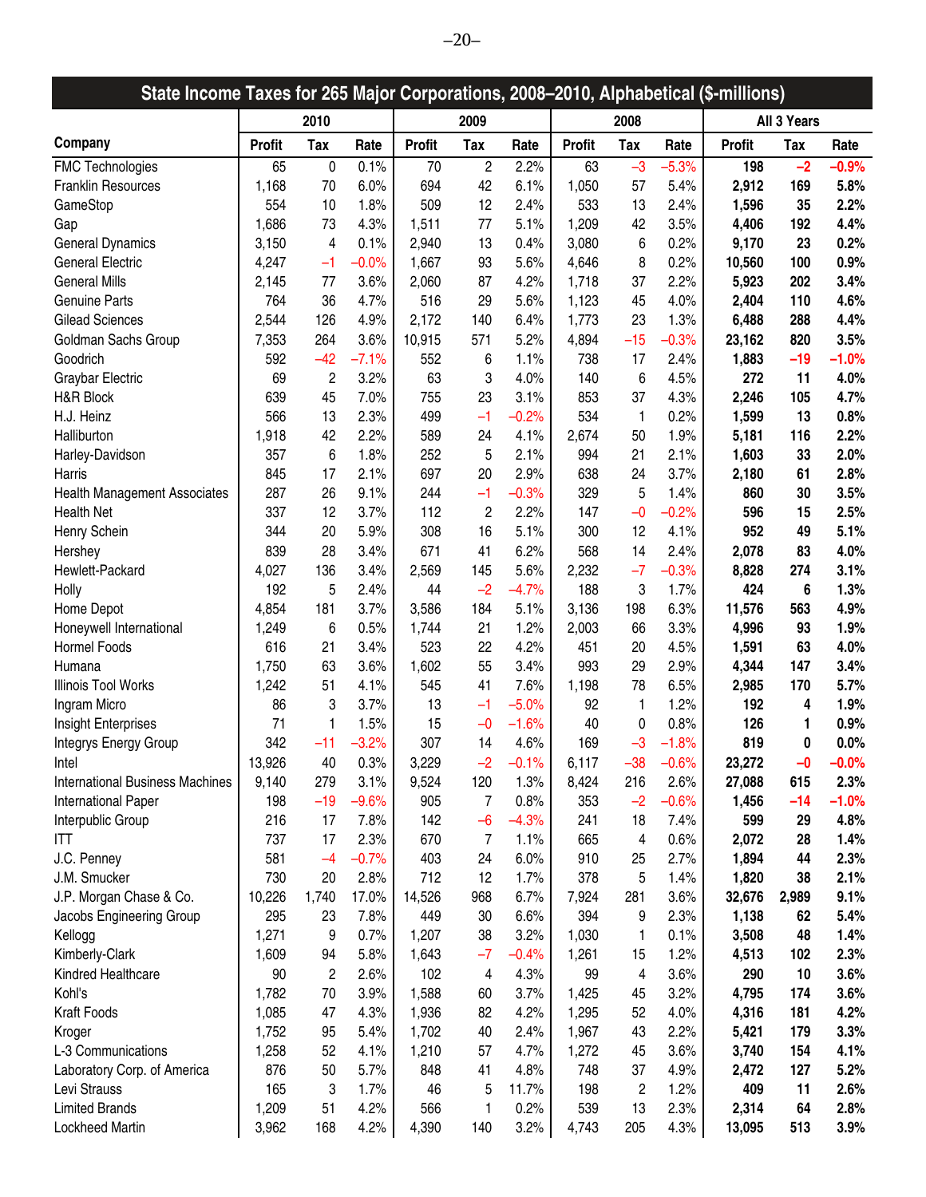## State Income Taxes for 265 Major Corporations, 2008–2010, Alphabetical ($-millions)

| Company | 2010 | | | 2009 | | | 2008 | | | All 3 Years | | |
|---|---|---|---|---|---|---|---|---|---|---|---|---|
| | Profit | Tax | Rate | Profit | Tax | Rate | Profit | Tax | Rate | Profit | Tax | Rate |
| FMC Technologies | 65 | 0 | 0.1% | 70 | 2 | 2.2% | 63 | –3 | –5.3% | **198** | **–2** | **–0.9%** |
| Franklin Resources | 1,168 | 70 | 6.0% | 694 | 42 | 6.1% | 1,050 | 57 | 5.4% | **2,912** | **169** | **5.8%** |
| GameStop | 554 | 10 | 1.8% | 509 | 12 | 2.4% | 533 | 13 | 2.4% | **1,596** | **35** | **2.2%** |
| Gap | 1,686 | 73 | 4.3% | 1,511 | 77 | 5.1% | 1,209 | 42 | 3.5% | **4,406** | **192** | **4.4%** |
| General Dynamics | 3,150 | 4 | 0.1% | 2,940 | 13 | 0.4% | 3,080 | 6 | 0.2% | **9,170** | **23** | **0.2%** |
| General Electric | 4,247 | –1 | –0.0% | 1,667 | 93 | 5.6% | 4,646 | 8 | 0.2% | **10,560** | **100** | **0.9%** |
| General Mills | 2,145 | 77 | 3.6% | 2,060 | 87 | 4.2% | 1,718 | 37 | 2.2% | **5,923** | **202** | **3.4%** |
| Genuine Parts | 764 | 36 | 4.7% | 516 | 29 | 5.6% | 1,123 | 45 | 4.0% | **2,404** | **110** | **4.6%** |
| Gilead Sciences | 2,544 | 126 | 4.9% | 2,172 | 140 | 6.4% | 1,773 | 23 | 1.3% | **6,488** | **288** | **4.4%** |
| Goldman Sachs Group | 7,353 | 264 | 3.6% | 10,915 | 571 | 5.2% | 4,894 | –15 | –0.3% | **23,162** | **820** | **3.5%** |
| Goodrich | 592 | –42 | –7.1% | 552 | 6 | 1.1% | 738 | 17 | 2.4% | **1,883** | **–19** | **–1.0%** |
| Graybar Electric | 69 | 2 | 3.2% | 63 | 3 | 4.0% | 140 | 6 | 4.5% | **272** | **11** | **4.0%** |
| H&R Block | 639 | 45 | 7.0% | 755 | 23 | 3.1% | 853 | 37 | 4.3% | **2,246** | **105** | **4.7%** |
| H.J. Heinz | 566 | 13 | 2.3% | 499 | –1 | –0.2% | 534 | 1 | 0.2% | **1,599** | **13** | **0.8%** |
| Halliburton | 1,918 | 42 | 2.2% | 589 | 24 | 4.1% | 2,674 | 50 | 1.9% | **5,181** | **116** | **2.2%** |
| Harley-Davidson | 357 | 6 | 1.8% | 252 | 5 | 2.1% | 994 | 21 | 2.1% | **1,603** | **33** | **2.0%** |
| Harris | 845 | 17 | 2.1% | 697 | 20 | 2.9% | 638 | 24 | 3.7% | **2,180** | **61** | **2.8%** |
| Health Management Associates | 287 | 26 | 9.1% | 244 | –1 | –0.3% | 329 | 5 | 1.4% | **860** | **30** | **3.5%** |
| Health Net | 337 | 12 | 3.7% | 112 | 2 | 2.2% | 147 | –0 | –0.2% | **596** | **15** | **2.5%** |
| Henry Schein | 344 | 20 | 5.9% | 308 | 16 | 5.1% | 300 | 12 | 4.1% | **952** | **49** | **5.1%** |
| Hershey | 839 | 28 | 3.4% | 671 | 41 | 6.2% | 568 | 14 | 2.4% | **2,078** | **83** | **4.0%** |
| Hewlett-Packard | 4,027 | 136 | 3.4% | 2,569 | 145 | 5.6% | 2,232 | –7 | –0.3% | **8,828** | **274** | **3.1%** |
| Holly | 192 | 5 | 2.4% | 44 | –2 | –4.7% | 188 | 3 | 1.7% | **424** | **6** | **1.3%** |
| Home Depot | 4,854 | 181 | 3.7% | 3,586 | 184 | 5.1% | 3,136 | 198 | 6.3% | **11,576** | **563** | **4.9%** |
| Honeywell International | 1,249 | 6 | 0.5% | 1,744 | 21 | 1.2% | 2,003 | 66 | 3.3% | **4,996** | **93** | **1.9%** |
| Hormel Foods | 616 | 21 | 3.4% | 523 | 22 | 4.2% | 451 | 20 | 4.5% | **1,591** | **63** | **4.0%** |
| Humana | 1,750 | 63 | 3.6% | 1,602 | 55 | 3.4% | 993 | 29 | 2.9% | **4,344** | **147** | **3.4%** |
| Illinois Tool Works | 1,242 | 51 | 4.1% | 545 | 41 | 7.6% | 1,198 | 78 | 6.5% | **2,985** | **170** | **5.7%** |
| Ingram Micro | 86 | 3 | 3.7% | 13 | –1 | –5.0% | 92 | 1 | 1.2% | **192** | **4** | **1.9%** |
| Insight Enterprises | 71 | 1 | 1.5% | 15 | –0 | –1.6% | 40 | 0 | 0.8% | **126** | **1** | **0.9%** |
| Integrys Energy Group | 342 | –11 | –3.2% | 307 | 14 | 4.6% | 169 | –3 | –1.8% | **819** | **0** | **0.0%** |
| Intel | 13,926 | 40 | 0.3% | 3,229 | –2 | –0.1% | 6,117 | –38 | –0.6% | **23,272** | **–0** | **–0.0%** |
| International Business Machines | 9,140 | 279 | 3.1% | 9,524 | 120 | 1.3% | 8,424 | 216 | 2.6% | **27,088** | **615** | **2.3%** |
| International Paper | 198 | –19 | –9.6% | 905 | 7 | 0.8% | 353 | –2 | –0.6% | **1,456** | **–14** | **–1.0%** |
| Interpublic Group | 216 | 17 | 7.8% | 142 | –6 | –4.3% | 241 | 18 | 7.4% | **599** | **29** | **4.8%** |
| ITT | 737 | 17 | 2.3% | 670 | 7 | 1.1% | 665 | 4 | 0.6% | **2,072** | **28** | **1.4%** |
| J.C. Penney | 581 | –4 | –0.7% | 403 | 24 | 6.0% | 910 | 25 | 2.7% | **1,894** | **44** | **2.3%** |
| J.M. Smucker | 730 | 20 | 2.8% | 712 | 12 | 1.7% | 378 | 5 | 1.4% | **1,820** | **38** | **2.1%** |
| J.P. Morgan Chase & Co. | 10,226 | 1,740 | 17.0% | 14,526 | 968 | 6.7% | 7,924 | 281 | 3.6% | **32,676** | **2,989** | **9.1%** |
| Jacobs Engineering Group | 295 | 23 | 7.8% | 449 | 30 | 6.6% | 394 | 9 | 2.3% | **1,138** | **62** | **5.4%** |
| Kellogg | 1,271 | 9 | 0.7% | 1,207 | 38 | 3.2% | 1,030 | 1 | 0.1% | **3,508** | **48** | **1.4%** |
| Kimberly-Clark | 1,609 | 94 | 5.8% | 1,643 | –7 | –0.4% | 1,261 | 15 | 1.2% | **4,513** | **102** | **2.3%** |
| Kindred Healthcare | 90 | 2 | 2.6% | 102 | 4 | 4.3% | 99 | 4 | 3.6% | **290** | **10** | **3.6%** |
| Kohl's | 1,782 | 70 | 3.9% | 1,588 | 60 | 3.7% | 1,425 | 45 | 3.2% | **4,795** | **174** | **3.6%** |
| Kraft Foods | 1,085 | 47 | 4.3% | 1,936 | 82 | 4.2% | 1,295 | 52 | 4.0% | **4,316** | **181** | **4.2%** |
| Kroger | 1,752 | 95 | 5.4% | 1,702 | 40 | 2.4% | 1,967 | 43 | 2.2% | **5,421** | **179** | **3.3%** |
| L-3 Communications | 1,258 | 52 | 4.1% | 1,210 | 57 | 4.7% | 1,272 | 45 | 3.6% | **3,740** | **154** | **4.1%** |
| Laboratory Corp. of America | 876 | 50 | 5.7% | 848 | 41 | 4.8% | 748 | 37 | 4.9% | **2,472** | **127** | **5.2%** |
| Levi Strauss | 165 | 3 | 1.7% | 46 | 5 | 11.7% | 198 | 2 | 1.2% | **409** | **11** | **2.6%** |
| Limited Brands | 1,209 | 51 | 4.2% | 566 | 1 | 0.2% | 539 | 13 | 2.3% | **2,314** | **64** | **2.8%** |
| Lockheed Martin | 3,962 | 168 | 4.2% | 4,390 | 140 | 3.2% | 4,743 | 205 | 4.3% | **13,095** | **513** | **3.9%** |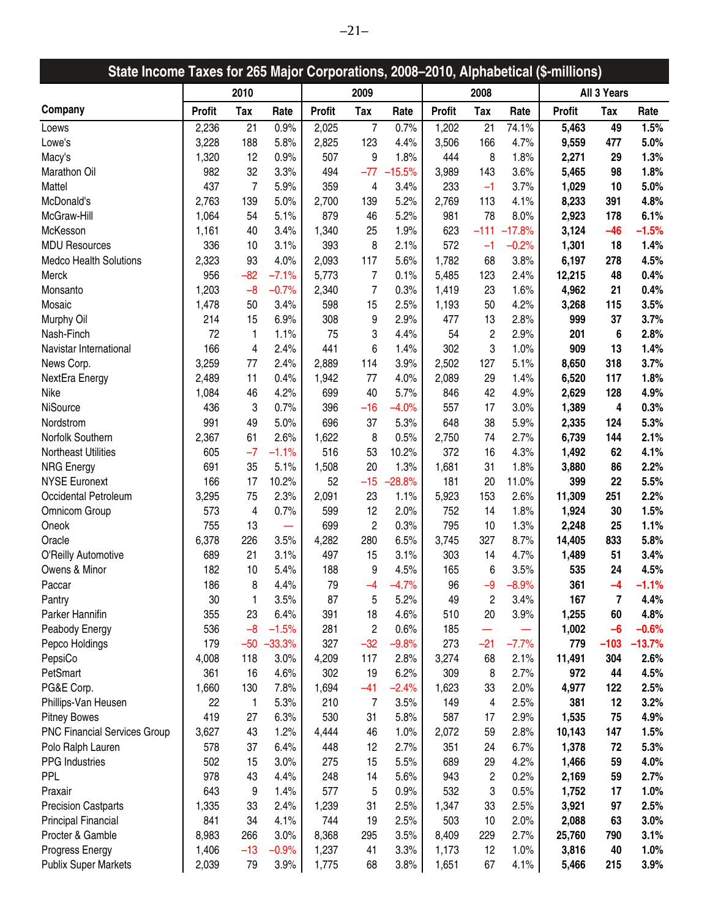## State Income Taxes for 265 Major Corporations, 2008–2010, Alphabetical ($-millions)

| Company | 2010 | | | 2009 | | | 2008 | | | All 3 Years | | |
|---|---|---|---|---|---|---|---|---|---|---|---|---|
| | Profit | Tax | Rate | Profit | Tax | Rate | Profit | Tax | Rate | Profit | Tax | Rate |
| Loews | 2,236 | 21 | 0.9% | 2,025 | 7 | 0.7% | 1,202 | 21 | 74.1% | **5,463** | **49** | **1.5%** |
| Lowe's | 3,228 | 188 | 5.8% | 2,825 | 123 | 4.4% | 3,506 | 166 | 4.7% | **9,559** | **477** | **5.0%** |
| Macy's | 1,320 | 12 | 0.9% | 507 | 9 | 1.8% | 444 | 8 | 1.8% | **2,271** | **29** | **1.3%** |
| Marathon Oil | 982 | 32 | 3.3% | 494 | –77 | –15.5% | 3,989 | 143 | 3.6% | **5,465** | **98** | **1.8%** |
| Mattel | 437 | 7 | 5.9% | 359 | 4 | 3.4% | 233 | –1 | 3.7% | **1,029** | **10** | **5.0%** |
| McDonald's | 2,763 | 139 | 5.0% | 2,700 | 139 | 5.2% | 2,769 | 113 | 4.1% | **8,233** | **391** | **4.8%** |
| McGraw-Hill | 1,064 | 54 | 5.1% | 879 | 46 | 5.2% | 981 | 78 | 8.0% | **2,923** | **178** | **6.1%** |
| McKesson | 1,161 | 40 | 3.4% | 1,340 | 25 | 1.9% | 623 | –111 | –17.8% | **3,124** | **–46** | **–1.5%** |
| MDU Resources | 336 | 10 | 3.1% | 393 | 8 | 2.1% | 572 | –1 | –0.2% | **1,301** | **18** | **1.4%** |
| Medco Health Solutions | 2,323 | 93 | 4.0% | 2,093 | 117 | 5.6% | 1,782 | 68 | 3.8% | **6,197** | **278** | **4.5%** |
| Merck | 956 | –82 | –7.1% | 5,773 | 7 | 0.1% | 5,485 | 123 | 2.4% | **12,215** | **48** | **0.4%** |
| Monsanto | 1,203 | –8 | –0.7% | 2,340 | 7 | 0.3% | 1,419 | 23 | 1.6% | **4,962** | **21** | **0.4%** |
| Mosaic | 1,478 | 50 | 3.4% | 598 | 15 | 2.5% | 1,193 | 50 | 4.2% | **3,268** | **115** | **3.5%** |
| Murphy Oil | 214 | 15 | 6.9% | 308 | 9 | 2.9% | 477 | 13 | 2.8% | **999** | **37** | **3.7%** |
| Nash-Finch | 72 | 1 | 1.1% | 75 | 3 | 4.4% | 54 | 2 | 2.9% | **201** | **6** | **2.8%** |
| Navistar International | 166 | 4 | 2.4% | 441 | 6 | 1.4% | 302 | 3 | 1.0% | **909** | **13** | **1.4%** |
| News Corp. | 3,259 | 77 | 2.4% | 2,889 | 114 | 3.9% | 2,502 | 127 | 5.1% | **8,650** | **318** | **3.7%** |
| NextEra Energy | 2,489 | 11 | 0.4% | 1,942 | 77 | 4.0% | 2,089 | 29 | 1.4% | **6,520** | **117** | **1.8%** |
| Nike | 1,084 | 46 | 4.2% | 699 | 40 | 5.7% | 846 | 42 | 4.9% | **2,629** | **128** | **4.9%** |
| NiSource | 436 | 3 | 0.7% | 396 | –16 | –4.0% | 557 | 17 | 3.0% | **1,389** | **4** | **0.3%** |
| Nordstrom | 991 | 49 | 5.0% | 696 | 37 | 5.3% | 648 | 38 | 5.9% | **2,335** | **124** | **5.3%** |
| Norfolk Southern | 2,367 | 61 | 2.6% | 1,622 | 8 | 0.5% | 2,750 | 74 | 2.7% | **6,739** | **144** | **2.1%** |
| Northeast Utilities | 605 | –7 | –1.1% | 516 | 53 | 10.2% | 372 | 16 | 4.3% | **1,492** | **62** | **4.1%** |
| NRG Energy | 691 | 35 | 5.1% | 1,508 | 20 | 1.3% | 1,681 | 31 | 1.8% | **3,880** | **86** | **2.2%** |
| NYSE Euronext | 166 | 17 | 10.2% | 52 | –15 | –28.8% | 181 | 20 | 11.0% | **399** | **22** | **5.5%** |
| Occidental Petroleum | 3,295 | 75 | 2.3% | 2,091 | 23 | 1.1% | 5,923 | 153 | 2.6% | **11,309** | **251** | **2.2%** |
| Omnicom Group | 573 | 4 | 0.7% | 599 | 12 | 2.0% | 752 | 14 | 1.8% | **1,924** | **30** | **1.5%** |
| Oneok | 755 | 13 | — | 699 | 2 | 0.3% | 795 | 10 | 1.3% | **2,248** | **25** | **1.1%** |
| Oracle | 6,378 | 226 | 3.5% | 4,282 | 280 | 6.5% | 3,745 | 327 | 8.7% | **14,405** | **833** | **5.8%** |
| O'Reilly Automotive | 689 | 21 | 3.1% | 497 | 15 | 3.1% | 303 | 14 | 4.7% | **1,489** | **51** | **3.4%** |
| Owens & Minor | 182 | 10 | 5.4% | 188 | 9 | 4.5% | 165 | 6 | 3.5% | **535** | **24** | **4.5%** |
| Paccar | 186 | 8 | 4.4% | 79 | –4 | –4.7% | 96 | –9 | –8.9% | **361** | **–4** | **–1.1%** |
| Pantry | 30 | 1 | 3.5% | 87 | 5 | 5.2% | 49 | 2 | 3.4% | **167** | **7** | **4.4%** |
| Parker Hannifin | 355 | 23 | 6.4% | 391 | 18 | 4.6% | 510 | 20 | 3.9% | **1,255** | **60** | **4.8%** |
| Peabody Energy | 536 | –8 | –1.5% | 281 | 2 | 0.6% | 185 | — | — | **1,002** | **–6** | **–0.6%** |
| Pepco Holdings | 179 | –50 | –33.3% | 327 | –32 | –9.8% | 273 | –21 | –7.7% | **779** | **–103** | **–13.7%** |
| PepsiCo | 4,008 | 118 | 3.0% | 4,209 | 117 | 2.8% | 3,274 | 68 | 2.1% | **11,491** | **304** | **2.6%** |
| PetSmart | 361 | 16 | 4.6% | 302 | 19 | 6.2% | 309 | 8 | 2.7% | **972** | **44** | **4.5%** |
| PG&E Corp. | 1,660 | 130 | 7.8% | 1,694 | –41 | –2.4% | 1,623 | 33 | 2.0% | **4,977** | **122** | **2.5%** |
| Phillips-Van Heusen | 22 | 1 | 5.3% | 210 | 7 | 3.5% | 149 | 4 | 2.5% | **381** | **12** | **3.2%** |
| Pitney Bowes | 419 | 27 | 6.3% | 530 | 31 | 5.8% | 587 | 17 | 2.9% | **1,535** | **75** | **4.9%** |
| PNC Financial Services Group | 3,627 | 43 | 1.2% | 4,444 | 46 | 1.0% | 2,072 | 59 | 2.8% | **10,143** | **147** | **1.5%** |
| Polo Ralph Lauren | 578 | 37 | 6.4% | 448 | 12 | 2.7% | 351 | 24 | 6.7% | **1,378** | **72** | **5.3%** |
| PPG Industries | 502 | 15 | 3.0% | 275 | 15 | 5.5% | 689 | 29 | 4.2% | **1,466** | **59** | **4.0%** |
| PPL | 978 | 43 | 4.4% | 248 | 14 | 5.6% | 943 | 2 | 0.2% | **2,169** | **59** | **2.7%** |
| Praxair | 643 | 9 | 1.4% | 577 | 5 | 0.9% | 532 | 3 | 0.5% | **1,752** | **17** | **1.0%** |
| Precision Castparts | 1,335 | 33 | 2.4% | 1,239 | 31 | 2.5% | 1,347 | 33 | 2.5% | **3,921** | **97** | **2.5%** |
| Principal Financial | 841 | 34 | 4.1% | 744 | 19 | 2.5% | 503 | 10 | 2.0% | **2,088** | **63** | **3.0%** |
| Procter & Gamble | 8,983 | 266 | 3.0% | 8,368 | 295 | 3.5% | 8,409 | 229 | 2.7% | **25,760** | **790** | **3.1%** |
| Progress Energy | 1,406 | –13 | –0.9% | 1,237 | 41 | 3.3% | 1,173 | 12 | 1.0% | **3,816** | **40** | **1.0%** |
| Publix Super Markets | 2,039 | 79 | 3.9% | 1,775 | 68 | 3.8% | 1,651 | 67 | 4.1% | **5,466** | **215** | **3.9%** |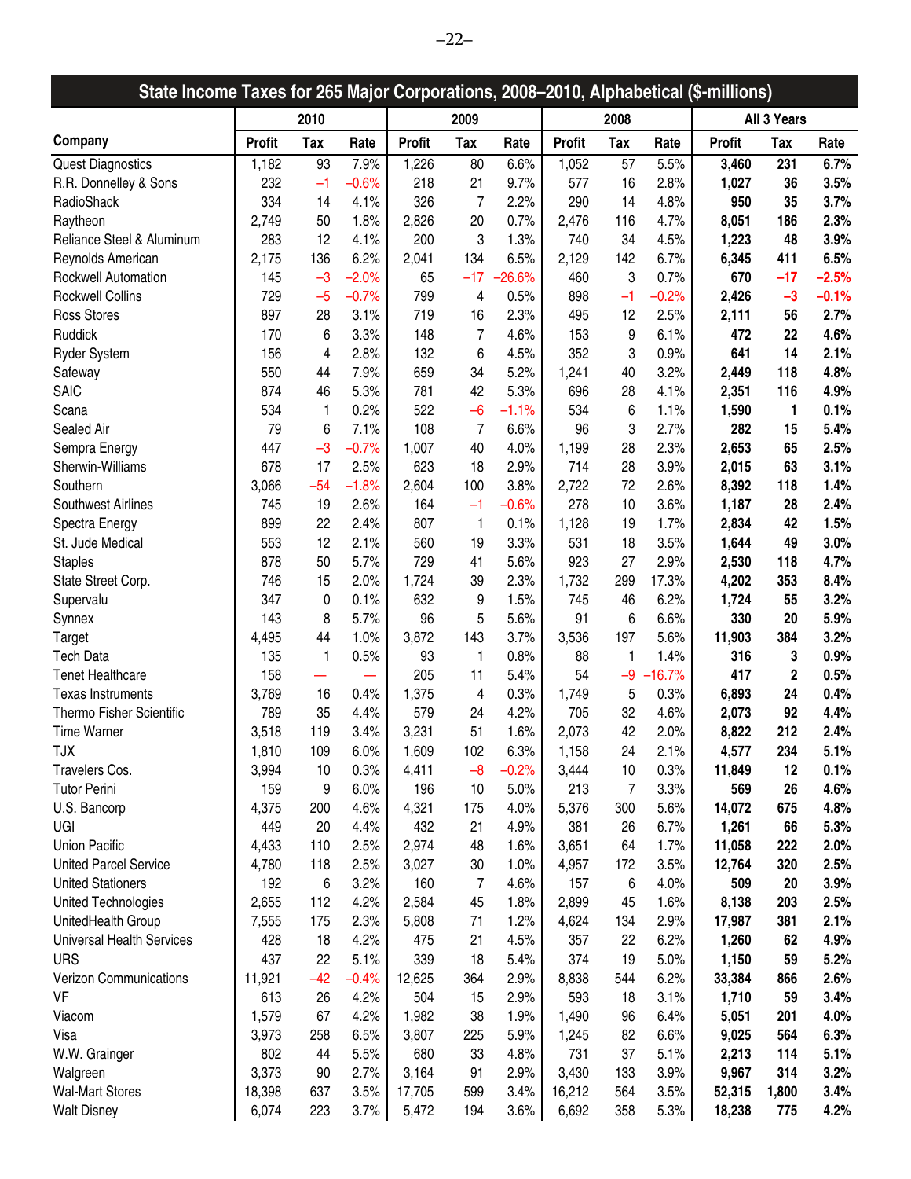## State Income Taxes for 265 Major Corporations, 2008–2010, Alphabetical ($-millions)

| Company | 2010 | | | 2009 | | | 2008 | | | All 3 Years | | |
|---|---|---|---|---|---|---|---|---|---|---|---|---|
| | Profit | Tax | Rate | Profit | Tax | Rate | Profit | Tax | Rate | Profit | Tax | Rate |
| Quest Diagnostics | 1,182 | 93 | 7.9% | 1,226 | 80 | 6.6% | 1,052 | 57 | 5.5% | **3,460** | **231** | **6.7%** |
| R.R. Donnelley & Sons | 232 | –1 | –0.6% | 218 | 21 | 9.7% | 577 | 16 | 2.8% | **1,027** | **36** | **3.5%** |
| RadioShack | 334 | 14 | 4.1% | 326 | 7 | 2.2% | 290 | 14 | 4.8% | **950** | **35** | **3.7%** |
| Raytheon | 2,749 | 50 | 1.8% | 2,826 | 20 | 0.7% | 2,476 | 116 | 4.7% | **8,051** | **186** | **2.3%** |
| Reliance Steel & Aluminum | 283 | 12 | 4.1% | 200 | 3 | 1.3% | 740 | 34 | 4.5% | **1,223** | **48** | **3.9%** |
| Reynolds American | 2,175 | 136 | 6.2% | 2,041 | 134 | 6.5% | 2,129 | 142 | 6.7% | **6,345** | **411** | **6.5%** |
| Rockwell Automation | 145 | –3 | –2.0% | 65 | –17 | –26.6% | 460 | 3 | 0.7% | **670** | **–17** | **–2.5%** |
| Rockwell Collins | 729 | –5 | –0.7% | 799 | 4 | 0.5% | 898 | –1 | –0.2% | **2,426** | **–3** | **–0.1%** |
| Ross Stores | 897 | 28 | 3.1% | 719 | 16 | 2.3% | 495 | 12 | 2.5% | **2,111** | **56** | **2.7%** |
| Ruddick | 170 | 6 | 3.3% | 148 | 7 | 4.6% | 153 | 9 | 6.1% | **472** | **22** | **4.6%** |
| Ryder System | 156 | 4 | 2.8% | 132 | 6 | 4.5% | 352 | 3 | 0.9% | **641** | **14** | **2.1%** |
| Safeway | 550 | 44 | 7.9% | 659 | 34 | 5.2% | 1,241 | 40 | 3.2% | **2,449** | **118** | **4.8%** |
| SAIC | 874 | 46 | 5.3% | 781 | 42 | 5.3% | 696 | 28 | 4.1% | **2,351** | **116** | **4.9%** |
| Scana | 534 | 1 | 0.2% | 522 | –6 | –1.1% | 534 | 6 | 1.1% | **1,590** | **1** | **0.1%** |
| Sealed Air | 79 | 6 | 7.1% | 108 | 7 | 6.6% | 96 | 3 | 2.7% | **282** | **15** | **5.4%** |
| Sempra Energy | 447 | –3 | –0.7% | 1,007 | 40 | 4.0% | 1,199 | 28 | 2.3% | **2,653** | **65** | **2.5%** |
| Sherwin-Williams | 678 | 17 | 2.5% | 623 | 18 | 2.9% | 714 | 28 | 3.9% | **2,015** | **63** | **3.1%** |
| Southern | 3,066 | –54 | –1.8% | 2,604 | 100 | 3.8% | 2,722 | 72 | 2.6% | **8,392** | **118** | **1.4%** |
| Southwest Airlines | 745 | 19 | 2.6% | 164 | –1 | –0.6% | 278 | 10 | 3.6% | **1,187** | **28** | **2.4%** |
| Spectra Energy | 899 | 22 | 2.4% | 807 | 1 | 0.1% | 1,128 | 19 | 1.7% | **2,834** | **42** | **1.5%** |
| St. Jude Medical | 553 | 12 | 2.1% | 560 | 19 | 3.3% | 531 | 18 | 3.5% | **1,644** | **49** | **3.0%** |
| Staples | 878 | 50 | 5.7% | 729 | 41 | 5.6% | 923 | 27 | 2.9% | **2,530** | **118** | **4.7%** |
| State Street Corp. | 746 | 15 | 2.0% | 1,724 | 39 | 2.3% | 1,732 | 299 | 17.3% | **4,202** | **353** | **8.4%** |
| Supervalu | 347 | 0 | 0.1% | 632 | 9 | 1.5% | 745 | 46 | 6.2% | **1,724** | **55** | **3.2%** |
| Synnex | 143 | 8 | 5.7% | 96 | 5 | 5.6% | 91 | 6 | 6.6% | **330** | **20** | **5.9%** |
| Target | 4,495 | 44 | 1.0% | 3,872 | 143 | 3.7% | 3,536 | 197 | 5.6% | **11,903** | **384** | **3.2%** |
| Tech Data | 135 | 1 | 0.5% | 93 | 1 | 0.8% | 88 | 1 | 1.4% | **316** | **3** | **0.9%** |
| Tenet Healthcare | 158 | — | — | 205 | 11 | 5.4% | 54 | –9 | –16.7% | **417** | **2** | **0.5%** |
| Texas Instruments | 3,769 | 16 | 0.4% | 1,375 | 4 | 0.3% | 1,749 | 5 | 0.3% | **6,893** | **24** | **0.4%** |
| Thermo Fisher Scientific | 789 | 35 | 4.4% | 579 | 24 | 4.2% | 705 | 32 | 4.6% | **2,073** | **92** | **4.4%** |
| Time Warner | 3,518 | 119 | 3.4% | 3,231 | 51 | 1.6% | 2,073 | 42 | 2.0% | **8,822** | **212** | **2.4%** |
| TJX | 1,810 | 109 | 6.0% | 1,609 | 102 | 6.3% | 1,158 | 24 | 2.1% | **4,577** | **234** | **5.1%** |
| Travelers Cos. | 3,994 | 10 | 0.3% | 4,411 | –8 | –0.2% | 3,444 | 10 | 0.3% | **11,849** | **12** | **0.1%** |
| Tutor Perini | 159 | 9 | 6.0% | 196 | 10 | 5.0% | 213 | 7 | 3.3% | **569** | **26** | **4.6%** |
| U.S. Bancorp | 4,375 | 200 | 4.6% | 4,321 | 175 | 4.0% | 5,376 | 300 | 5.6% | **14,072** | **675** | **4.8%** |
| UGI | 449 | 20 | 4.4% | 432 | 21 | 4.9% | 381 | 26 | 6.7% | **1,261** | **66** | **5.3%** |
| Union Pacific | 4,433 | 110 | 2.5% | 2,974 | 48 | 1.6% | 3,651 | 64 | 1.7% | **11,058** | **222** | **2.0%** |
| United Parcel Service | 4,780 | 118 | 2.5% | 3,027 | 30 | 1.0% | 4,957 | 172 | 3.5% | **12,764** | **320** | **2.5%** |
| United Stationers | 192 | 6 | 3.2% | 160 | 7 | 4.6% | 157 | 6 | 4.0% | **509** | **20** | **3.9%** |
| United Technologies | 2,655 | 112 | 4.2% | 2,584 | 45 | 1.8% | 2,899 | 45 | 1.6% | **8,138** | **203** | **2.5%** |
| UnitedHealth Group | 7,555 | 175 | 2.3% | 5,808 | 71 | 1.2% | 4,624 | 134 | 2.9% | **17,987** | **381** | **2.1%** |
| Universal Health Services | 428 | 18 | 4.2% | 475 | 21 | 4.5% | 357 | 22 | 6.2% | **1,260** | **62** | **4.9%** |
| URS | 437 | 22 | 5.1% | 339 | 18 | 5.4% | 374 | 19 | 5.0% | **1,150** | **59** | **5.2%** |
| Verizon Communications | 11,921 | –42 | –0.4% | 12,625 | 364 | 2.9% | 8,838 | 544 | 6.2% | **33,384** | **866** | **2.6%** |
| VF | 613 | 26 | 4.2% | 504 | 15 | 2.9% | 593 | 18 | 3.1% | **1,710** | **59** | **3.4%** |
| Viacom | 1,579 | 67 | 4.2% | 1,982 | 38 | 1.9% | 1,490 | 96 | 6.4% | **5,051** | **201** | **4.0%** |
| Visa | 3,973 | 258 | 6.5% | 3,807 | 225 | 5.9% | 1,245 | 82 | 6.6% | **9,025** | **564** | **6.3%** |
| W.W. Grainger | 802 | 44 | 5.5% | 680 | 33 | 4.8% | 731 | 37 | 5.1% | **2,213** | **114** | **5.1%** |
| Walgreen | 3,373 | 90 | 2.7% | 3,164 | 91 | 2.9% | 3,430 | 133 | 3.9% | **9,967** | **314** | **3.2%** |
| Wal-Mart Stores | 18,398 | 637 | 3.5% | 17,705 | 599 | 3.4% | 16,212 | 564 | 3.5% | **52,315** | **1,800** | **3.4%** |
| Walt Disney | 6,074 | 223 | 3.7% | 5,472 | 194 | 3.6% | 6,692 | 358 | 5.3% | **18,238** | **775** | **4.2%** |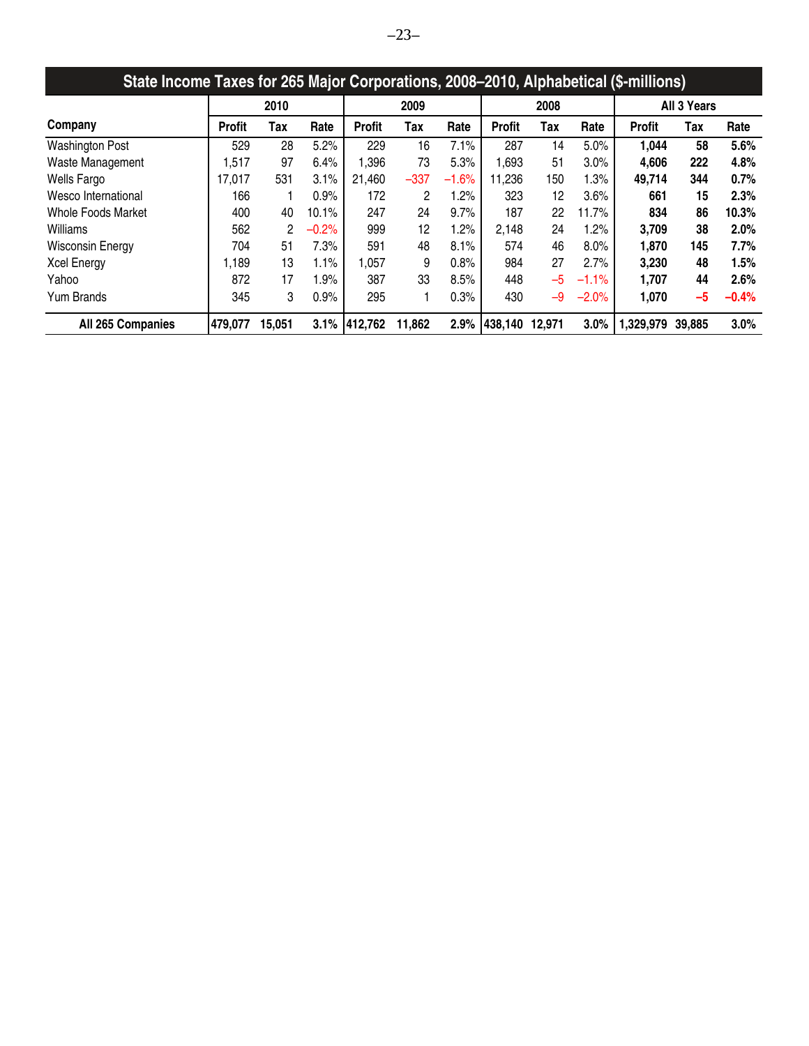## State Income Taxes for 265 Major Corporations, 2008–2010, Alphabetical ($-millions)

| Company | 2010 | | | 2009 | | | 2008 | | | All 3 Years | | |
|---|---|---|---|---|---|---|---|---|---|---|---|---|
| | Profit | Tax | Rate | Profit | Tax | Rate | Profit | Tax | Rate | Profit | Tax | Rate |
| Washington Post | 529 | 28 | 5.2% | 229 | 16 | 7.1% | 287 | 14 | 5.0% | **1,044** | **58** | **5.6%** |
| Waste Management | 1,517 | 97 | 6.4% | 1,396 | 73 | 5.3% | 1,693 | 51 | 3.0% | **4,606** | **222** | **4.8%** |
| Wells Fargo | 17,017 | 531 | 3.1% | 21,460 | –337 | –1.6% | 11,236 | 150 | 1.3% | **49,714** | **344** | **0.7%** |
| Wesco International | 166 | 1 | 0.9% | 172 | 2 | 1.2% | 323 | 12 | 3.6% | **661** | **15** | **2.3%** |
| Whole Foods Market | 400 | 40 | 10.1% | 247 | 24 | 9.7% | 187 | 22 | 11.7% | **834** | **86** | **10.3%** |
| Williams | 562 | 2 | –0.2% | 999 | 12 | 1.2% | 2,148 | 24 | 1.2% | **3,709** | **38** | **2.0%** |
| Wisconsin Energy | 704 | 51 | 7.3% | 591 | 48 | 8.1% | 574 | 46 | 8.0% | **1,870** | **145** | **7.7%** |
| Xcel Energy | 1,189 | 13 | 1.1% | 1,057 | 9 | 0.8% | 984 | 27 | 2.7% | **3,230** | **48** | **1.5%** |
| Yahoo | 872 | 17 | 1.9% | 387 | 33 | 8.5% | 448 | –5 | –1.1% | **1,707** | **44** | **2.6%** |
| Yum Brands | 345 | 3 | 0.9% | 295 | 1 | 0.3% | 430 | –9 | –2.0% | **1,070** | **–5** | **–0.4%** |
| **All 265 Companies** | **479,077** | **15,051** | **3.1%** | **412,762** | **11,862** | **2.9%** | **438,140** | **12,971** | **3.0%** | **1,329,979** | **39,885** | **3.0%** |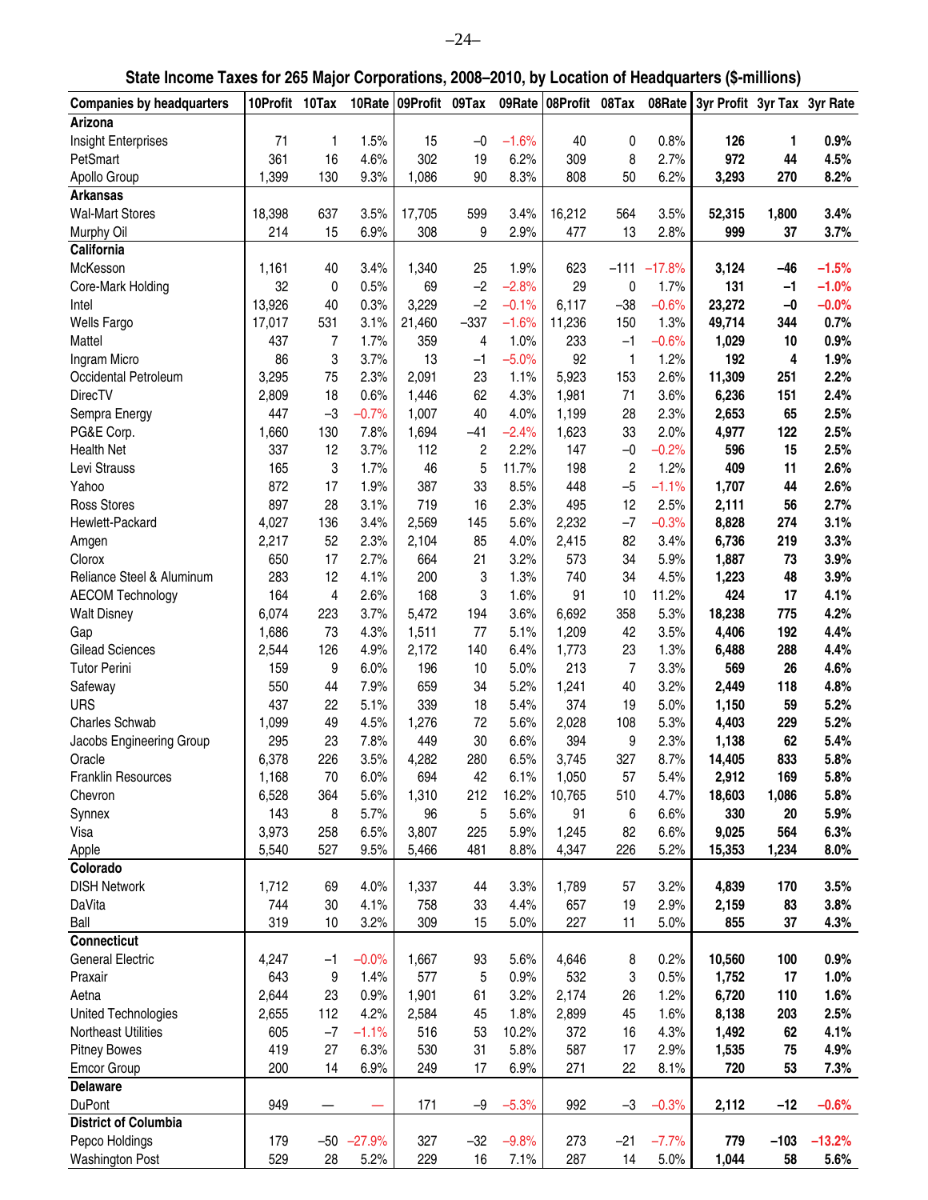## State Income Taxes for 265 Major Corporations, 2008–2010, by Location of Headquarters ($-millions)

| Companies by headquarters | 10Profit | 10Tax | 10Rate | 09Profit | 09Tax | 09Rate | 08Profit | 08Tax | 08Rate | 3yr Profit | 3yr Tax | 3yr Rate |
|---|---|---|---|---|---|---|---|---|---|---|---|---|
| **Arizona** | | | | | | | | | | | | |
| Insight Enterprises | 71 | 1 | 1.5% | 15 | –0 | –1.6% | 40 | 0 | 0.8% | **126** | **1** | **0.9%** |
| PetSmart | 361 | 16 | 4.6% | 302 | 19 | 6.2% | 309 | 8 | 2.7% | **972** | **44** | **4.5%** |
| Apollo Group | 1,399 | 130 | 9.3% | 1,086 | 90 | 8.3% | 808 | 50 | 6.2% | **3,293** | **270** | **8.2%** |
| **Arkansas** | | | | | | | | | | | | |
| Wal-Mart Stores | 18,398 | 637 | 3.5% | 17,705 | 599 | 3.4% | 16,212 | 564 | 3.5% | **52,315** | **1,800** | **3.4%** |
| Murphy Oil | 214 | 15 | 6.9% | 308 | 9 | 2.9% | 477 | 13 | 2.8% | **999** | **37** | **3.7%** |
| **California** | | | | | | | | | | | | |
| McKesson | 1,161 | 40 | 3.4% | 1,340 | 25 | 1.9% | 623 | –111 | –17.8% | **3,124** | **–46** | **–1.5%** |
| Core-Mark Holding | 32 | 0 | 0.5% | 69 | –2 | –2.8% | 29 | 0 | 1.7% | **131** | **–1** | **–1.0%** |
| Intel | 13,926 | 40 | 0.3% | 3,229 | –2 | –0.1% | 6,117 | –38 | –0.6% | **23,272** | **–0** | **–0.0%** |
| Wells Fargo | 17,017 | 531 | 3.1% | 21,460 | –337 | –1.6% | 11,236 | 150 | 1.3% | **49,714** | **344** | **0.7%** |
| Mattel | 437 | 7 | 1.7% | 359 | 4 | 1.0% | 233 | –1 | –0.6% | **1,029** | **10** | **0.9%** |
| Ingram Micro | 86 | 3 | 3.7% | 13 | –1 | –5.0% | 92 | 1 | 1.2% | **192** | **4** | **1.9%** |
| Occidental Petroleum | 3,295 | 75 | 2.3% | 2,091 | 23 | 1.1% | 5,923 | 153 | 2.6% | **11,309** | **251** | **2.2%** |
| DirecTV | 2,809 | 18 | 0.6% | 1,446 | 62 | 4.3% | 1,981 | 71 | 3.6% | **6,236** | **151** | **2.4%** |
| Sempra Energy | 447 | –3 | –0.7% | 1,007 | 40 | 4.0% | 1,199 | 28 | 2.3% | **2,653** | **65** | **2.5%** |
| PG&E Corp. | 1,660 | 130 | 7.8% | 1,694 | –41 | –2.4% | 1,623 | 33 | 2.0% | **4,977** | **122** | **2.5%** |
| Health Net | 337 | 12 | 3.7% | 112 | 2 | 2.2% | 147 | –0 | –0.2% | **596** | **15** | **2.5%** |
| Levi Strauss | 165 | 3 | 1.7% | 46 | 5 | 11.7% | 198 | 2 | 1.2% | **409** | **11** | **2.6%** |
| Yahoo | 872 | 17 | 1.9% | 387 | 33 | 8.5% | 448 | –5 | –1.1% | **1,707** | **44** | **2.6%** |
| Ross Stores | 897 | 28 | 3.1% | 719 | 16 | 2.3% | 495 | 12 | 2.5% | **2,111** | **56** | **2.7%** |
| Hewlett-Packard | 4,027 | 136 | 3.4% | 2,569 | 145 | 5.6% | 2,232 | –7 | –0.3% | **8,828** | **274** | **3.1%** |
| Amgen | 2,217 | 52 | 2.3% | 2,104 | 85 | 4.0% | 2,415 | 82 | 3.4% | **6,736** | **219** | **3.3%** |
| Clorox | 650 | 17 | 2.7% | 664 | 21 | 3.2% | 573 | 34 | 5.9% | **1,887** | **73** | **3.9%** |
| Reliance Steel & Aluminum | 283 | 12 | 4.1% | 200 | 3 | 1.3% | 740 | 34 | 4.5% | **1,223** | **48** | **3.9%** |
| AECOM Technology | 164 | 4 | 2.6% | 168 | 3 | 1.6% | 91 | 10 | 11.2% | **424** | **17** | **4.1%** |
| Walt Disney | 6,074 | 223 | 3.7% | 5,472 | 194 | 3.6% | 6,692 | 358 | 5.3% | **18,238** | **775** | **4.2%** |
| Gap | 1,686 | 73 | 4.3% | 1,511 | 77 | 5.1% | 1,209 | 42 | 3.5% | **4,406** | **192** | **4.4%** |
| Gilead Sciences | 2,544 | 126 | 4.9% | 2,172 | 140 | 6.4% | 1,773 | 23 | 1.3% | **6,488** | **288** | **4.4%** |
| Tutor Perini | 159 | 9 | 6.0% | 196 | 10 | 5.0% | 213 | 7 | 3.3% | **569** | **26** | **4.6%** |
| Safeway | 550 | 44 | 7.9% | 659 | 34 | 5.2% | 1,241 | 40 | 3.2% | **2,449** | **118** | **4.8%** |
| URS | 437 | 22 | 5.1% | 339 | 18 | 5.4% | 374 | 19 | 5.0% | **1,150** | **59** | **5.2%** |
| Charles Schwab | 1,099 | 49 | 4.5% | 1,276 | 72 | 5.6% | 2,028 | 108 | 5.3% | **4,403** | **229** | **5.2%** |
| Jacobs Engineering Group | 295 | 23 | 7.8% | 449 | 30 | 6.6% | 394 | 9 | 2.3% | **1,138** | **62** | **5.4%** |
| Oracle | 6,378 | 226 | 3.5% | 4,282 | 280 | 6.5% | 3,745 | 327 | 8.7% | **14,405** | **833** | **5.8%** |
| Franklin Resources | 1,168 | 70 | 6.0% | 694 | 42 | 6.1% | 1,050 | 57 | 5.4% | **2,912** | **169** | **5.8%** |
| Chevron | 6,528 | 364 | 5.6% | 1,310 | 212 | 16.2% | 10,765 | 510 | 4.7% | **18,603** | **1,086** | **5.8%** |
| Synnex | 143 | 8 | 5.7% | 96 | 5 | 5.6% | 91 | 6 | 6.6% | **330** | **20** | **5.9%** |
| Visa | 3,973 | 258 | 6.5% | 3,807 | 225 | 5.9% | 1,245 | 82 | 6.6% | **9,025** | **564** | **6.3%** |
| Apple | 5,540 | 527 | 9.5% | 5,466 | 481 | 8.8% | 4,347 | 226 | 5.2% | **15,353** | **1,234** | **8.0%** |
| **Colorado** | | | | | | | | | | | | |
| DISH Network | 1,712 | 69 | 4.0% | 1,337 | 44 | 3.3% | 1,789 | 57 | 3.2% | **4,839** | **170** | **3.5%** |
| DaVita | 744 | 30 | 4.1% | 758 | 33 | 4.4% | 657 | 19 | 2.9% | **2,159** | **83** | **3.8%** |
| Ball | 319 | 10 | 3.2% | 309 | 15 | 5.0% | 227 | 11 | 5.0% | **855** | **37** | **4.3%** |
| **Connecticut** | | | | | | | | | | | | |
| General Electric | 4,247 | –1 | –0.0% | 1,667 | 93 | 5.6% | 4,646 | 8 | 0.2% | **10,560** | **100** | **0.9%** |
| Praxair | 643 | 9 | 1.4% | 577 | 5 | 0.9% | 532 | 3 | 0.5% | **1,752** | **17** | **1.0%** |
| Aetna | 2,644 | 23 | 0.9% | 1,901 | 61 | 3.2% | 2,174 | 26 | 1.2% | **6,720** | **110** | **1.6%** |
| United Technologies | 2,655 | 112 | 4.2% | 2,584 | 45 | 1.8% | 2,899 | 45 | 1.6% | **8,138** | **203** | **2.5%** |
| Northeast Utilities | 605 | –7 | –1.1% | 516 | 53 | 10.2% | 372 | 16 | 4.3% | **1,492** | **62** | **4.1%** |
| Pitney Bowes | 419 | 27 | 6.3% | 530 | 31 | 5.8% | 587 | 17 | 2.9% | **1,535** | **75** | **4.9%** |
| Emcor Group | 200 | 14 | 6.9% | 249 | 17 | 6.9% | 271 | 22 | 8.1% | **720** | **53** | **7.3%** |
| **Delaware** | | | | | | | | | | | | |
| DuPont | 949 | — | — | 171 | –9 | –5.3% | 992 | –3 | –0.3% | **2,112** | **–12** | **–0.6%** |
| **District of Columbia** | | | | | | | | | | | | |
| Pepco Holdings | 179 | –50 | –27.9% | 327 | –32 | –9.8% | 273 | –21 | –7.7% | **779** | **–103** | **–13.2%** |
| Washington Post | 529 | 28 | 5.2% | 229 | 16 | 7.1% | 287 | 14 | 5.0% | **1,044** | **58** | **5.6%** |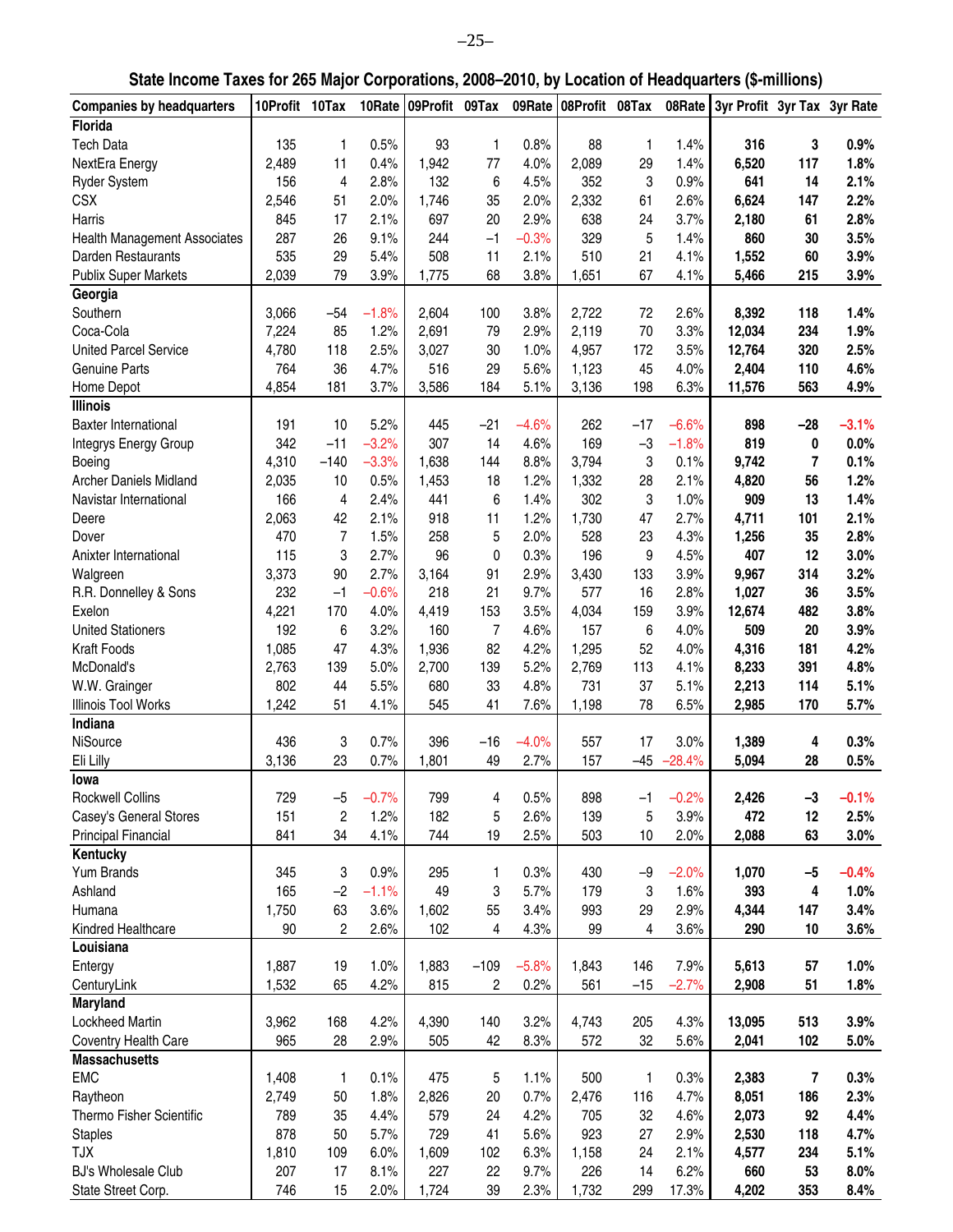## State Income Taxes for 265 Major Corporations, 2008–2010, by Location of Headquarters ($-millions)

| Companies by headquarters | 10Profit | 10Tax | 10Rate | 09Profit | 09Tax | 09Rate | 08Profit | 08Tax | 08Rate | 3yr Profit | 3yr Tax | 3yr Rate |
|---|---|---|---|---|---|---|---|---|---|---|---|---|
| **Florida** | | | | | | | | | | | | |
| Tech Data | 135 | 1 | 0.5% | 93 | 1 | 0.8% | 88 | 1 | 1.4% | **316** | **3** | **0.9%** |
| NextEra Energy | 2,489 | 11 | 0.4% | 1,942 | 77 | 4.0% | 2,089 | 29 | 1.4% | **6,520** | **117** | **1.8%** |
| Ryder System | 156 | 4 | 2.8% | 132 | 6 | 4.5% | 352 | 3 | 0.9% | **641** | **14** | **2.1%** |
| CSX | 2,546 | 51 | 2.0% | 1,746 | 35 | 2.0% | 2,332 | 61 | 2.6% | **6,624** | **147** | **2.2%** |
| Harris | 845 | 17 | 2.1% | 697 | 20 | 2.9% | 638 | 24 | 3.7% | **2,180** | **61** | **2.8%** |
| Health Management Associates | 287 | 26 | 9.1% | 244 | –1 | –0.3% | 329 | 5 | 1.4% | **860** | **30** | **3.5%** |
| Darden Restaurants | 535 | 29 | 5.4% | 508 | 11 | 2.1% | 510 | 21 | 4.1% | **1,552** | **60** | **3.9%** |
| Publix Super Markets | 2,039 | 79 | 3.9% | 1,775 | 68 | 3.8% | 1,651 | 67 | 4.1% | **5,466** | **215** | **3.9%** |
| **Georgia** | | | | | | | | | | | | |
| Southern | 3,066 | –54 | –1.8% | 2,604 | 100 | 3.8% | 2,722 | 72 | 2.6% | **8,392** | **118** | **1.4%** |
| Coca-Cola | 7,224 | 85 | 1.2% | 2,691 | 79 | 2.9% | 2,119 | 70 | 3.3% | **12,034** | **234** | **1.9%** |
| United Parcel Service | 4,780 | 118 | 2.5% | 3,027 | 30 | 1.0% | 4,957 | 172 | 3.5% | **12,764** | **320** | **2.5%** |
| Genuine Parts | 764 | 36 | 4.7% | 516 | 29 | 5.6% | 1,123 | 45 | 4.0% | **2,404** | **110** | **4.6%** |
| Home Depot | 4,854 | 181 | 3.7% | 3,586 | 184 | 5.1% | 3,136 | 198 | 6.3% | **11,576** | **563** | **4.9%** |
| **Illinois** | | | | | | | | | | | | |
| Baxter International | 191 | 10 | 5.2% | 445 | –21 | –4.6% | 262 | –17 | –6.6% | **898** | **–28** | **–3.1%** |
| Integrys Energy Group | 342 | –11 | –3.2% | 307 | 14 | 4.6% | 169 | –3 | –1.8% | **819** | **0** | **0.0%** |
| Boeing | 4,310 | –140 | –3.3% | 1,638 | 144 | 8.8% | 3,794 | 3 | 0.1% | **9,742** | **7** | **0.1%** |
| Archer Daniels Midland | 2,035 | 10 | 0.5% | 1,453 | 18 | 1.2% | 1,332 | 28 | 2.1% | **4,820** | **56** | **1.2%** |
| Navistar International | 166 | 4 | 2.4% | 441 | 6 | 1.4% | 302 | 3 | 1.0% | **909** | **13** | **1.4%** |
| Deere | 2,063 | 42 | 2.1% | 918 | 11 | 1.2% | 1,730 | 47 | 2.7% | **4,711** | **101** | **2.1%** |
| Dover | 470 | 7 | 1.5% | 258 | 5 | 2.0% | 528 | 23 | 4.3% | **1,256** | **35** | **2.8%** |
| Anixter International | 115 | 3 | 2.7% | 96 | 0 | 0.3% | 196 | 9 | 4.5% | **407** | **12** | **3.0%** |
| Walgreen | 3,373 | 90 | 2.7% | 3,164 | 91 | 2.9% | 3,430 | 133 | 3.9% | **9,967** | **314** | **3.2%** |
| R.R. Donnelley & Sons | 232 | –1 | –0.6% | 218 | 21 | 9.7% | 577 | 16 | 2.8% | **1,027** | **36** | **3.5%** |
| Exelon | 4,221 | 170 | 4.0% | 4,419 | 153 | 3.5% | 4,034 | 159 | 3.9% | **12,674** | **482** | **3.8%** |
| United Stationers | 192 | 6 | 3.2% | 160 | 7 | 4.6% | 157 | 6 | 4.0% | **509** | **20** | **3.9%** |
| Kraft Foods | 1,085 | 47 | 4.3% | 1,936 | 82 | 4.2% | 1,295 | 52 | 4.0% | **4,316** | **181** | **4.2%** |
| McDonald's | 2,763 | 139 | 5.0% | 2,700 | 139 | 5.2% | 2,769 | 113 | 4.1% | **8,233** | **391** | **4.8%** |
| W.W. Grainger | 802 | 44 | 5.5% | 680 | 33 | 4.8% | 731 | 37 | 5.1% | **2,213** | **114** | **5.1%** |
| Illinois Tool Works | 1,242 | 51 | 4.1% | 545 | 41 | 7.6% | 1,198 | 78 | 6.5% | **2,985** | **170** | **5.7%** |
| **Indiana** | | | | | | | | | | | | |
| NiSource | 436 | 3 | 0.7% | 396 | –16 | –4.0% | 557 | 17 | 3.0% | **1,389** | **4** | **0.3%** |
| Eli Lilly | 3,136 | 23 | 0.7% | 1,801 | 49 | 2.7% | 157 | –45 | –28.4% | **5,094** | **28** | **0.5%** |
| **Iowa** | | | | | | | | | | | | |
| Rockwell Collins | 729 | –5 | –0.7% | 799 | 4 | 0.5% | 898 | –1 | –0.2% | **2,426** | **–3** | **–0.1%** |
| Casey's General Stores | 151 | 2 | 1.2% | 182 | 5 | 2.6% | 139 | 5 | 3.9% | **472** | **12** | **2.5%** |
| Principal Financial | 841 | 34 | 4.1% | 744 | 19 | 2.5% | 503 | 10 | 2.0% | **2,088** | **63** | **3.0%** |
| **Kentucky** | | | | | | | | | | | | |
| Yum Brands | 345 | 3 | 0.9% | 295 | 1 | 0.3% | 430 | –9 | –2.0% | **1,070** | **–5** | **–0.4%** |
| Ashland | 165 | –2 | –1.1% | 49 | 3 | 5.7% | 179 | 3 | 1.6% | **393** | **4** | **1.0%** |
| Humana | 1,750 | 63 | 3.6% | 1,602 | 55 | 3.4% | 993 | 29 | 2.9% | **4,344** | **147** | **3.4%** |
| Kindred Healthcare | 90 | 2 | 2.6% | 102 | 4 | 4.3% | 99 | 4 | 3.6% | **290** | **10** | **3.6%** |
| **Louisiana** | | | | | | | | | | | | |
| Entergy | 1,887 | 19 | 1.0% | 1,883 | –109 | –5.8% | 1,843 | 146 | 7.9% | **5,613** | **57** | **1.0%** |
| CenturyLink | 1,532 | 65 | 4.2% | 815 | 2 | 0.2% | 561 | –15 | –2.7% | **2,908** | **51** | **1.8%** |
| **Maryland** | | | | | | | | | | | | |
| Lockheed Martin | 3,962 | 168 | 4.2% | 4,390 | 140 | 3.2% | 4,743 | 205 | 4.3% | **13,095** | **513** | **3.9%** |
| Coventry Health Care | 965 | 28 | 2.9% | 505 | 42 | 8.3% | 572 | 32 | 5.6% | **2,041** | **102** | **5.0%** |
| **Massachusetts** | | | | | | | | | | | | |
| EMC | 1,408 | 1 | 0.1% | 475 | 5 | 1.1% | 500 | 1 | 0.3% | **2,383** | **7** | **0.3%** |
| Raytheon | 2,749 | 50 | 1.8% | 2,826 | 20 | 0.7% | 2,476 | 116 | 4.7% | **8,051** | **186** | **2.3%** |
| Thermo Fisher Scientific | 789 | 35 | 4.4% | 579 | 24 | 4.2% | 705 | 32 | 4.6% | **2,073** | **92** | **4.4%** |
| Staples | 878 | 50 | 5.7% | 729 | 41 | 5.6% | 923 | 27 | 2.9% | **2,530** | **118** | **4.7%** |
| TJX | 1,810 | 109 | 6.0% | 1,609 | 102 | 6.3% | 1,158 | 24 | 2.1% | **4,577** | **234** | **5.1%** |
| BJ's Wholesale Club | 207 | 17 | 8.1% | 227 | 22 | 9.7% | 226 | 14 | 6.2% | **660** | **53** | **8.0%** |
| State Street Corp. | 746 | 15 | 2.0% | 1,724 | 39 | 2.3% | 1,732 | 299 | 17.3% | **4,202** | **353** | **8.4%** |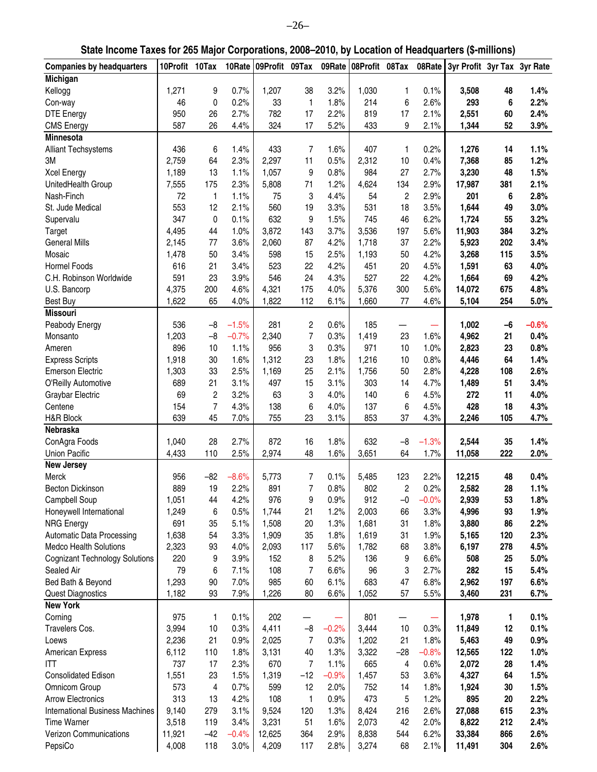# State Income Taxes for 265 Major Corporations, 2008–2010, by Location of Headquarters ($-millions)

| Companies by headquarters | 10Profit | 10Tax | 10Rate | 09Profit | 09Tax | 09Rate | 08Profit | 08Tax | 08Rate | 3yr Profit | 3yr Tax | 3yr Rate |
|---|---|---|---|---|---|---|---|---|---|---|---|---|
| **Michigan** | | | | | | | | | | | | |
| Kellogg | 1,271 | 9 | 0.7% | 1,207 | 38 | 3.2% | 1,030 | 1 | 0.1% | **3,508** | **48** | **1.4%** |
| Con-way | 46 | 0 | 0.2% | 33 | 1 | 1.8% | 214 | 6 | 2.6% | **293** | **6** | **2.2%** |
| DTE Energy | 950 | 26 | 2.7% | 782 | 17 | 2.2% | 819 | 17 | 2.1% | **2,551** | **60** | **2.4%** |
| CMS Energy | 587 | 26 | 4.4% | 324 | 17 | 5.2% | 433 | 9 | 2.1% | **1,344** | **52** | **3.9%** |
| **Minnesota** | | | | | | | | | | | | |
| Alliant Techsystems | 436 | 6 | 1.4% | 433 | 7 | 1.6% | 407 | 1 | 0.2% | **1,276** | **14** | **1.1%** |
| 3M | 2,759 | 64 | 2.3% | 2,297 | 11 | 0.5% | 2,312 | 10 | 0.4% | **7,368** | **85** | **1.2%** |
| Xcel Energy | 1,189 | 13 | 1.1% | 1,057 | 9 | 0.8% | 984 | 27 | 2.7% | **3,230** | **48** | **1.5%** |
| UnitedHealth Group | 7,555 | 175 | 2.3% | 5,808 | 71 | 1.2% | 4,624 | 134 | 2.9% | **17,987** | **381** | **2.1%** |
| Nash-Finch | 72 | 1 | 1.1% | 75 | 3 | 4.4% | 54 | 2 | 2.9% | **201** | **6** | **2.8%** |
| St. Jude Medical | 553 | 12 | 2.1% | 560 | 19 | 3.3% | 531 | 18 | 3.5% | **1,644** | **49** | **3.0%** |
| Supervalu | 347 | 0 | 0.1% | 632 | 9 | 1.5% | 745 | 46 | 6.2% | **1,724** | **55** | **3.2%** |
| Target | 4,495 | 44 | 1.0% | 3,872 | 143 | 3.7% | 3,536 | 197 | 5.6% | **11,903** | **384** | **3.2%** |
| General Mills | 2,145 | 77 | 3.6% | 2,060 | 87 | 4.2% | 1,718 | 37 | 2.2% | **5,923** | **202** | **3.4%** |
| Mosaic | 1,478 | 50 | 3.4% | 598 | 15 | 2.5% | 1,193 | 50 | 4.2% | **3,268** | **115** | **3.5%** |
| Hormel Foods | 616 | 21 | 3.4% | 523 | 22 | 4.2% | 451 | 20 | 4.5% | **1,591** | **63** | **4.0%** |
| C.H. Robinson Worldwide | 591 | 23 | 3.9% | 546 | 24 | 4.3% | 527 | 22 | 4.2% | **1,664** | **69** | **4.2%** |
| U.S. Bancorp | 4,375 | 200 | 4.6% | 4,321 | 175 | 4.0% | 5,376 | 300 | 5.6% | **14,072** | **675** | **4.8%** |
| Best Buy | 1,622 | 65 | 4.0% | 1,822 | 112 | 6.1% | 1,660 | 77 | 4.6% | **5,104** | **254** | **5.0%** |
| **Missouri** | | | | | | | | | | | | |
| Peabody Energy | 536 | –8 | –1.5% | 281 | 2 | 0.6% | 185 | — | — | **1,002** | **–6** | **–0.6%** |
| Monsanto | 1,203 | –8 | –0.7% | 2,340 | 7 | 0.3% | 1,419 | 23 | 1.6% | **4,962** | **21** | **0.4%** |
| Ameren | 896 | 10 | 1.1% | 956 | 3 | 0.3% | 971 | 10 | 1.0% | **2,823** | **23** | **0.8%** |
| Express Scripts | 1,918 | 30 | 1.6% | 1,312 | 23 | 1.8% | 1,216 | 10 | 0.8% | **4,446** | **64** | **1.4%** |
| Emerson Electric | 1,303 | 33 | 2.5% | 1,169 | 25 | 2.1% | 1,756 | 50 | 2.8% | **4,228** | **108** | **2.6%** |
| O'Reilly Automotive | 689 | 21 | 3.1% | 497 | 15 | 3.1% | 303 | 14 | 4.7% | **1,489** | **51** | **3.4%** |
| Graybar Electric | 69 | 2 | 3.2% | 63 | 3 | 4.0% | 140 | 6 | 4.5% | **272** | **11** | **4.0%** |
| Centene | 154 | 7 | 4.3% | 138 | 6 | 4.0% | 137 | 6 | 4.5% | **428** | **18** | **4.3%** |
| H&R Block | 639 | 45 | 7.0% | 755 | 23 | 3.1% | 853 | 37 | 4.3% | **2,246** | **105** | **4.7%** |
| **Nebraska** | | | | | | | | | | | | |
| ConAgra Foods | 1,040 | 28 | 2.7% | 872 | 16 | 1.8% | 632 | –8 | –1.3% | **2,544** | **35** | **1.4%** |
| Union Pacific | 4,433 | 110 | 2.5% | 2,974 | 48 | 1.6% | 3,651 | 64 | 1.7% | **11,058** | **222** | **2.0%** |
| **New Jersey** | | | | | | | | | | | | |
| Merck | 956 | –82 | –8.6% | 5,773 | 7 | 0.1% | 5,485 | 123 | 2.2% | **12,215** | **48** | **0.4%** |
| Becton Dickinson | 889 | 19 | 2.2% | 891 | 7 | 0.8% | 802 | 2 | 0.2% | **2,582** | **28** | **1.1%** |
| Campbell Soup | 1,051 | 44 | 4.2% | 976 | 9 | 0.9% | 912 | –0 | –0.0% | **2,939** | **53** | **1.8%** |
| Honeywell International | 1,249 | 6 | 0.5% | 1,744 | 21 | 1.2% | 2,003 | 66 | 3.3% | **4,996** | **93** | **1.9%** |
| NRG Energy | 691 | 35 | 5.1% | 1,508 | 20 | 1.3% | 1,681 | 31 | 1.8% | **3,880** | **86** | **2.2%** |
| Automatic Data Processing | 1,638 | 54 | 3.3% | 1,909 | 35 | 1.8% | 1,619 | 31 | 1.9% | **5,165** | **120** | **2.3%** |
| Medco Health Solutions | 2,323 | 93 | 4.0% | 2,093 | 117 | 5.6% | 1,782 | 68 | 3.8% | **6,197** | **278** | **4.5%** |
| Cognizant Technology Solutions | 220 | 9 | 3.9% | 152 | 8 | 5.2% | 136 | 9 | 6.6% | **508** | **25** | **5.0%** |
| Sealed Air | 79 | 6 | 7.1% | 108 | 7 | 6.6% | 96 | 3 | 2.7% | **282** | **15** | **5.4%** |
| Bed Bath & Beyond | 1,293 | 90 | 7.0% | 985 | 60 | 6.1% | 683 | 47 | 6.8% | **2,962** | **197** | **6.6%** |
| Quest Diagnostics | 1,182 | 93 | 7.9% | 1,226 | 80 | 6.6% | 1,052 | 57 | 5.5% | **3,460** | **231** | **6.7%** |
| **New York** | | | | | | | | | | | | |
| Corning | 975 | 1 | 0.1% | 202 | — | — | 801 | — | — | **1,978** | **1** | **0.1%** |
| Travelers Cos. | 3,994 | 10 | 0.3% | 4,411 | –8 | –0.2% | 3,444 | 10 | 0.3% | **11,849** | **12** | **0.1%** |
| Loews | 2,236 | 21 | 0.9% | 2,025 | 7 | 0.3% | 1,202 | 21 | 1.8% | **5,463** | **49** | **0.9%** |
| American Express | 6,112 | 110 | 1.8% | 3,131 | 40 | 1.3% | 3,322 | –28 | –0.8% | **12,565** | **122** | **1.0%** |
| ITT | 737 | 17 | 2.3% | 670 | 7 | 1.1% | 665 | 4 | 0.6% | **2,072** | **28** | **1.4%** |
| Consolidated Edison | 1,551 | 23 | 1.5% | 1,319 | –12 | –0.9% | 1,457 | 53 | 3.6% | **4,327** | **64** | **1.5%** |
| Omnicom Group | 573 | 4 | 0.7% | 599 | 12 | 2.0% | 752 | 14 | 1.8% | **1,924** | **30** | **1.5%** |
| Arrow Electronics | 313 | 13 | 4.2% | 108 | 1 | 0.9% | 473 | 5 | 1.2% | **895** | **20** | **2.2%** |
| International Business Machines | 9,140 | 279 | 3.1% | 9,524 | 120 | 1.3% | 8,424 | 216 | 2.6% | **27,088** | **615** | **2.3%** |
| Time Warner | 3,518 | 119 | 3.4% | 3,231 | 51 | 1.6% | 2,073 | 42 | 2.0% | **8,822** | **212** | **2.4%** |
| Verizon Communications | 11,921 | –42 | –0.4% | 12,625 | 364 | 2.9% | 8,838 | 544 | 6.2% | **33,384** | **866** | **2.6%** |
| PepsiCo | 4,008 | 118 | 3.0% | 4,209 | 117 | 2.8% | 3,274 | 68 | 2.1% | **11,491** | **304** | **2.6%** |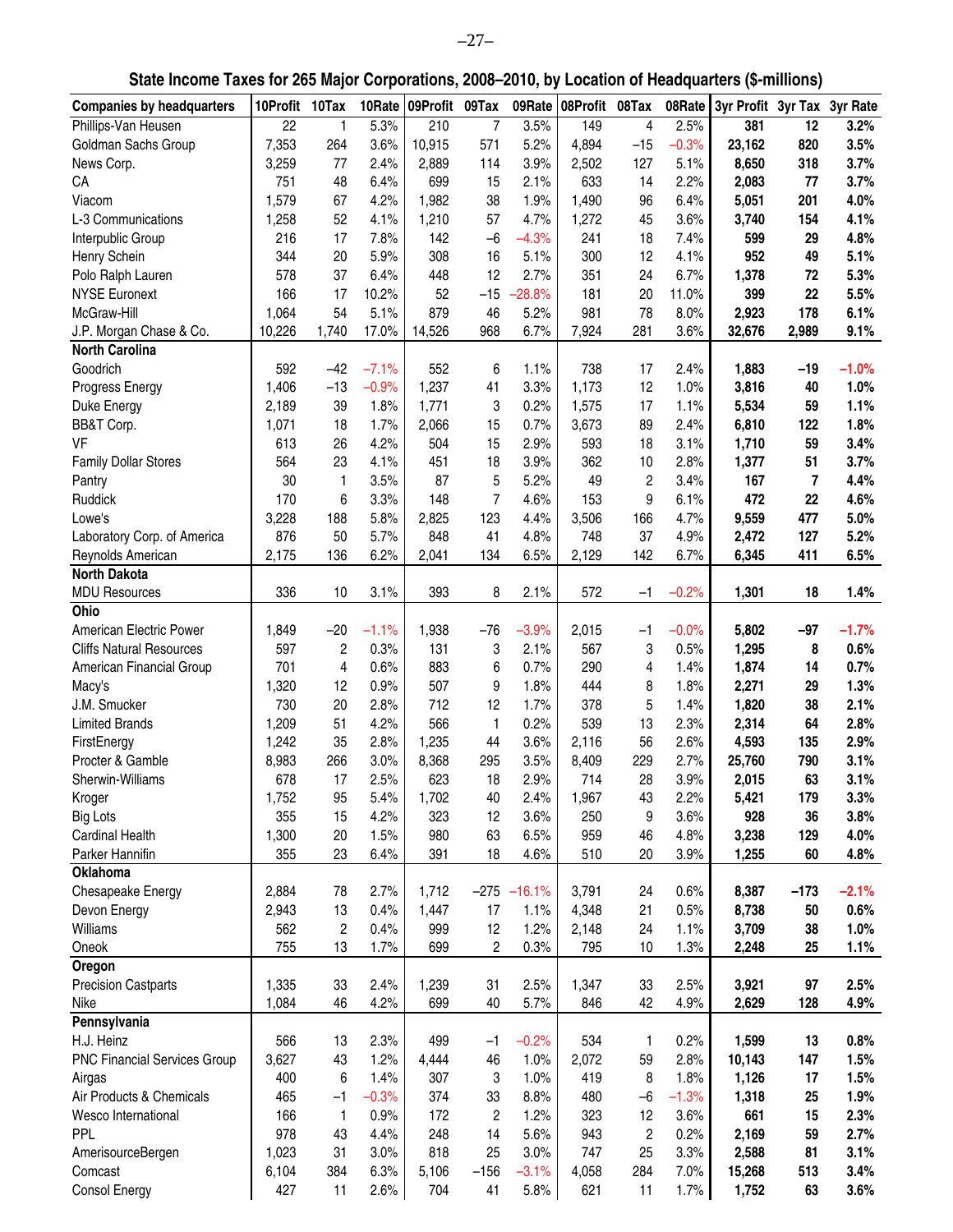## State Income Taxes for 265 Major Corporations, 2008–2010, by Location of Headquarters ($-millions)

| Companies by headquarters | 10Profit | 10Tax | 10Rate | 09Profit | 09Tax | 09Rate | 08Profit | 08Tax | 08Rate | 3yr Profit | 3yr Tax | 3yr Rate |
|---|---|---|---|---|---|---|---|---|---|---|---|---|
| Phillips-Van Heusen | 22 | 1 | 5.3% | 210 | 7 | 3.5% | 149 | 4 | 2.5% | **381** | **12** | **3.2%** |
| Goldman Sachs Group | 7,353 | 264 | 3.6% | 10,915 | 571 | 5.2% | 4,894 | –15 | –0.3% | **23,162** | **820** | **3.5%** |
| News Corp. | 3,259 | 77 | 2.4% | 2,889 | 114 | 3.9% | 2,502 | 127 | 5.1% | **8,650** | **318** | **3.7%** |
| CA | 751 | 48 | 6.4% | 699 | 15 | 2.1% | 633 | 14 | 2.2% | **2,083** | **77** | **3.7%** |
| Viacom | 1,579 | 67 | 4.2% | 1,982 | 38 | 1.9% | 1,490 | 96 | 6.4% | **5,051** | **201** | **4.0%** |
| L-3 Communications | 1,258 | 52 | 4.1% | 1,210 | 57 | 4.7% | 1,272 | 45 | 3.6% | **3,740** | **154** | **4.1%** |
| Interpublic Group | 216 | 17 | 7.8% | 142 | –6 | –4.3% | 241 | 18 | 7.4% | **599** | **29** | **4.8%** |
| Henry Schein | 344 | 20 | 5.9% | 308 | 16 | 5.1% | 300 | 12 | 4.1% | **952** | **49** | **5.1%** |
| Polo Ralph Lauren | 578 | 37 | 6.4% | 448 | 12 | 2.7% | 351 | 24 | 6.7% | **1,378** | **72** | **5.3%** |
| NYSE Euronext | 166 | 17 | 10.2% | 52 | –15 | –28.8% | 181 | 20 | 11.0% | **399** | **22** | **5.5%** |
| McGraw-Hill | 1,064 | 54 | 5.1% | 879 | 46 | 5.2% | 981 | 78 | 8.0% | **2,923** | **178** | **6.1%** |
| J.P. Morgan Chase & Co. | 10,226 | 1,740 | 17.0% | 14,526 | 968 | 6.7% | 7,924 | 281 | 3.6% | **32,676** | **2,989** | **9.1%** |
| **North Carolina** | | | | | | | | | | | | |
| Goodrich | 592 | –42 | –7.1% | 552 | 6 | 1.1% | 738 | 17 | 2.4% | **1,883** | **–19** | **–1.0%** |
| Progress Energy | 1,406 | –13 | –0.9% | 1,237 | 41 | 3.3% | 1,173 | 12 | 1.0% | **3,816** | **40** | **1.0%** |
| Duke Energy | 2,189 | 39 | 1.8% | 1,771 | 3 | 0.2% | 1,575 | 17 | 1.1% | **5,534** | **59** | **1.1%** |
| BB&T Corp. | 1,071 | 18 | 1.7% | 2,066 | 15 | 0.7% | 3,673 | 89 | 2.4% | **6,810** | **122** | **1.8%** |
| VF | 613 | 26 | 4.2% | 504 | 15 | 2.9% | 593 | 18 | 3.1% | **1,710** | **59** | **3.4%** |
| Family Dollar Stores | 564 | 23 | 4.1% | 451 | 18 | 3.9% | 362 | 10 | 2.8% | **1,377** | **51** | **3.7%** |
| Pantry | 30 | 1 | 3.5% | 87 | 5 | 5.2% | 49 | 2 | 3.4% | **167** | **7** | **4.4%** |
| Ruddick | 170 | 6 | 3.3% | 148 | 7 | 4.6% | 153 | 9 | 6.1% | **472** | **22** | **4.6%** |
| Lowe's | 3,228 | 188 | 5.8% | 2,825 | 123 | 4.4% | 3,506 | 166 | 4.7% | **9,559** | **477** | **5.0%** |
| Laboratory Corp. of America | 876 | 50 | 5.7% | 848 | 41 | 4.8% | 748 | 37 | 4.9% | **2,472** | **127** | **5.2%** |
| Reynolds American | 2,175 | 136 | 6.2% | 2,041 | 134 | 6.5% | 2,129 | 142 | 6.7% | **6,345** | **411** | **6.5%** |
| **North Dakota** | | | | | | | | | | | | |
| MDU Resources | 336 | 10 | 3.1% | 393 | 8 | 2.1% | 572 | –1 | –0.2% | **1,301** | **18** | **1.4%** |
| **Ohio** | | | | | | | | | | | | |
| American Electric Power | 1,849 | –20 | –1.1% | 1,938 | –76 | –3.9% | 2,015 | –1 | –0.0% | **5,802** | **–97** | **–1.7%** |
| Cliffs Natural Resources | 597 | 2 | 0.3% | 131 | 3 | 2.1% | 567 | 3 | 0.5% | **1,295** | **8** | **0.6%** |
| American Financial Group | 701 | 4 | 0.6% | 883 | 6 | 0.7% | 290 | 4 | 1.4% | **1,874** | **14** | **0.7%** |
| Macy's | 1,320 | 12 | 0.9% | 507 | 9 | 1.8% | 444 | 8 | 1.8% | **2,271** | **29** | **1.3%** |
| J.M. Smucker | 730 | 20 | 2.8% | 712 | 12 | 1.7% | 378 | 5 | 1.4% | **1,820** | **38** | **2.1%** |
| Limited Brands | 1,209 | 51 | 4.2% | 566 | 1 | 0.2% | 539 | 13 | 2.3% | **2,314** | **64** | **2.8%** |
| FirstEnergy | 1,242 | 35 | 2.8% | 1,235 | 44 | 3.6% | 2,116 | 56 | 2.6% | **4,593** | **135** | **2.9%** |
| Procter & Gamble | 8,983 | 266 | 3.0% | 8,368 | 295 | 3.5% | 8,409 | 229 | 2.7% | **25,760** | **790** | **3.1%** |
| Sherwin-Williams | 678 | 17 | 2.5% | 623 | 18 | 2.9% | 714 | 28 | 3.9% | **2,015** | **63** | **3.1%** |
| Kroger | 1,752 | 95 | 5.4% | 1,702 | 40 | 2.4% | 1,967 | 43 | 2.2% | **5,421** | **179** | **3.3%** |
| Big Lots | 355 | 15 | 4.2% | 323 | 12 | 3.6% | 250 | 9 | 3.6% | **928** | **36** | **3.8%** |
| Cardinal Health | 1,300 | 20 | 1.5% | 980 | 63 | 6.5% | 959 | 46 | 4.8% | **3,238** | **129** | **4.0%** |
| Parker Hannifin | 355 | 23 | 6.4% | 391 | 18 | 4.6% | 510 | 20 | 3.9% | **1,255** | **60** | **4.8%** |
| **Oklahoma** | | | | | | | | | | | | |
| Chesapeake Energy | 2,884 | 78 | 2.7% | 1,712 | –275 | –16.1% | 3,791 | 24 | 0.6% | **8,387** | **–173** | **–2.1%** |
| Devon Energy | 2,943 | 13 | 0.4% | 1,447 | 17 | 1.1% | 4,348 | 21 | 0.5% | **8,738** | **50** | **0.6%** |
| Williams | 562 | 2 | 0.4% | 999 | 12 | 1.2% | 2,148 | 24 | 1.1% | **3,709** | **38** | **1.0%** |
| Oneok | 755 | 13 | 1.7% | 699 | 2 | 0.3% | 795 | 10 | 1.3% | **2,248** | **25** | **1.1%** |
| **Oregon** | | | | | | | | | | | | |
| Precision Castparts | 1,335 | 33 | 2.4% | 1,239 | 31 | 2.5% | 1,347 | 33 | 2.5% | **3,921** | **97** | **2.5%** |
| Nike | 1,084 | 46 | 4.2% | 699 | 40 | 5.7% | 846 | 42 | 4.9% | **2,629** | **128** | **4.9%** |
| **Pennsylvania** | | | | | | | | | | | | |
| H.J. Heinz | 566 | 13 | 2.3% | 499 | –1 | –0.2% | 534 | 1 | 0.2% | **1,599** | **13** | **0.8%** |
| PNC Financial Services Group | 3,627 | 43 | 1.2% | 4,444 | 46 | 1.0% | 2,072 | 59 | 2.8% | **10,143** | **147** | **1.5%** |
| Airgas | 400 | 6 | 1.4% | 307 | 3 | 1.0% | 419 | 8 | 1.8% | **1,126** | **17** | **1.5%** |
| Air Products & Chemicals | 465 | –1 | –0.3% | 374 | 33 | 8.8% | 480 | –6 | –1.3% | **1,318** | **25** | **1.9%** |
| Wesco International | 166 | 1 | 0.9% | 172 | 2 | 1.2% | 323 | 12 | 3.6% | **661** | **15** | **2.3%** |
| PPL | 978 | 43 | 4.4% | 248 | 14 | 5.6% | 943 | 2 | 0.2% | **2,169** | **59** | **2.7%** |
| AmerisourceBergen | 1,023 | 31 | 3.0% | 818 | 25 | 3.0% | 747 | 25 | 3.3% | **2,588** | **81** | **3.1%** |
| Comcast | 6,104 | 384 | 6.3% | 5,106 | –156 | –3.1% | 4,058 | 284 | 7.0% | **15,268** | **513** | **3.4%** |
| Consol Energy | 427 | 11 | 2.6% | 704 | 41 | 5.8% | 621 | 11 | 1.7% | **1,752** | **63** | **3.6%** |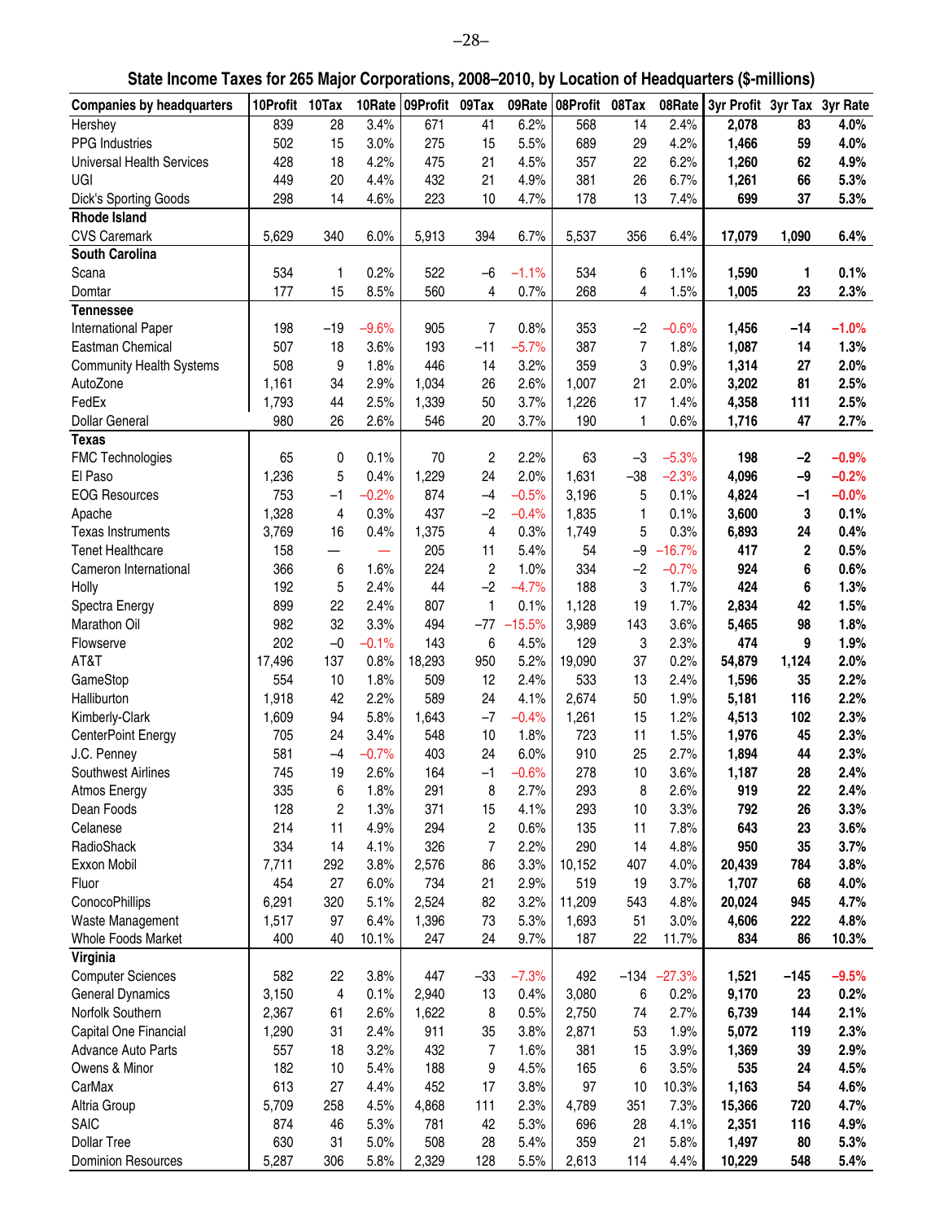## State Income Taxes for 265 Major Corporations, 2008–2010, by Location of Headquarters ($-millions)

| Companies by headquarters | 10Profit | 10Tax | 10Rate | 09Profit | 09Tax | 09Rate | 08Profit | 08Tax | 08Rate | 3yr Profit | 3yr Tax | 3yr Rate |
|---|---|---|---|---|---|---|---|---|---|---|---|---|
| Hershey | 839 | 28 | 3.4% | 671 | 41 | 6.2% | 568 | 14 | 2.4% | **2,078** | **83** | **4.0%** |
| PPG Industries | 502 | 15 | 3.0% | 275 | 15 | 5.5% | 689 | 29 | 4.2% | **1,466** | **59** | **4.0%** |
| Universal Health Services | 428 | 18 | 4.2% | 475 | 21 | 4.5% | 357 | 22 | 6.2% | **1,260** | **62** | **4.9%** |
| UGI | 449 | 20 | 4.4% | 432 | 21 | 4.9% | 381 | 26 | 6.7% | **1,261** | **66** | **5.3%** |
| Dick's Sporting Goods | 298 | 14 | 4.6% | 223 | 10 | 4.7% | 178 | 13 | 7.4% | **699** | **37** | **5.3%** |
| **Rhode Island** | | | | | | | | | | | | |
| CVS Caremark | 5,629 | 340 | 6.0% | 5,913 | 394 | 6.7% | 5,537 | 356 | 6.4% | **17,079** | **1,090** | **6.4%** |
| **South Carolina** | | | | | | | | | | | | |
| Scana | 534 | 1 | 0.2% | 522 | –6 | –1.1% | 534 | 6 | 1.1% | **1,590** | **1** | **0.1%** |
| Domtar | 177 | 15 | 8.5% | 560 | 4 | 0.7% | 268 | 4 | 1.5% | **1,005** | **23** | **2.3%** |
| **Tennessee** | | | | | | | | | | | | |
| International Paper | 198 | –19 | –9.6% | 905 | 7 | 0.8% | 353 | –2 | –0.6% | **1,456** | **–14** | **–1.0%** |
| Eastman Chemical | 507 | 18 | 3.6% | 193 | –11 | –5.7% | 387 | 7 | 1.8% | **1,087** | **14** | **1.3%** |
| Community Health Systems | 508 | 9 | 1.8% | 446 | 14 | 3.2% | 359 | 3 | 0.9% | **1,314** | **27** | **2.0%** |
| AutoZone | 1,161 | 34 | 2.9% | 1,034 | 26 | 2.6% | 1,007 | 21 | 2.0% | **3,202** | **81** | **2.5%** |
| FedEx | 1,793 | 44 | 2.5% | 1,339 | 50 | 3.7% | 1,226 | 17 | 1.4% | **4,358** | **111** | **2.5%** |
| Dollar General | 980 | 26 | 2.6% | 546 | 20 | 3.7% | 190 | 1 | 0.6% | **1,716** | **47** | **2.7%** |
| **Texas** | | | | | | | | | | | | |
| FMC Technologies | 65 | 0 | 0.1% | 70 | 2 | 2.2% | 63 | –3 | –5.3% | **198** | **–2** | **–0.9%** |
| El Paso | 1,236 | 5 | 0.4% | 1,229 | 24 | 2.0% | 1,631 | –38 | –2.3% | **4,096** | **–9** | **–0.2%** |
| EOG Resources | 753 | –1 | –0.2% | 874 | –4 | –0.5% | 3,196 | 5 | 0.1% | **4,824** | **–1** | **–0.0%** |
| Apache | 1,328 | 4 | 0.3% | 437 | –2 | –0.4% | 1,835 | 1 | 0.1% | **3,600** | **3** | **0.1%** |
| Texas Instruments | 3,769 | 16 | 0.4% | 1,375 | 4 | 0.3% | 1,749 | 5 | 0.3% | **6,893** | **24** | **0.4%** |
| Tenet Healthcare | 158 | — | — | 205 | 11 | 5.4% | 54 | –9 | –16.7% | **417** | **2** | **0.5%** |
| Cameron International | 366 | 6 | 1.6% | 224 | 2 | 1.0% | 334 | –2 | –0.7% | **924** | **6** | **0.6%** |
| Holly | 192 | 5 | 2.4% | 44 | –2 | –4.7% | 188 | 3 | 1.7% | **424** | **6** | **1.3%** |
| Spectra Energy | 899 | 22 | 2.4% | 807 | 1 | 0.1% | 1,128 | 19 | 1.7% | **2,834** | **42** | **1.5%** |
| Marathon Oil | 982 | 32 | 3.3% | 494 | –77 | –15.5% | 3,989 | 143 | 3.6% | **5,465** | **98** | **1.8%** |
| Flowserve | 202 | –0 | –0.1% | 143 | 6 | 4.5% | 129 | 3 | 2.3% | **474** | **9** | **1.9%** |
| AT&T | 17,496 | 137 | 0.8% | 18,293 | 950 | 5.2% | 19,090 | 37 | 0.2% | **54,879** | **1,124** | **2.0%** |
| GameStop | 554 | 10 | 1.8% | 509 | 12 | 2.4% | 533 | 13 | 2.4% | **1,596** | **35** | **2.2%** |
| Halliburton | 1,918 | 42 | 2.2% | 589 | 24 | 4.1% | 2,674 | 50 | 1.9% | **5,181** | **116** | **2.2%** |
| Kimberly-Clark | 1,609 | 94 | 5.8% | 1,643 | –7 | –0.4% | 1,261 | 15 | 1.2% | **4,513** | **102** | **2.3%** |
| CenterPoint Energy | 705 | 24 | 3.4% | 548 | 10 | 1.8% | 723 | 11 | 1.5% | **1,976** | **45** | **2.3%** |
| J.C. Penney | 581 | –4 | –0.7% | 403 | 24 | 6.0% | 910 | 25 | 2.7% | **1,894** | **44** | **2.3%** |
| Southwest Airlines | 745 | 19 | 2.6% | 164 | –1 | –0.6% | 278 | 10 | 3.6% | **1,187** | **28** | **2.4%** |
| Atmos Energy | 335 | 6 | 1.8% | 291 | 8 | 2.7% | 293 | 8 | 2.6% | **919** | **22** | **2.4%** |
| Dean Foods | 128 | 2 | 1.3% | 371 | 15 | 4.1% | 293 | 10 | 3.3% | **792** | **26** | **3.3%** |
| Celanese | 214 | 11 | 4.9% | 294 | 2 | 0.6% | 135 | 11 | 7.8% | **643** | **23** | **3.6%** |
| RadioShack | 334 | 14 | 4.1% | 326 | 7 | 2.2% | 290 | 14 | 4.8% | **950** | **35** | **3.7%** |
| Exxon Mobil | 7,711 | 292 | 3.8% | 2,576 | 86 | 3.3% | 10,152 | 407 | 4.0% | **20,439** | **784** | **3.8%** |
| Fluor | 454 | 27 | 6.0% | 734 | 21 | 2.9% | 519 | 19 | 3.7% | **1,707** | **68** | **4.0%** |
| ConocoPhillips | 6,291 | 320 | 5.1% | 2,524 | 82 | 3.2% | 11,209 | 543 | 4.8% | **20,024** | **945** | **4.7%** |
| Waste Management | 1,517 | 97 | 6.4% | 1,396 | 73 | 5.3% | 1,693 | 51 | 3.0% | **4,606** | **222** | **4.8%** |
| Whole Foods Market | 400 | 40 | 10.1% | 247 | 24 | 9.7% | 187 | 22 | 11.7% | **834** | **86** | **10.3%** |
| **Virginia** | | | | | | | | | | | | |
| Computer Sciences | 582 | 22 | 3.8% | 447 | –33 | –7.3% | 492 | –134 | –27.3% | **1,521** | **–145** | **–9.5%** |
| General Dynamics | 3,150 | 4 | 0.1% | 2,940 | 13 | 0.4% | 3,080 | 6 | 0.2% | **9,170** | **23** | **0.2%** |
| Norfolk Southern | 2,367 | 61 | 2.6% | 1,622 | 8 | 0.5% | 2,750 | 74 | 2.7% | **6,739** | **144** | **2.1%** |
| Capital One Financial | 1,290 | 31 | 2.4% | 911 | 35 | 3.8% | 2,871 | 53 | 1.9% | **5,072** | **119** | **2.3%** |
| Advance Auto Parts | 557 | 18 | 3.2% | 432 | 7 | 1.6% | 381 | 15 | 3.9% | **1,369** | **39** | **2.9%** |
| Owens & Minor | 182 | 10 | 5.4% | 188 | 9 | 4.5% | 165 | 6 | 3.5% | **535** | **24** | **4.5%** |
| CarMax | 613 | 27 | 4.4% | 452 | 17 | 3.8% | 97 | 10 | 10.3% | **1,163** | **54** | **4.6%** |
| Altria Group | 5,709 | 258 | 4.5% | 4,868 | 111 | 2.3% | 4,789 | 351 | 7.3% | **15,366** | **720** | **4.7%** |
| SAIC | 874 | 46 | 5.3% | 781 | 42 | 5.3% | 696 | 28 | 4.1% | **2,351** | **116** | **4.9%** |
| Dollar Tree | 630 | 31 | 5.0% | 508 | 28 | 5.4% | 359 | 21 | 5.8% | **1,497** | **80** | **5.3%** |
| Dominion Resources | 5,287 | 306 | 5.8% | 2,329 | 128 | 5.5% | 2,613 | 114 | 4.4% | **10,229** | **548** | **5.4%** |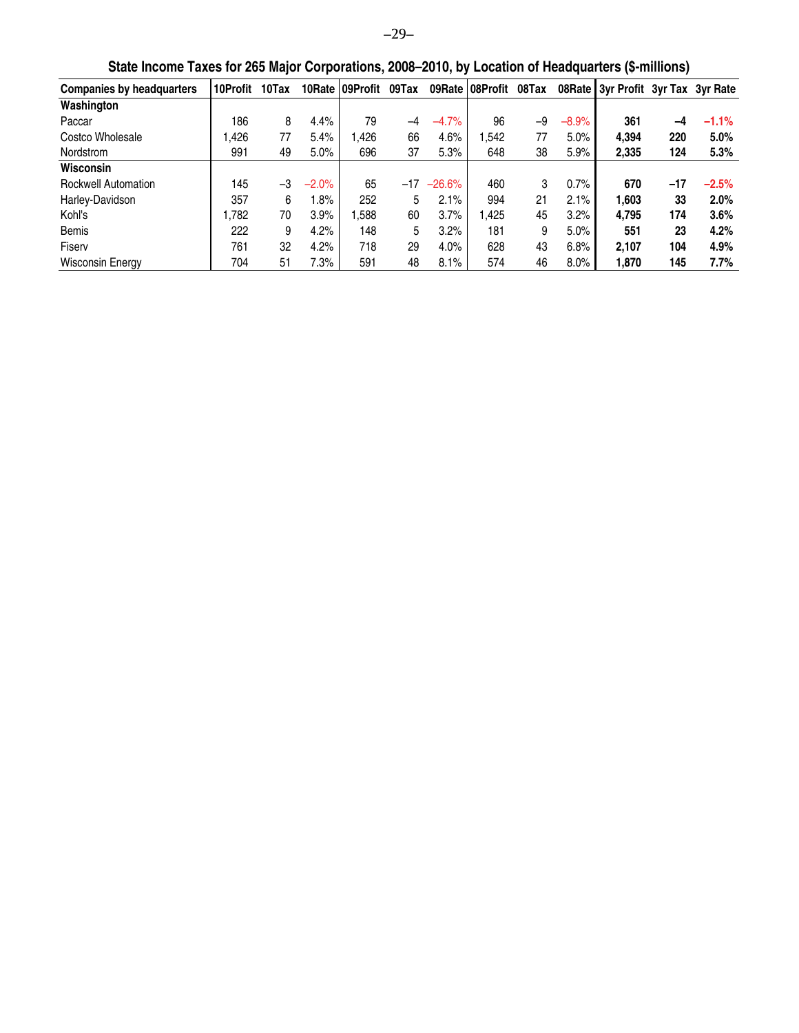## State Income Taxes for 265 Major Corporations, 2008–2010, by Location of Headquarters ($-millions)

| Companies by headquarters | 10Profit | 10Tax | 10Rate | 09Profit | 09Tax | 09Rate | 08Profit | 08Tax | 08Rate | 3yr Profit | 3yr Tax | 3yr Rate |
|---|---|---|---|---|---|---|---|---|---|---|---|---|
| **Washington** | | | | | | | | | | | | |
| Paccar | 186 | 8 | 4.4% | 79 | –4 | –4.7% | 96 | –9 | –8.9% | **361** | **–4** | **–1.1%** |
| Costco Wholesale | 1,426 | 77 | 5.4% | 1,426 | 66 | 4.6% | 1,542 | 77 | 5.0% | **4,394** | **220** | **5.0%** |
| Nordstrom | 991 | 49 | 5.0% | 696 | 37 | 5.3% | 648 | 38 | 5.9% | **2,335** | **124** | **5.3%** |
| **Wisconsin** | | | | | | | | | | | | |
| Rockwell Automation | 145 | –3 | –2.0% | 65 | –17 | –26.6% | 460 | 3 | 0.7% | **670** | **–17** | **–2.5%** |
| Harley-Davidson | 357 | 6 | 1.8% | 252 | 5 | 2.1% | 994 | 21 | 2.1% | **1,603** | **33** | **2.0%** |
| Kohl's | 1,782 | 70 | 3.9% | 1,588 | 60 | 3.7% | 1,425 | 45 | 3.2% | **4,795** | **174** | **3.6%** |
| Bemis | 222 | 9 | 4.2% | 148 | 5 | 3.2% | 181 | 9 | 5.0% | **551** | **23** | **4.2%** |
| Fiserv | 761 | 32 | 4.2% | 718 | 29 | 4.0% | 628 | 43 | 6.8% | **2,107** | **104** | **4.9%** |
| Wisconsin Energy | 704 | 51 | 7.3% | 591 | 48 | 8.1% | 574 | 46 | 8.0% | **1,870** | **145** | **7.7%** |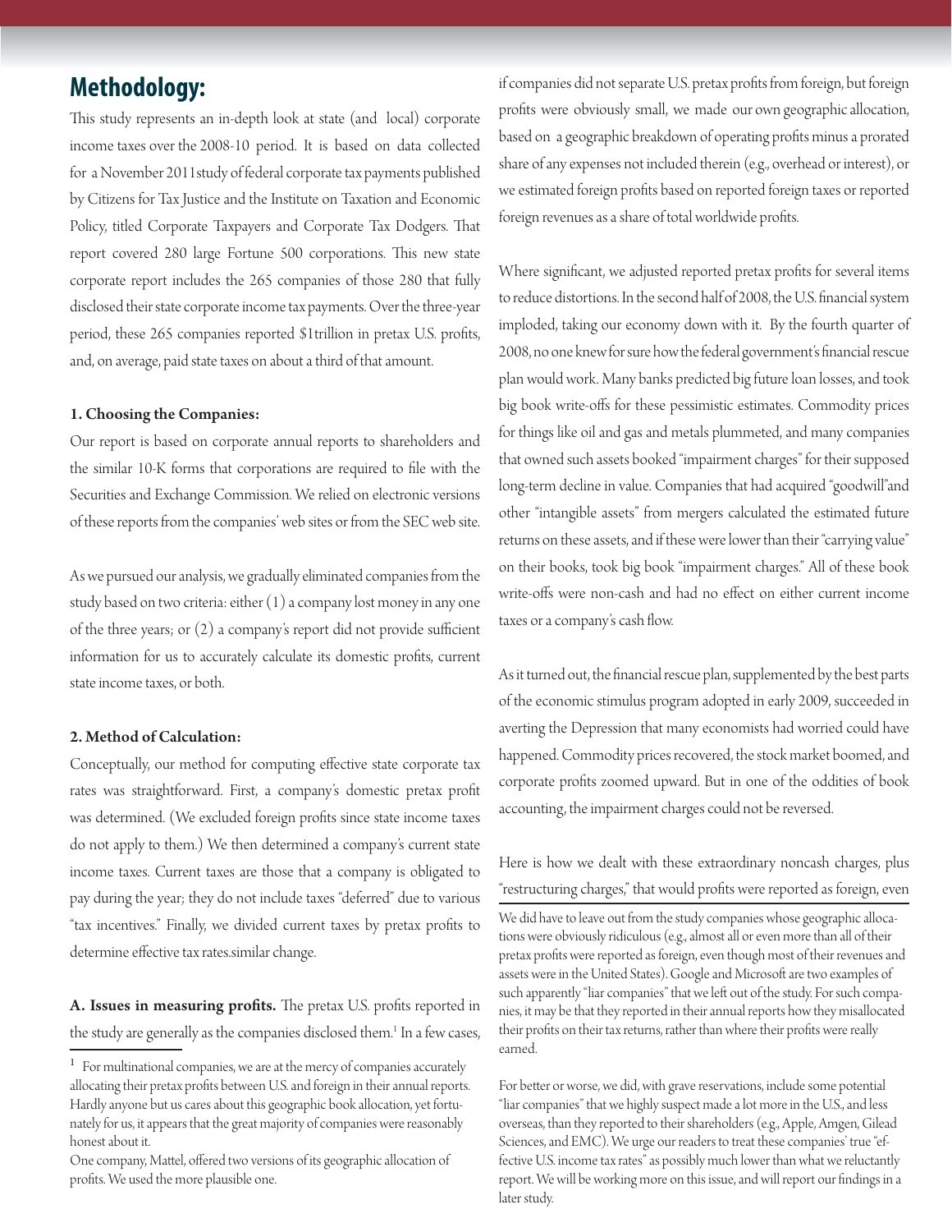# Methodology:

This study represents an in-depth look at state (and local) corporate income taxes over the 2008-10 period. It is based on data collected for a November 2011study of federal corporate tax payments published by Citizens for Tax Justice and the Institute on Taxation and Economic Policy, titled Corporate Taxpayers and Corporate Tax Dodgers. That report covered 280 large Fortune 500 corporations. This new state corporate report includes the 265 companies of those 280 that fully disclosed their state corporate income tax payments. Over the three-year period, these 265 companies reported $1trillion in pretax U.S. profits, and, on average, paid state taxes on about a third of that amount.

### 1. Choosing the Companies:

Our report is based on corporate annual reports to shareholders and the similar 10-K forms that corporations are required to file with the Securities and Exchange Commission. We relied on electronic versions of these reports from the companies' web sites or from the SEC web site.

As we pursued our analysis, we gradually eliminated companies from the study based on two criteria: either (1) a company lost money in any one of the three years; or (2) a company's report did not provide sufficient information for us to accurately calculate its domestic profits, current state income taxes, or both.

### 2. Method of Calculation:

Conceptually, our method for computing effective state corporate tax rates was straightforward. First, a company's domestic pretax profit was determined. (We excluded foreign profits since state income taxes do not apply to them.) We then determined a company's current state income taxes. Current taxes are those that a company is obligated to pay during the year; they do not include taxes "deferred" due to various "tax incentives." Finally, we divided current taxes by pretax profits to determine effective tax rates.similar change.

**A. Issues in measuring profits.** The pretax U.S. profits reported in the study are generally as the companies disclosed them.[1] In a few cases, if companies did not separate U.S. pretax profits from foreign, but foreign profits were obviously small, we made our own geographic allocation, based on a geographic breakdown of operating profits minus a prorated share of any expenses not included therein (e.g., overhead or interest), or we estimated foreign profits based on reported foreign taxes or reported foreign revenues as a share of total worldwide profits.

Where significant, we adjusted reported pretax profits for several items to reduce distortions. In the second half of 2008, the U.S. financial system imploded, taking our economy down with it. By the fourth quarter of 2008, no one knew for sure how the federal government's financial rescue plan would work. Many banks predicted big future loan losses, and took big book write-offs for these pessimistic estimates. Commodity prices for things like oil and gas and metals plummeted, and many companies that owned such assets booked "impairment charges" for their supposed long-term decline in value. Companies that had acquired "goodwill"and other "intangible assets" from mergers calculated the estimated future returns on these assets, and if these were lower than their "carrying value" on their books, took big book "impairment charges." All of these book write-offs were non-cash and had no effect on either current income taxes or a company's cash flow.

As it turned out, the financial rescue plan, supplemented by the best parts of the economic stimulus program adopted in early 2009, succeeded in averting the Depression that many economists had worried could have happened. Commodity prices recovered, the stock market boomed, and corporate profits zoomed upward. But in one of the oddities of book accounting, the impairment charges could not be reversed.

Here is how we dealt with these extraordinary noncash charges, plus "restructuring charges," that would profits were reported as foreign, even

---

[1] For multinational companies, we are at the mercy of companies accurately allocating their pretax profits between U.S. and foreign in their annual reports. Hardly anyone but us cares about this geographic book allocation, yet fortunately for us, it appears that the great majority of companies were reasonably honest about it.

One company, Mattel, offered two versions of its geographic allocation of profits. We used the more plausible one.

We did have to leave out from the study companies whose geographic allocations were obviously ridiculous (e.g., almost all or even more than all of their pretax profits were reported as foreign, even though most of their revenues and assets were in the United States). Google and Microsoft are two examples of such apparently "liar companies" that we left out of the study. For such companies, it may be that they reported in their annual reports how they misallocated their profits on their tax returns, rather than where their profits were really earned.

For better or worse, we did, with grave reservations, include some potential "liar companies" that we highly suspect made a lot more in the U.S., and less overseas, than they reported to their shareholders (e.g., Apple, Amgen, Gilead Sciences, and EMC). We urge our readers to treat these companies' true "effective U.S. income tax rates" as possibly much lower than what we reluctantly report. We will be working more on this issue, and will report our findings in a later study.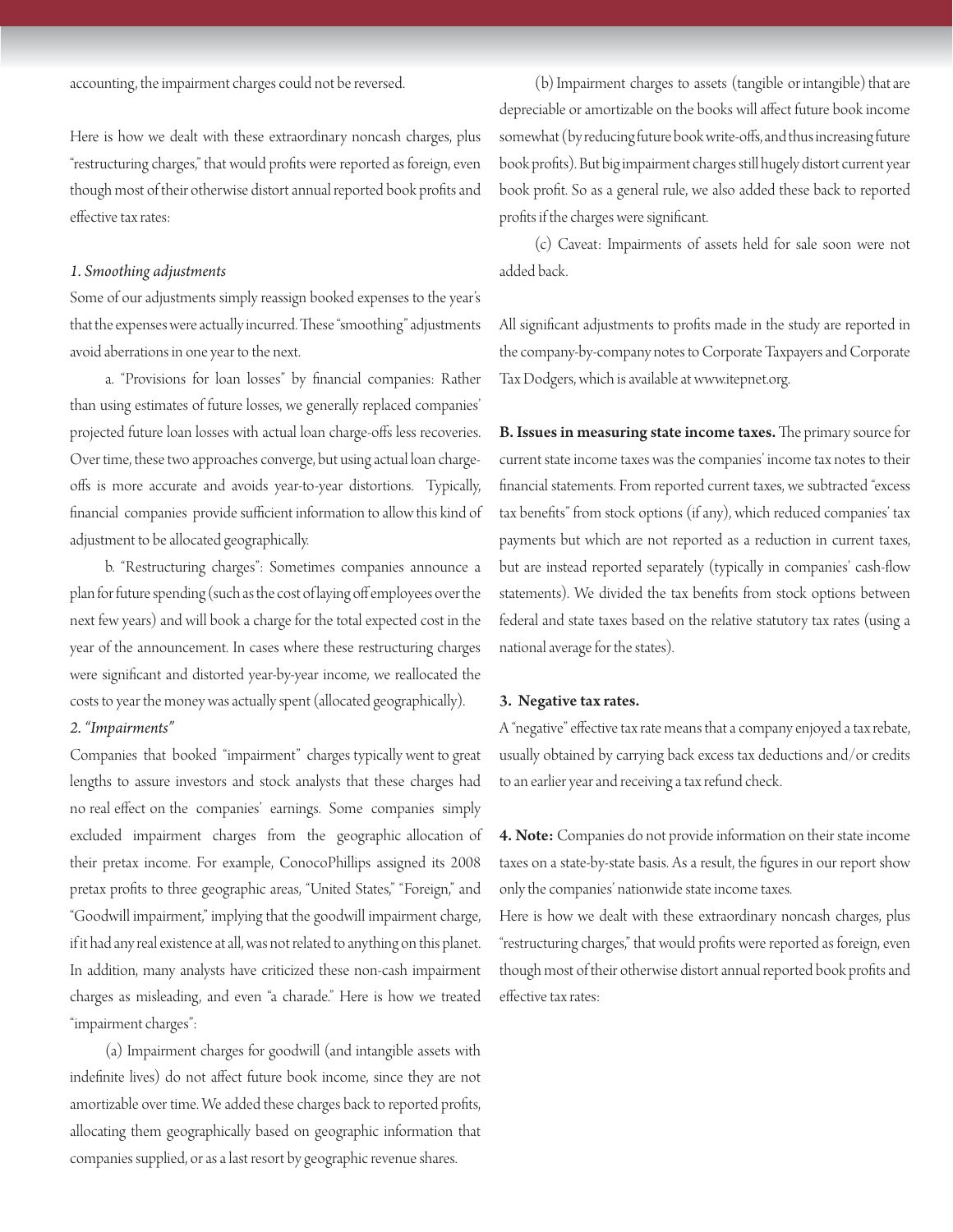accounting, the impairment charges could not be reversed.

Here is how we dealt with these extraordinary noncash charges, plus "restructuring charges," that would profits were reported as foreign, even though most of their otherwise distort annual reported book profits and effective tax rates:

*1. Smoothing adjustments*

Some of our adjustments simply reassign booked expenses to the year's that the expenses were actually incurred. These "smoothing" adjustments avoid aberrations in one year to the next.

a. "Provisions for loan losses" by financial companies: Rather than using estimates of future losses, we generally replaced companies' projected future loan losses with actual loan charge-offs less recoveries. Over time, these two approaches converge, but using actual loan charge-offs is more accurate and avoids year-to-year distortions. Typically, financial companies provide sufficient information to allow this kind of adjustment to be allocated geographically.

b. "Restructuring charges": Sometimes companies announce a plan for future spending (such as the cost of laying off employees over the next few years) and will book a charge for the total expected cost in the year of the announcement. In cases where these restructuring charges were significant and distorted year-by-year income, we reallocated the costs to year the money was actually spent (allocated geographically).

*2. "Impairments"*

Companies that booked "impairment" charges typically went to great lengths to assure investors and stock analysts that these charges had no real effect on the companies' earnings. Some companies simply excluded impairment charges from the geographic allocation of their pretax income. For example, ConocoPhillips assigned its 2008 pretax profits to three geographic areas, "United States," "Foreign," and "Goodwill impairment," implying that the goodwill impairment charge, if it had any real existence at all, was not related to anything on this planet. In addition, many analysts have criticized these non-cash impairment charges as misleading, and even "a charade." Here is how we treated "impairment charges":

(a) Impairment charges for goodwill (and intangible assets with indefinite lives) do not affect future book income, since they are not amortizable over time. We added these charges back to reported profits, allocating them geographically based on geographic information that companies supplied, or as a last resort by geographic revenue shares.

(b) Impairment charges to assets (tangible or intangible) that are depreciable or amortizable on the books will affect future book income somewhat (by reducing future book write-offs, and thus increasing future book profits). But big impairment charges still hugely distort current year book profit. So as a general rule, we also added these back to reported profits if the charges were significant.

(c) Caveat: Impairments of assets held for sale soon were not added back.

All significant adjustments to profits made in the study are reported in the company-by-company notes to Corporate Taxpayers and Corporate Tax Dodgers, which is available at www.itepnet.org.

**B. Issues in measuring state income taxes.** The primary source for current state income taxes was the companies' income tax notes to their financial statements. From reported current taxes, we subtracted "excess tax benefits" from stock options (if any), which reduced companies' tax payments but which are not reported as a reduction in current taxes, but are instead reported separately (typically in companies' cash-flow statements). We divided the tax benefits from stock options between federal and state taxes based on the relative statutory tax rates (using a national average for the states).

**3. Negative tax rates.**

A "negative" effective tax rate means that a company enjoyed a tax rebate, usually obtained by carrying back excess tax deductions and/or credits to an earlier year and receiving a tax refund check.

**4. Note:** Companies do not provide information on their state income taxes on a state-by-state basis. As a result, the figures in our report show only the companies' nationwide state income taxes.

Here is how we dealt with these extraordinary noncash charges, plus "restructuring charges," that would profits were reported as foreign, even though most of their otherwise distort annual reported book profits and effective tax rates: